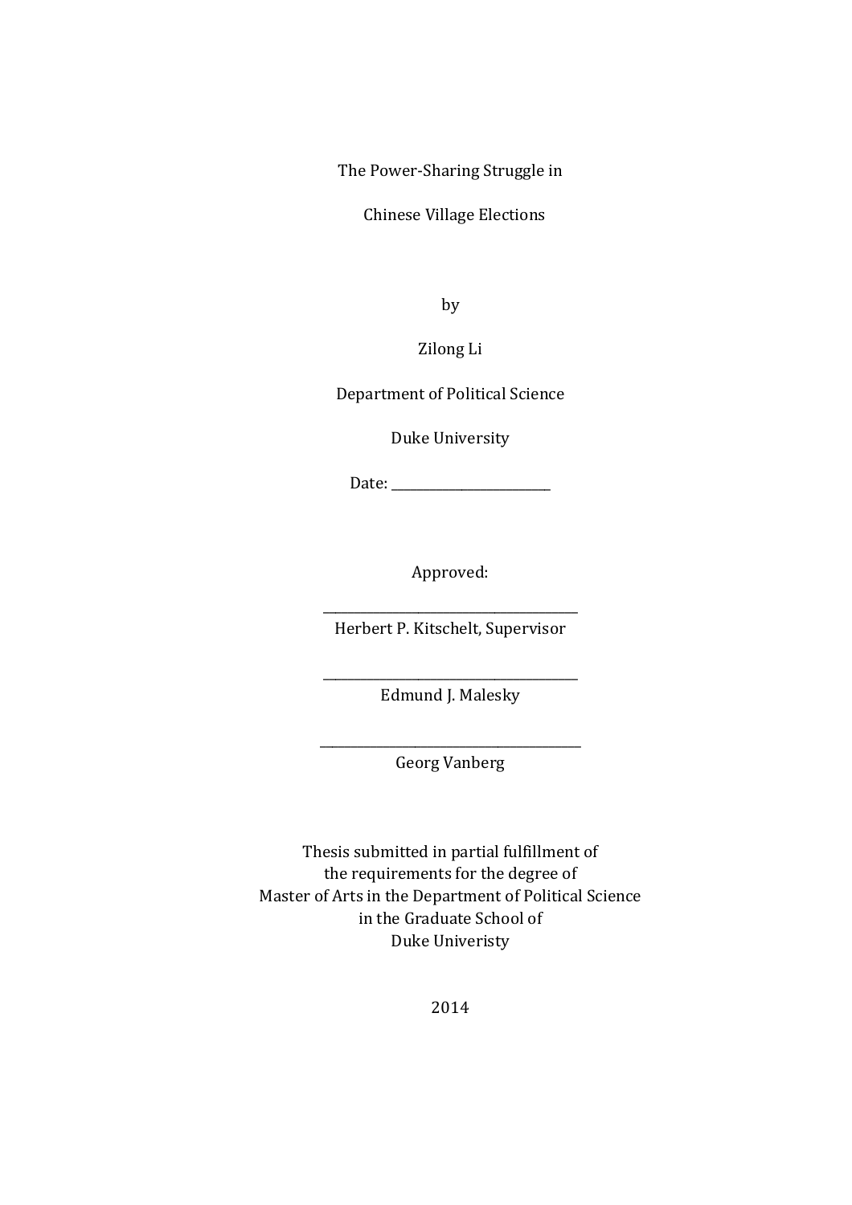# The Power-Sharing Struggle in Chinese Village Elections

by

Zilong Li

Department of Political Science

Duke University

Date: _______________________

Approved:

___________________________________
Herbert P. Kitschelt, Supervisor

___________________________________
Edmund J. Malesky

___________________________________
Georg Vanberg

Thesis submitted in partial fulfillment of
the requirements for the degree of
Master of Arts in the Department of Political Science
in the Graduate School of
Duke Univeristy

2014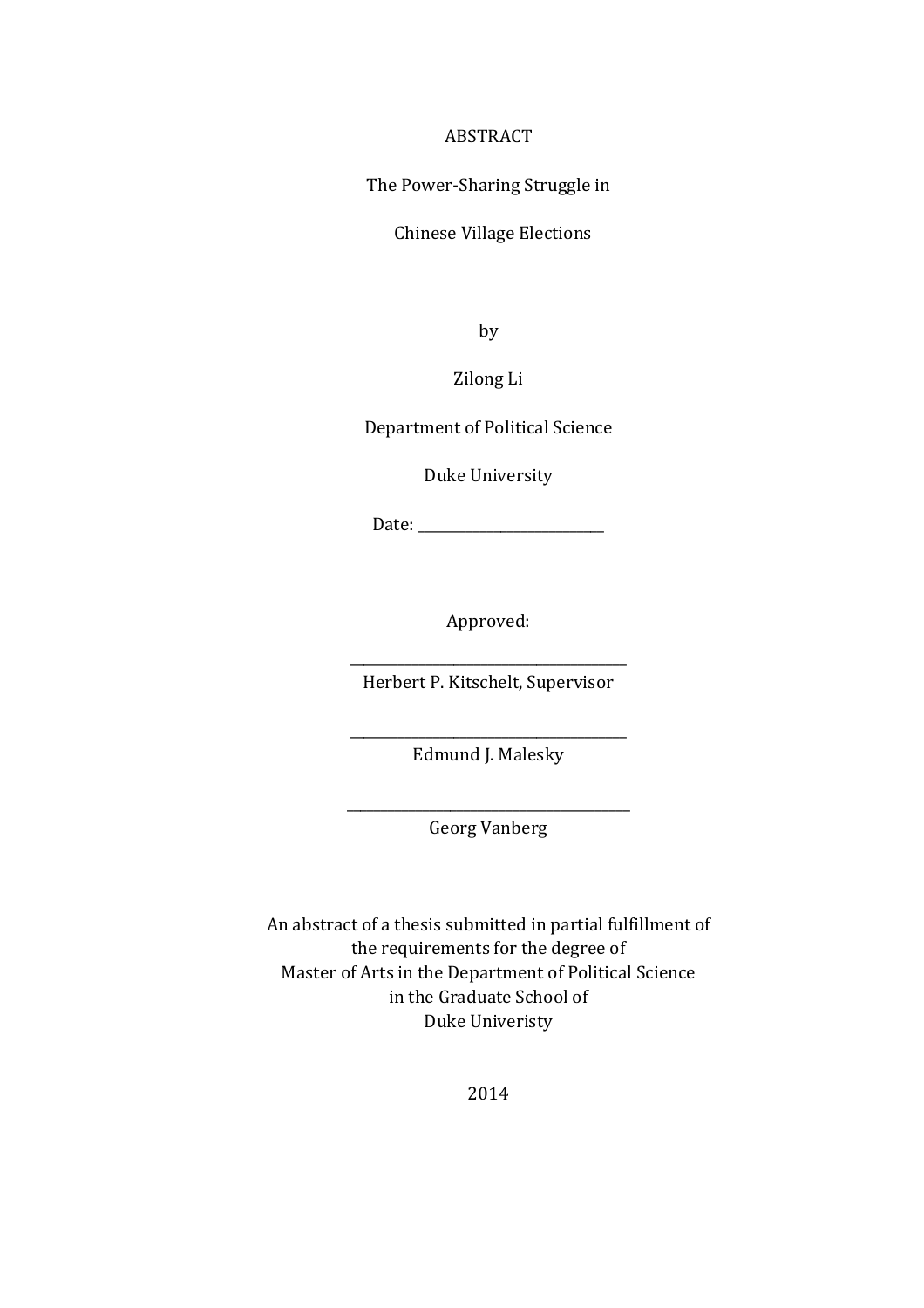ABSTRACT

The Power-Sharing Struggle in

Chinese Village Elections

by

Zilong Li

Department of Political Science

Duke University

Date: ___________________________

Approved:

___________________________
Herbert P. Kitschelt, Supervisor

___________________________
Edmund J. Malesky

___________________________
Georg Vanberg

An abstract of a thesis submitted in partial fulfillment of
the requirements for the degree of
Master of Arts in the Department of Political Science
in the Graduate School of
Duke Univeristy

2014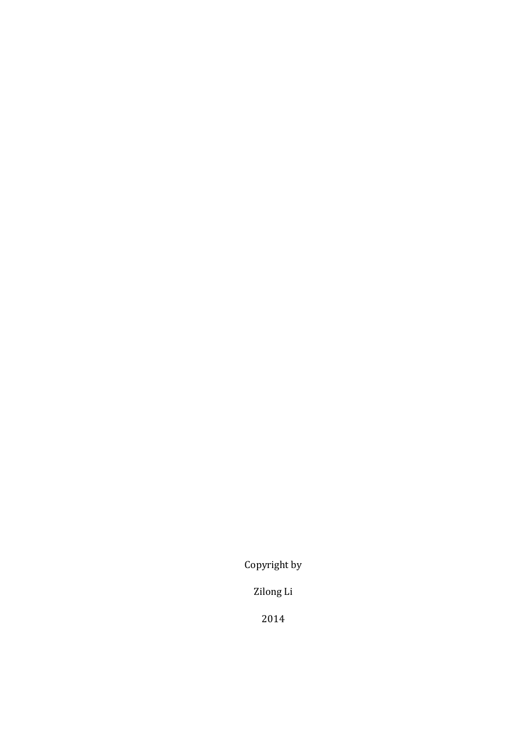Copyright by

Zilong Li

2014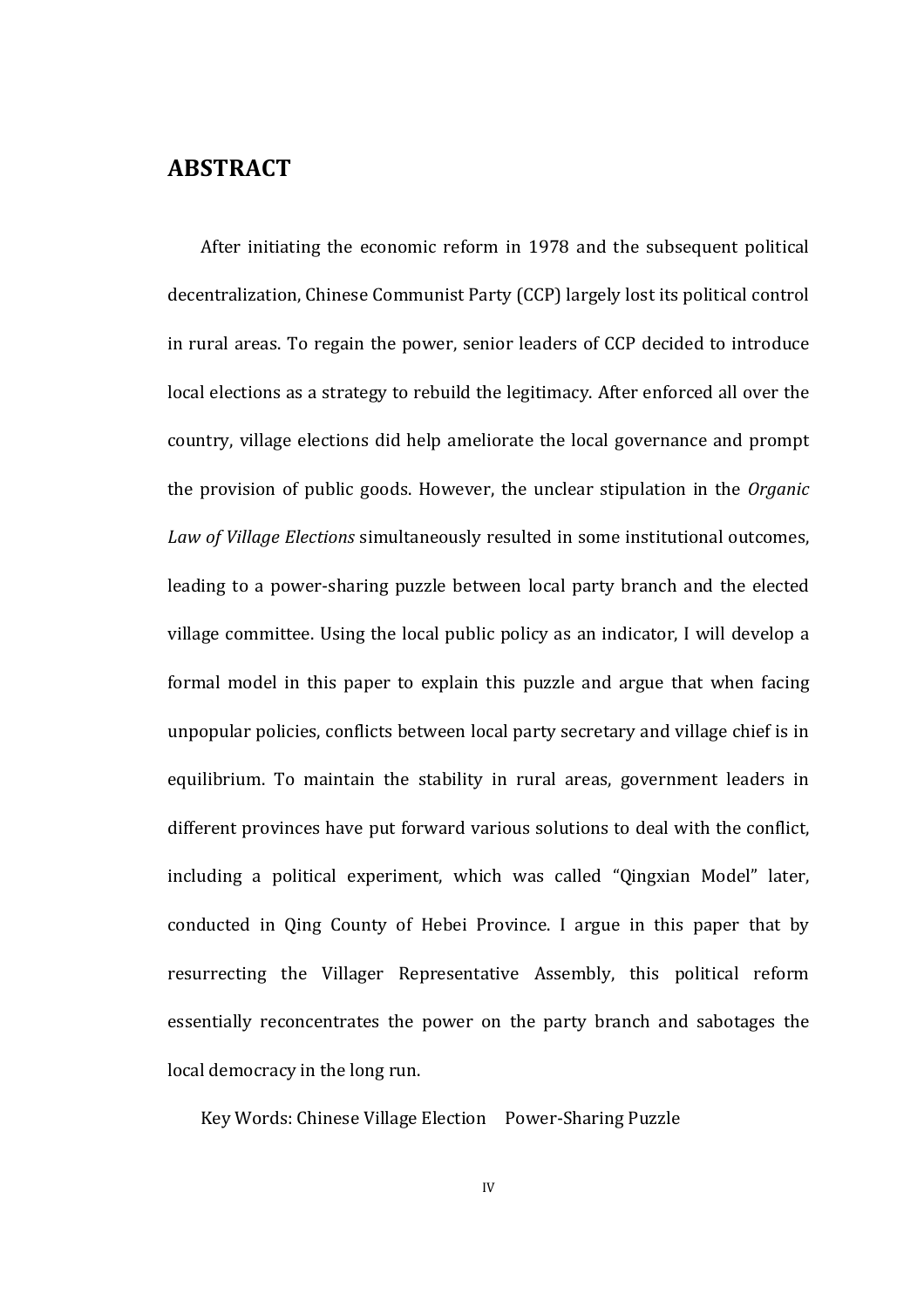## ABSTRACT

After initiating the economic reform in 1978 and the subsequent political decentralization, Chinese Communist Party (CCP) largely lost its political control in rural areas. To regain the power, senior leaders of CCP decided to introduce local elections as a strategy to rebuild the legitimacy. After enforced all over the country, village elections did help ameliorate the local governance and prompt the provision of public goods. However, the unclear stipulation in the *Organic Law of Village Elections* simultaneously resulted in some institutional outcomes, leading to a power-sharing puzzle between local party branch and the elected village committee. Using the local public policy as an indicator, I will develop a formal model in this paper to explain this puzzle and argue that when facing unpopular policies, conflicts between local party secretary and village chief is in equilibrium. To maintain the stability in rural areas, government leaders in different provinces have put forward various solutions to deal with the conflict, including a political experiment, which was called "Qingxian Model" later, conducted in Qing County of Hebei Province. I argue in this paper that by resurrecting the Villager Representative Assembly, this political reform essentially reconcentrates the power on the party branch and sabotages the local democracy in the long run.

Key Words: Chinese Village Election    Power-Sharing Puzzle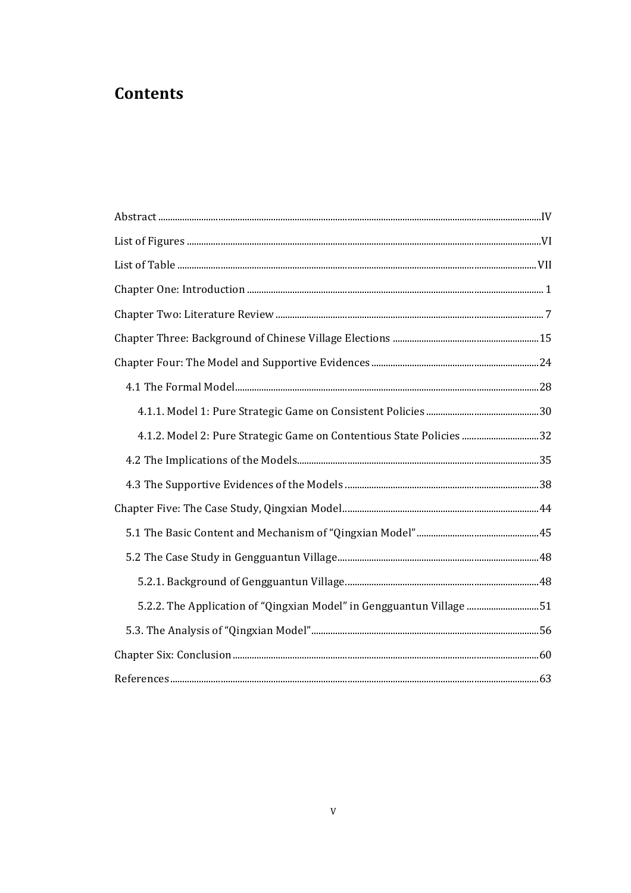## Contents

Abstract ..........IV

List of Figures ..........VI

List of Table ..........VII

Chapter One: Introduction .......... 1

Chapter Two: Literature Review .......... 7

Chapter Three: Background of Chinese Village Elections .......... 15

Chapter Four: The Model and Supportive Evidences .......... 24

- 4.1 The Formal Model .......... 28
  - 4.1.1. Model 1: Pure Strategic Game on Consistent Policies .......... 30
  - 4.1.2. Model 2: Pure Strategic Game on Contentious State Policies .......... 32
- 4.2 The Implications of the Models .......... 35
- 4.3 The Supportive Evidences of the Models .......... 38

Chapter Five: The Case Study, Qingxian Model .......... 44

- 5.1 The Basic Content and Mechanism of "Qingxian Model" .......... 45
- 5.2 The Case Study in Gengguantun Village .......... 48
  - 5.2.1. Background of Gengguantun Village .......... 48
  - 5.2.2. The Application of "Qingxian Model" in Gengguantun Village .......... 51
- 5.3. The Analysis of "Qingxian Model" .......... 56

Chapter Six: Conclusion .......... 60

References .......... 63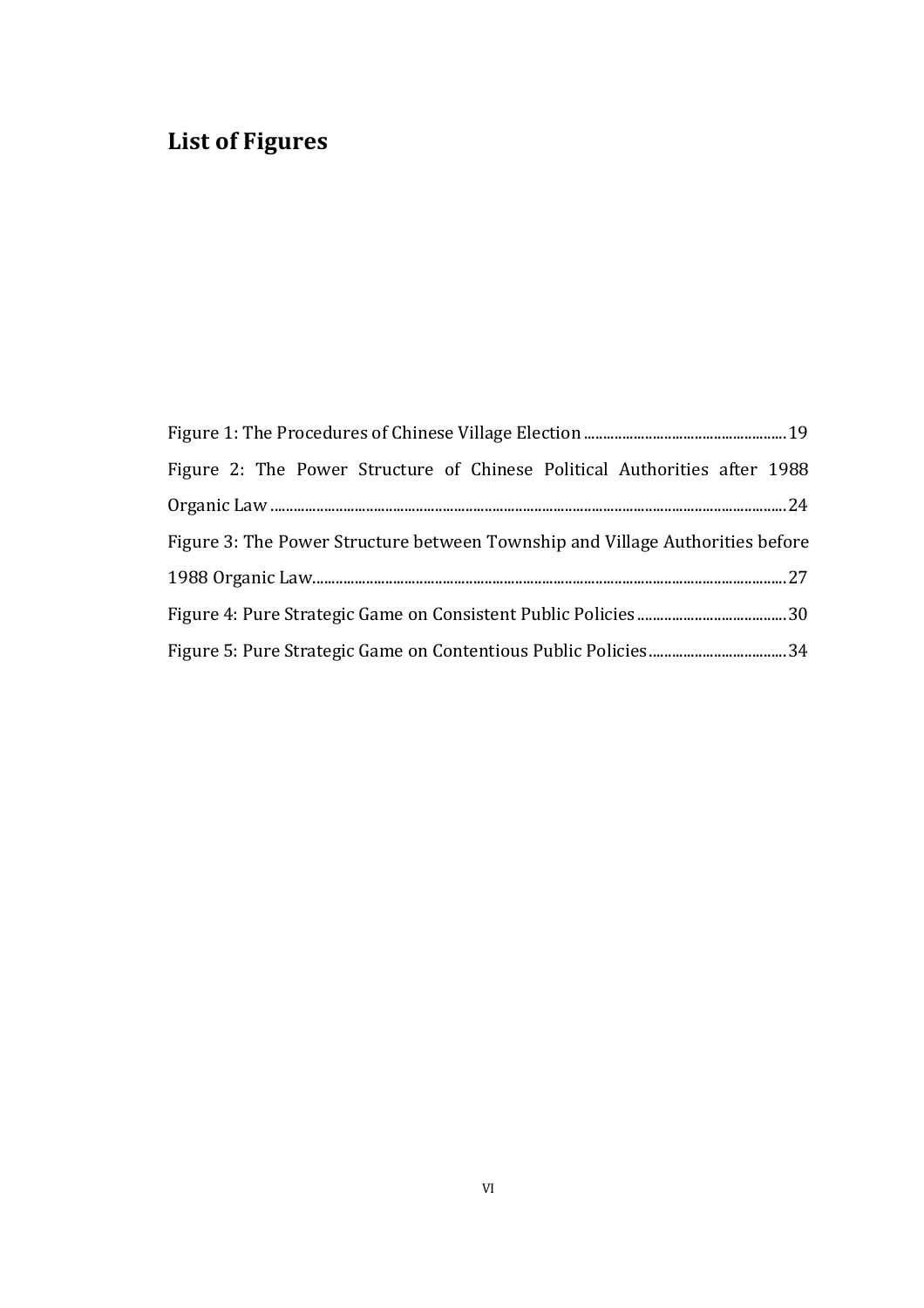# List of Figures

Figure 1: The Procedures of Chinese Village Election ..................................................... 19

Figure 2: The Power Structure of Chinese Political Authorities after 1988 Organic Law ..................................................................................................................................... 24

Figure 3: The Power Structure between Township and Village Authorities before 1988 Organic Law......................................................................................................................... 27

Figure 4: Pure Strategic Game on Consistent Public Policies ....................................... 30

Figure 5: Pure Strategic Game on Contentious Public Policies .................................... 34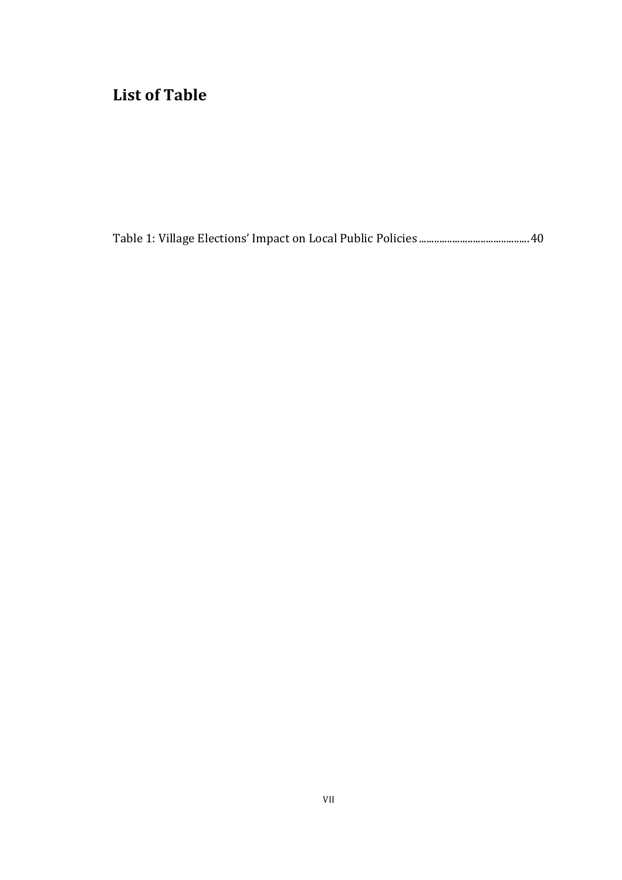## List of Table

Table 1: Village Elections' Impact on Local Public Policies ........................................... 40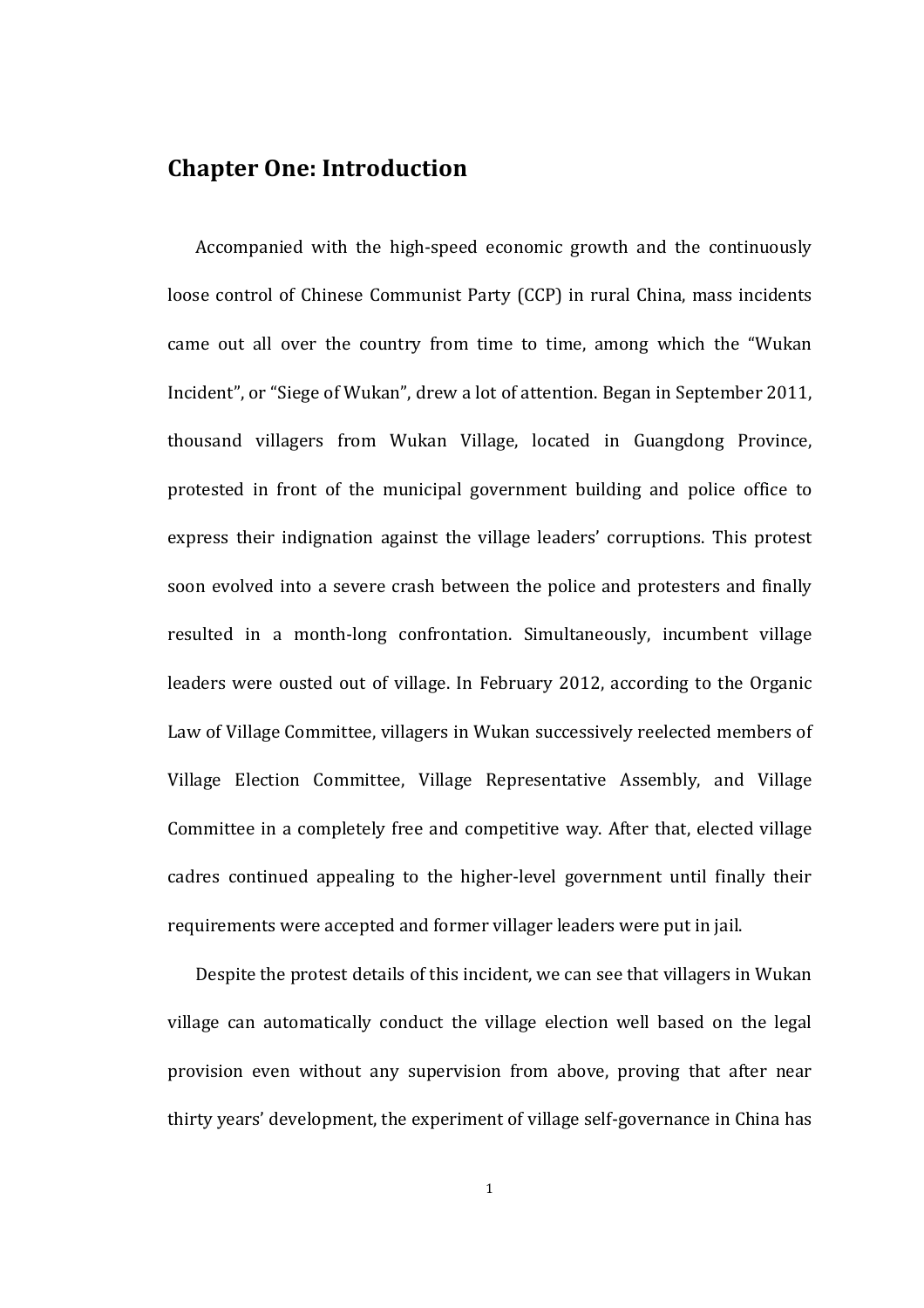# Chapter One: Introduction

Accompanied with the high-speed economic growth and the continuously loose control of Chinese Communist Party (CCP) in rural China, mass incidents came out all over the country from time to time, among which the "Wukan Incident", or "Siege of Wukan", drew a lot of attention. Began in September 2011, thousand villagers from Wukan Village, located in Guangdong Province, protested in front of the municipal government building and police office to express their indignation against the village leaders' corruptions. This protest soon evolved into a severe crash between the police and protesters and finally resulted in a month-long confrontation. Simultaneously, incumbent village leaders were ousted out of village. In February 2012, according to the Organic Law of Village Committee, villagers in Wukan successively reelected members of Village Election Committee, Village Representative Assembly, and Village Committee in a completely free and competitive way. After that, elected village cadres continued appealing to the higher-level government until finally their requirements were accepted and former villager leaders were put in jail.

Despite the protest details of this incident, we can see that villagers in Wukan village can automatically conduct the village election well based on the legal provision even without any supervision from above, proving that after near thirty years' development, the experiment of village self-governance in China has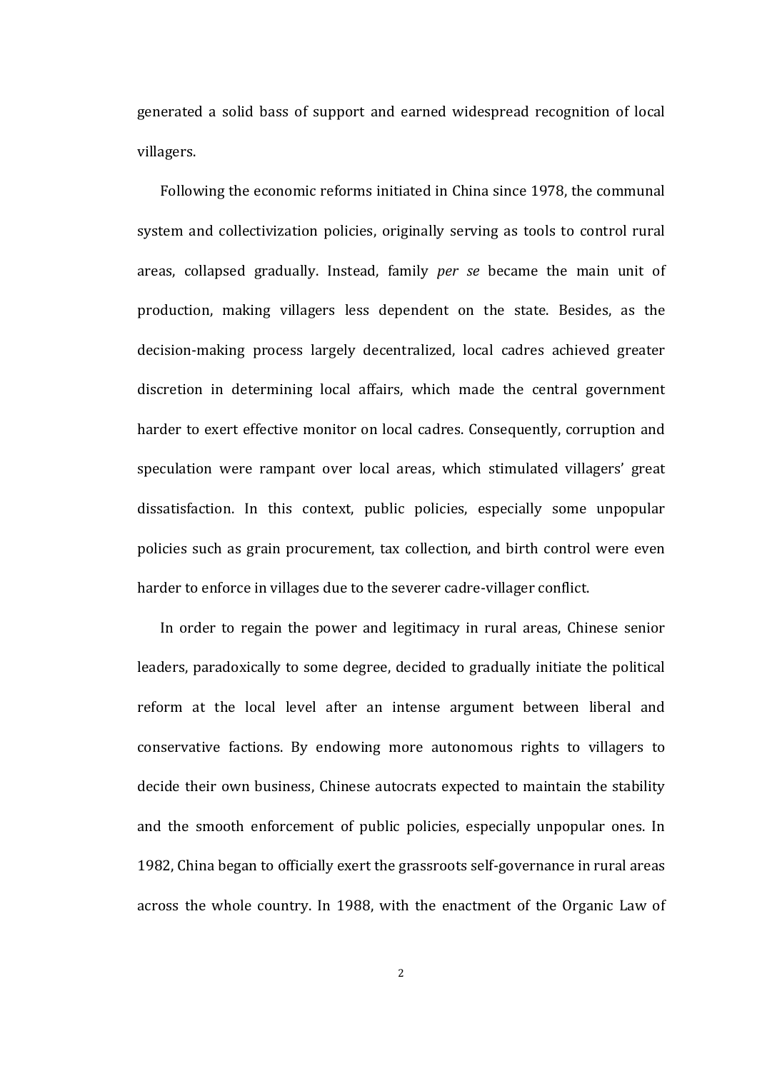generated a solid bass of support and earned widespread recognition of local villagers.

Following the economic reforms initiated in China since 1978, the communal system and collectivization policies, originally serving as tools to control rural areas, collapsed gradually. Instead, family *per se* became the main unit of production, making villagers less dependent on the state. Besides, as the decision-making process largely decentralized, local cadres achieved greater discretion in determining local affairs, which made the central government harder to exert effective monitor on local cadres. Consequently, corruption and speculation were rampant over local areas, which stimulated villagers' great dissatisfaction. In this context, public policies, especially some unpopular policies such as grain procurement, tax collection, and birth control were even harder to enforce in villages due to the severer cadre-villager conflict.

In order to regain the power and legitimacy in rural areas, Chinese senior leaders, paradoxically to some degree, decided to gradually initiate the political reform at the local level after an intense argument between liberal and conservative factions. By endowing more autonomous rights to villagers to decide their own business, Chinese autocrats expected to maintain the stability and the smooth enforcement of public policies, especially unpopular ones. In 1982, China began to officially exert the grassroots self-governance in rural areas across the whole country. In 1988, with the enactment of the Organic Law of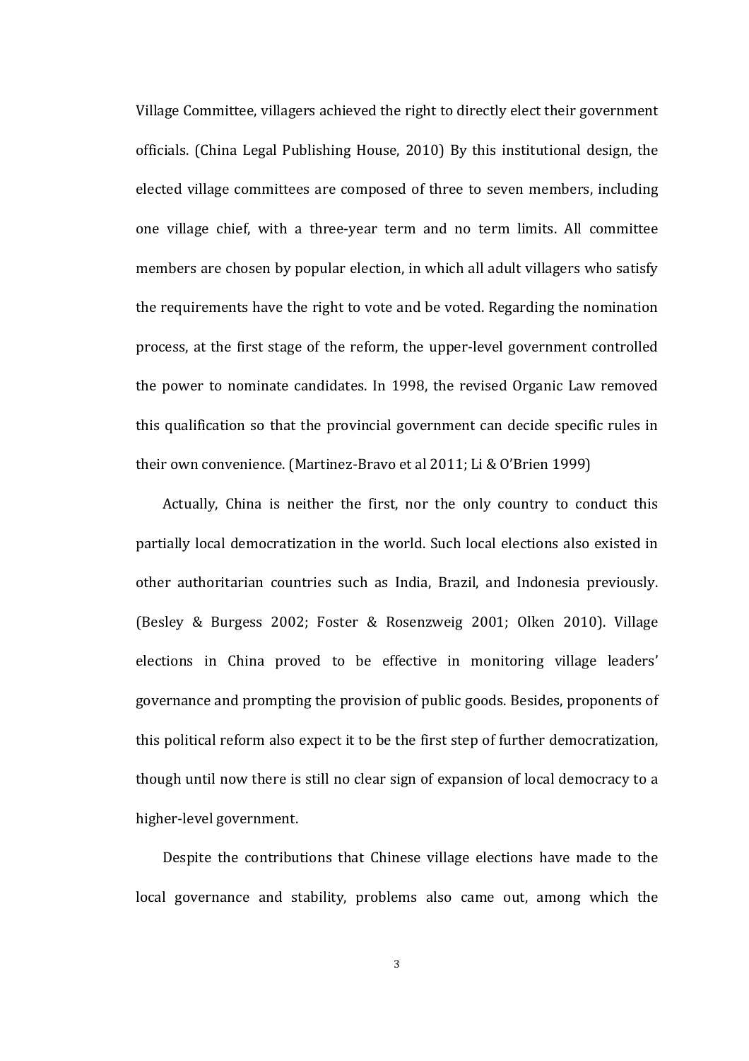Village Committee, villagers achieved the right to directly elect their government officials. (China Legal Publishing House, 2010) By this institutional design, the elected village committees are composed of three to seven members, including one village chief, with a three-year term and no term limits. All committee members are chosen by popular election, in which all adult villagers who satisfy the requirements have the right to vote and be voted. Regarding the nomination process, at the first stage of the reform, the upper-level government controlled the power to nominate candidates. In 1998, the revised Organic Law removed this qualification so that the provincial government can decide specific rules in their own convenience. (Martinez-Bravo et al 2011; Li & O'Brien 1999)

Actually, China is neither the first, nor the only country to conduct this partially local democratization in the world. Such local elections also existed in other authoritarian countries such as India, Brazil, and Indonesia previously. (Besley & Burgess 2002; Foster & Rosenzweig 2001; Olken 2010). Village elections in China proved to be effective in monitoring village leaders' governance and prompting the provision of public goods. Besides, proponents of this political reform also expect it to be the first step of further democratization, though until now there is still no clear sign of expansion of local democracy to a higher-level government.

Despite the contributions that Chinese village elections have made to the local governance and stability, problems also came out, among which the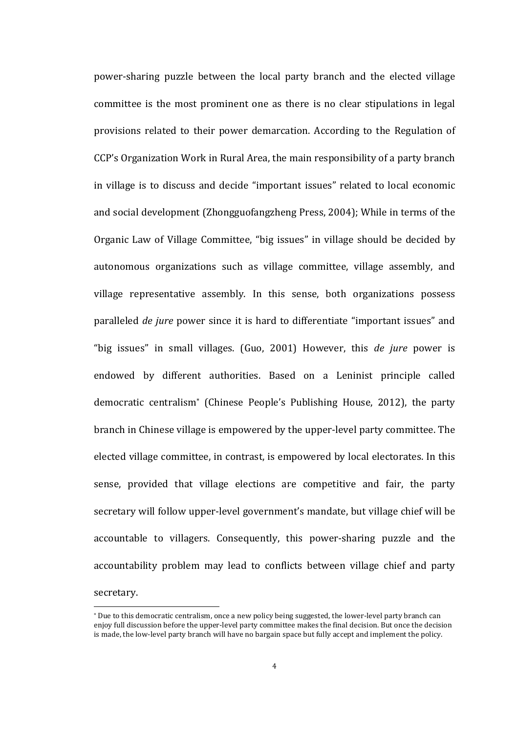power-sharing puzzle between the local party branch and the elected village committee is the most prominent one as there is no clear stipulations in legal provisions related to their power demarcation. According to the Regulation of CCP's Organization Work in Rural Area, the main responsibility of a party branch in village is to discuss and decide "important issues" related to local economic and social development (Zhongguofangzheng Press, 2004); While in terms of the Organic Law of Village Committee, "big issues" in village should be decided by autonomous organizations such as village committee, village assembly, and village representative assembly. In this sense, both organizations possess paralleled *de jure* power since it is hard to differentiate "important issues" and "big issues" in small villages. (Guo, 2001) However, this *de jure* power is endowed by different authorities. Based on a Leninist principle called democratic centralism[*] (Chinese People's Publishing House, 2012), the party branch in Chinese village is empowered by the upper-level party committee. The elected village committee, in contrast, is empowered by local electorates. In this sense, provided that village elections are competitive and fair, the party secretary will follow upper-level government's mandate, but village chief will be accountable to villagers. Consequently, this power-sharing puzzle and the accountability problem may lead to conflicts between village chief and party secretary.

[*] Due to this democratic centralism, once a new policy being suggested, the lower-level party branch can enjoy full discussion before the upper-level party committee makes the final decision. But once the decision is made, the low-level party branch will have no bargain space but fully accept and implement the policy.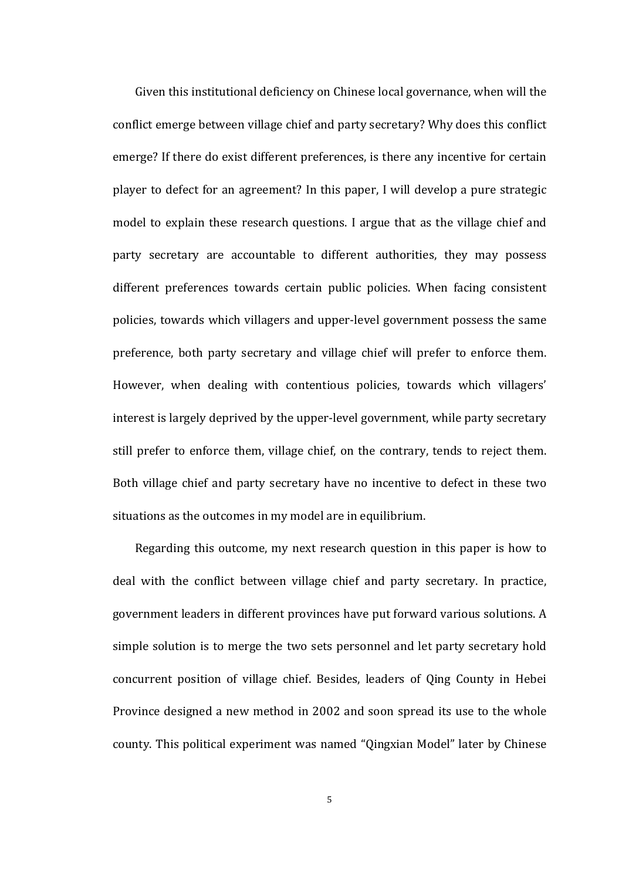Given this institutional deficiency on Chinese local governance, when will the conflict emerge between village chief and party secretary? Why does this conflict emerge? If there do exist different preferences, is there any incentive for certain player to defect for an agreement? In this paper, I will develop a pure strategic model to explain these research questions. I argue that as the village chief and party secretary are accountable to different authorities, they may possess different preferences towards certain public policies. When facing consistent policies, towards which villagers and upper-level government possess the same preference, both party secretary and village chief will prefer to enforce them. However, when dealing with contentious policies, towards which villagers' interest is largely deprived by the upper-level government, while party secretary still prefer to enforce them, village chief, on the contrary, tends to reject them. Both village chief and party secretary have no incentive to defect in these two situations as the outcomes in my model are in equilibrium.

Regarding this outcome, my next research question in this paper is how to deal with the conflict between village chief and party secretary. In practice, government leaders in different provinces have put forward various solutions. A simple solution is to merge the two sets personnel and let party secretary hold concurrent position of village chief. Besides, leaders of Qing County in Hebei Province designed a new method in 2002 and soon spread its use to the whole county. This political experiment was named "Qingxian Model" later by Chinese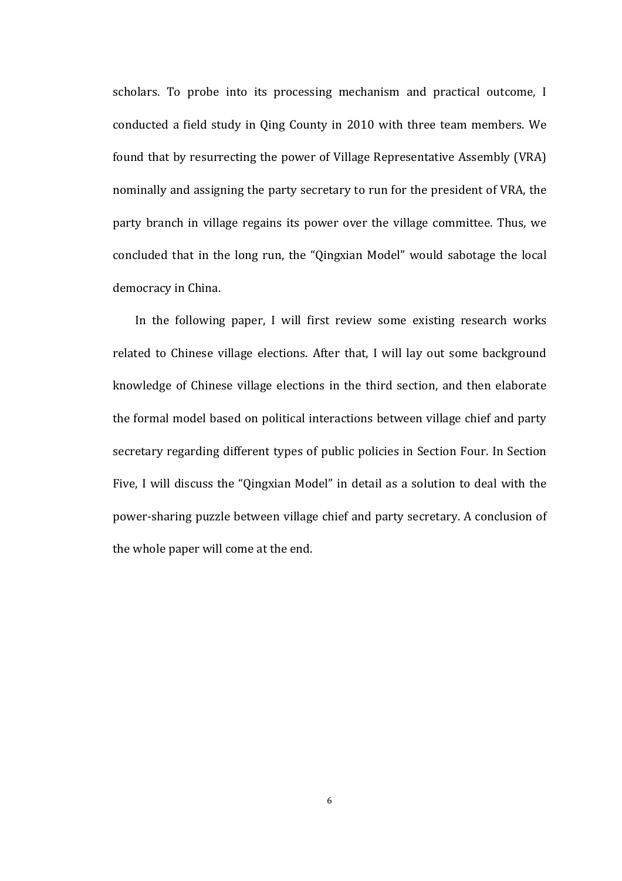scholars. To probe into its processing mechanism and practical outcome, I conducted a field study in Qing County in 2010 with three team members. We found that by resurrecting the power of Village Representative Assembly (VRA) nominally and assigning the party secretary to run for the president of VRA, the party branch in village regains its power over the village committee. Thus, we concluded that in the long run, the "Qingxian Model" would sabotage the local democracy in China.

In the following paper, I will first review some existing research works related to Chinese village elections. After that, I will lay out some background knowledge of Chinese village elections in the third section, and then elaborate the formal model based on political interactions between village chief and party secretary regarding different types of public policies in Section Four. In Section Five, I will discuss the "Qingxian Model" in detail as a solution to deal with the power-sharing puzzle between village chief and party secretary. A conclusion of the whole paper will come at the end.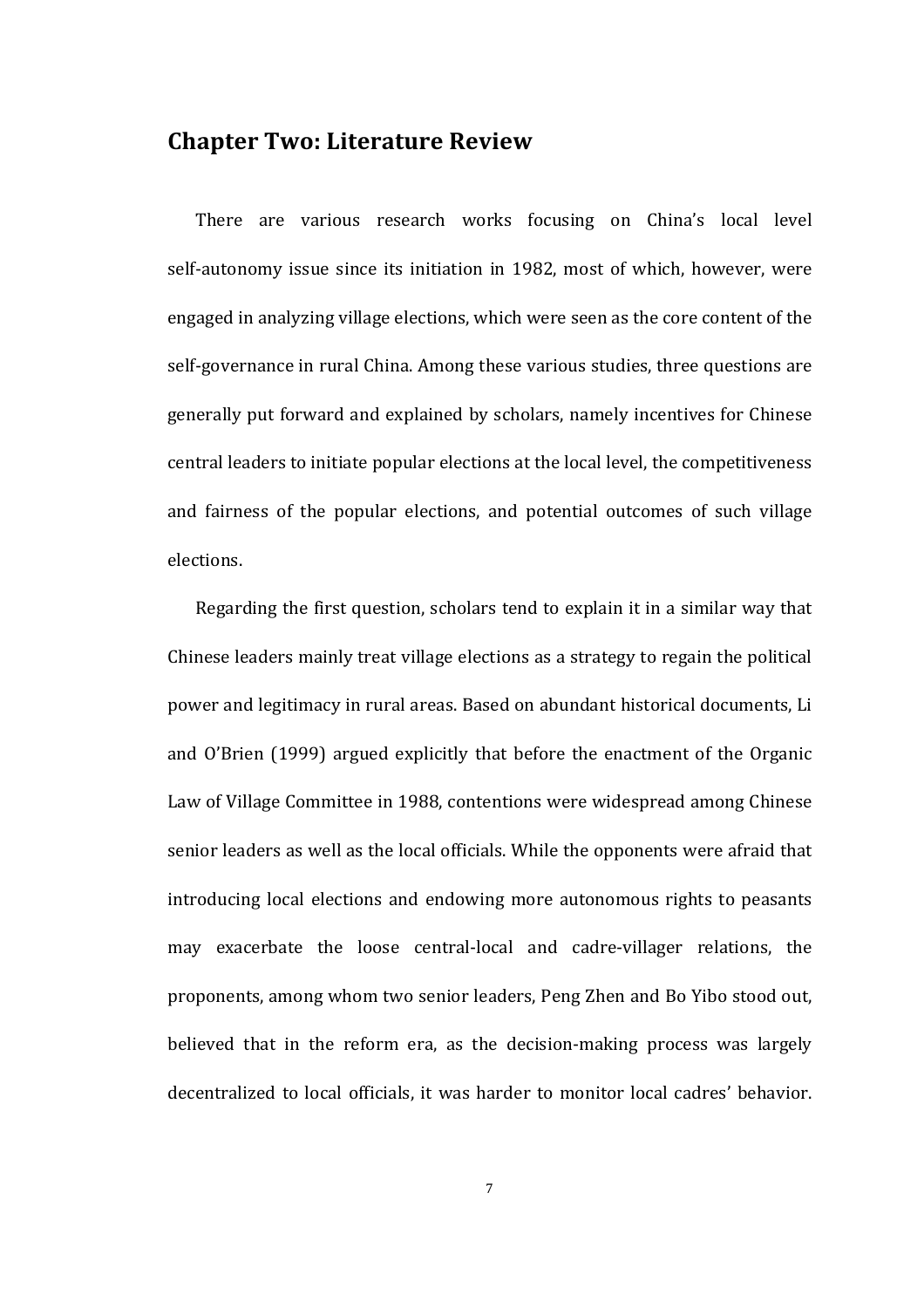## Chapter Two: Literature Review

There are various research works focusing on China's local level self-autonomy issue since its initiation in 1982, most of which, however, were engaged in analyzing village elections, which were seen as the core content of the self-governance in rural China. Among these various studies, three questions are generally put forward and explained by scholars, namely incentives for Chinese central leaders to initiate popular elections at the local level, the competitiveness and fairness of the popular elections, and potential outcomes of such village elections.

Regarding the first question, scholars tend to explain it in a similar way that Chinese leaders mainly treat village elections as a strategy to regain the political power and legitimacy in rural areas. Based on abundant historical documents, Li and O'Brien (1999) argued explicitly that before the enactment of the Organic Law of Village Committee in 1988, contentions were widespread among Chinese senior leaders as well as the local officials. While the opponents were afraid that introducing local elections and endowing more autonomous rights to peasants may exacerbate the loose central-local and cadre-villager relations, the proponents, among whom two senior leaders, Peng Zhen and Bo Yibo stood out, believed that in the reform era, as the decision-making process was largely decentralized to local officials, it was harder to monitor local cadres' behavior.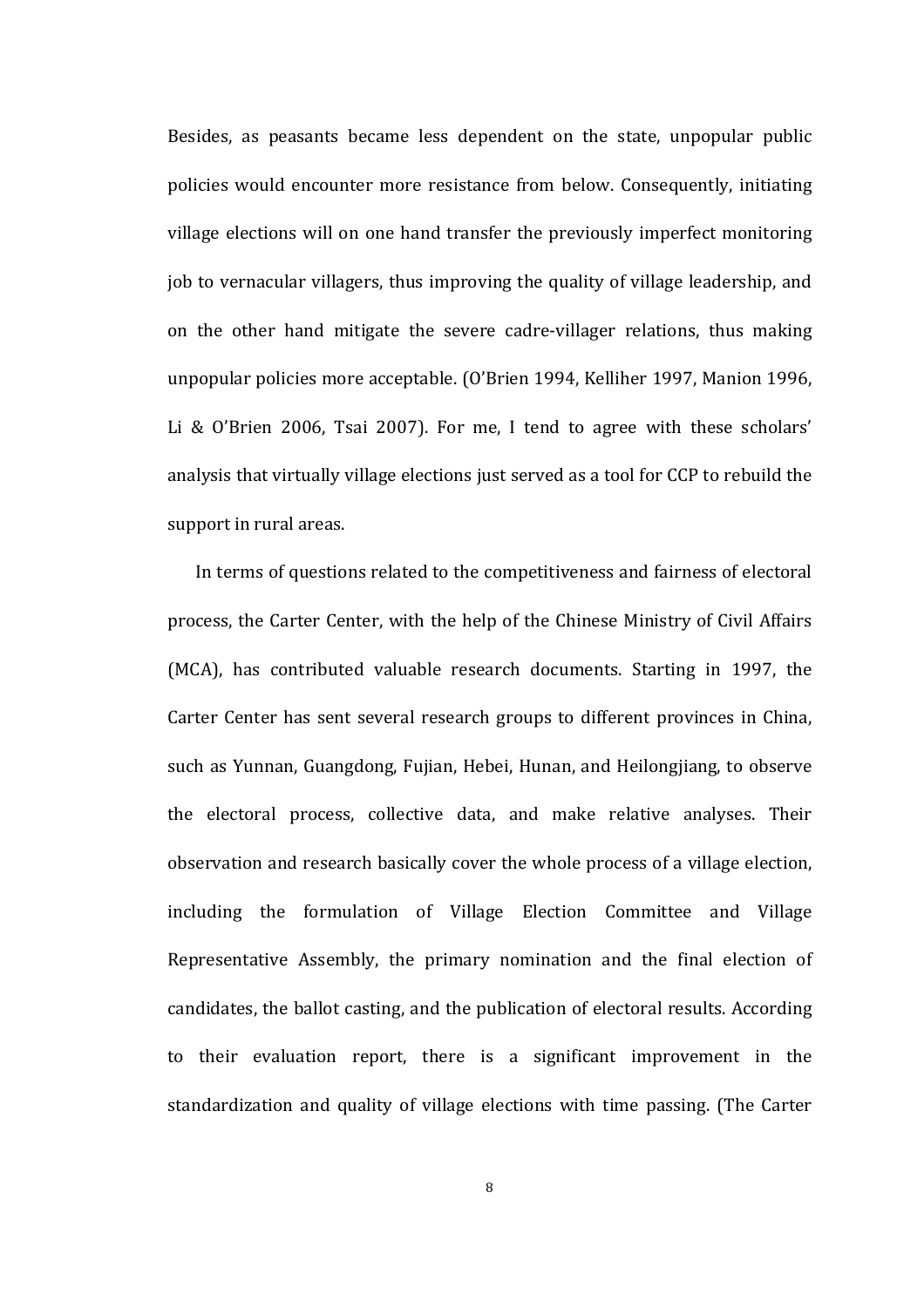Besides, as peasants became less dependent on the state, unpopular public policies would encounter more resistance from below. Consequently, initiating village elections will on one hand transfer the previously imperfect monitoring job to vernacular villagers, thus improving the quality of village leadership, and on the other hand mitigate the severe cadre-villager relations, thus making unpopular policies more acceptable. (O'Brien 1994, Kelliher 1997, Manion 1996, Li & O'Brien 2006, Tsai 2007). For me, I tend to agree with these scholars' analysis that virtually village elections just served as a tool for CCP to rebuild the support in rural areas.

In terms of questions related to the competitiveness and fairness of electoral process, the Carter Center, with the help of the Chinese Ministry of Civil Affairs (MCA), has contributed valuable research documents. Starting in 1997, the Carter Center has sent several research groups to different provinces in China, such as Yunnan, Guangdong, Fujian, Hebei, Hunan, and Heilongjiang, to observe the electoral process, collective data, and make relative analyses. Their observation and research basically cover the whole process of a village election, including the formulation of Village Election Committee and Village Representative Assembly, the primary nomination and the final election of candidates, the ballot casting, and the publication of electoral results. According to their evaluation report, there is a significant improvement in the standardization and quality of village elections with time passing. (The Carter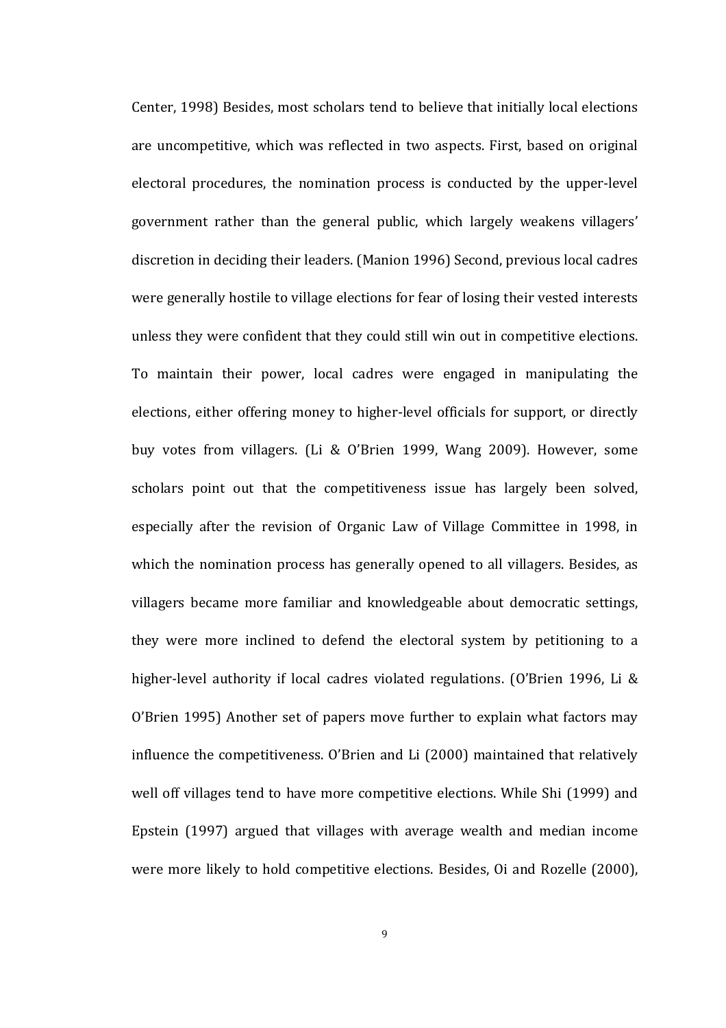Center, 1998) Besides, most scholars tend to believe that initially local elections are uncompetitive, which was reflected in two aspects. First, based on original electoral procedures, the nomination process is conducted by the upper-level government rather than the general public, which largely weakens villagers' discretion in deciding their leaders. (Manion 1996) Second, previous local cadres were generally hostile to village elections for fear of losing their vested interests unless they were confident that they could still win out in competitive elections. To maintain their power, local cadres were engaged in manipulating the elections, either offering money to higher-level officials for support, or directly buy votes from villagers. (Li & O'Brien 1999, Wang 2009). However, some scholars point out that the competitiveness issue has largely been solved, especially after the revision of Organic Law of Village Committee in 1998, in which the nomination process has generally opened to all villagers. Besides, as villagers became more familiar and knowledgeable about democratic settings, they were more inclined to defend the electoral system by petitioning to a higher-level authority if local cadres violated regulations. (O'Brien 1996, Li & O'Brien 1995) Another set of papers move further to explain what factors may influence the competitiveness. O'Brien and Li (2000) maintained that relatively well off villages tend to have more competitive elections. While Shi (1999) and Epstein (1997) argued that villages with average wealth and median income were more likely to hold competitive elections. Besides, Oi and Rozelle (2000),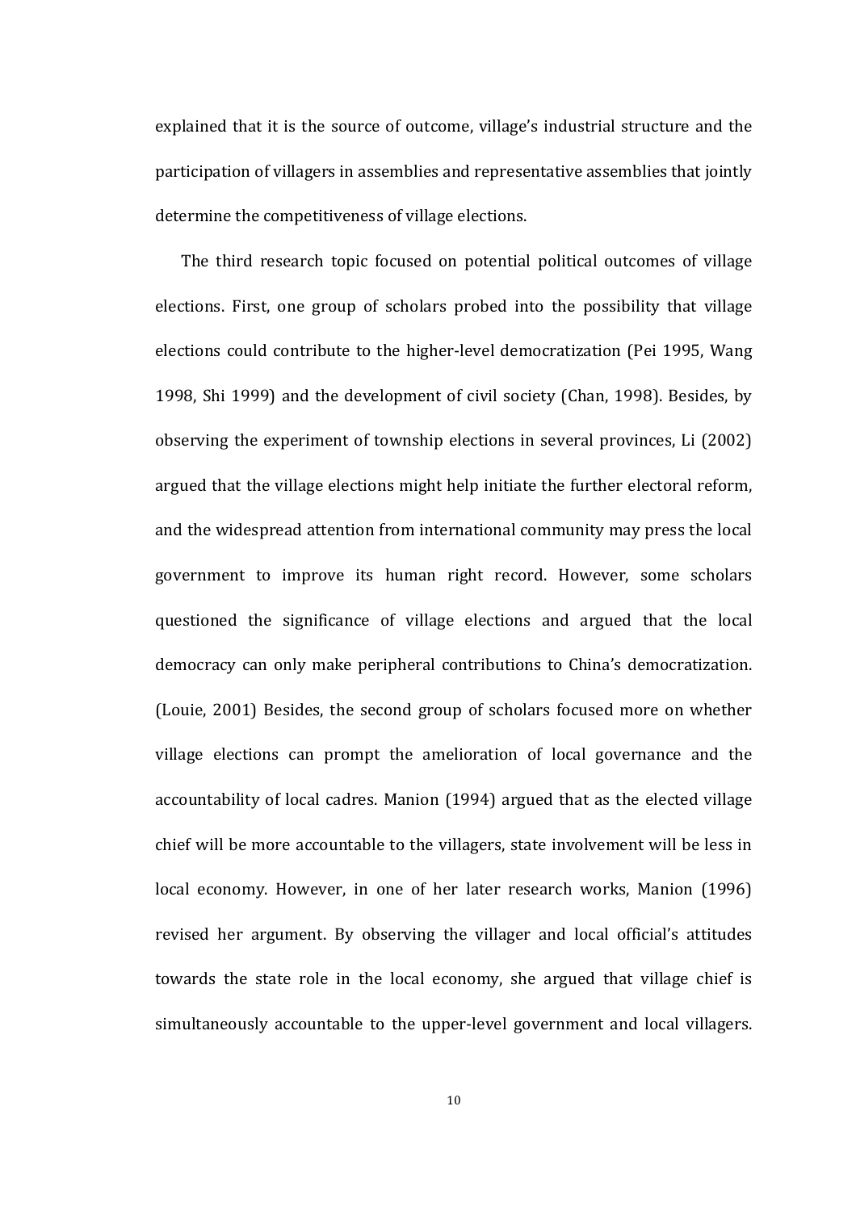explained that it is the source of outcome, village's industrial structure and the participation of villagers in assemblies and representative assemblies that jointly determine the competitiveness of village elections.

The third research topic focused on potential political outcomes of village elections. First, one group of scholars probed into the possibility that village elections could contribute to the higher-level democratization (Pei 1995, Wang 1998, Shi 1999) and the development of civil society (Chan, 1998). Besides, by observing the experiment of township elections in several provinces, Li (2002) argued that the village elections might help initiate the further electoral reform, and the widespread attention from international community may press the local government to improve its human right record. However, some scholars questioned the significance of village elections and argued that the local democracy can only make peripheral contributions to China's democratization. (Louie, 2001) Besides, the second group of scholars focused more on whether village elections can prompt the amelioration of local governance and the accountability of local cadres. Manion (1994) argued that as the elected village chief will be more accountable to the villagers, state involvement will be less in local economy. However, in one of her later research works, Manion (1996) revised her argument. By observing the villager and local official's attitudes towards the state role in the local economy, she argued that village chief is simultaneously accountable to the upper-level government and local villagers.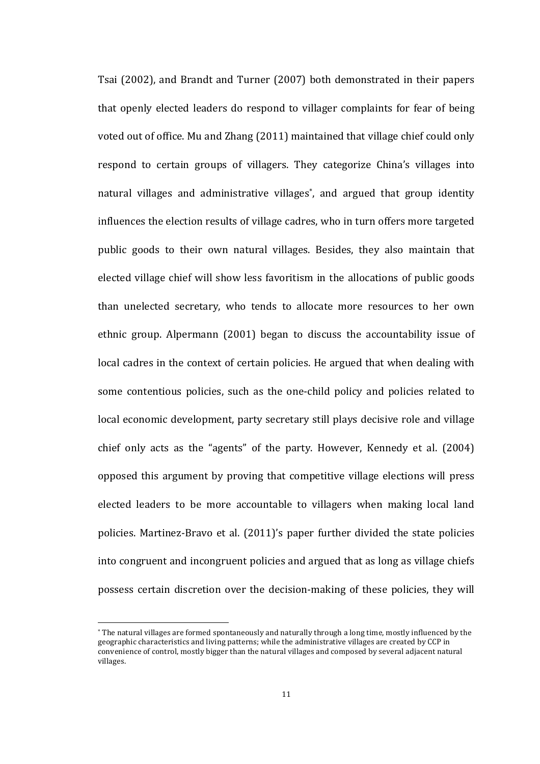Tsai (2002), and Brandt and Turner (2007) both demonstrated in their papers that openly elected leaders do respond to villager complaints for fear of being voted out of office. Mu and Zhang (2011) maintained that village chief could only respond to certain groups of villagers. They categorize China's villages into natural villages and administrative villages[*], and argued that group identity influences the election results of village cadres, who in turn offers more targeted public goods to their own natural villages. Besides, they also maintain that elected village chief will show less favoritism in the allocations of public goods than unelected secretary, who tends to allocate more resources to her own ethnic group. Alpermann (2001) began to discuss the accountability issue of local cadres in the context of certain policies. He argued that when dealing with some contentious policies, such as the one-child policy and policies related to local economic development, party secretary still plays decisive role and village chief only acts as the "agents" of the party. However, Kennedy et al. (2004) opposed this argument by proving that competitive village elections will press elected leaders to be more accountable to villagers when making local land policies. Martinez-Bravo et al. (2011)'s paper further divided the state policies into congruent and incongruent policies and argued that as long as village chiefs possess certain discretion over the decision-making of these policies, they will

[*] The natural villages are formed spontaneously and naturally through a long time, mostly influenced by the geographic characteristics and living patterns; while the administrative villages are created by CCP in convenience of control, mostly bigger than the natural villages and composed by several adjacent natural villages.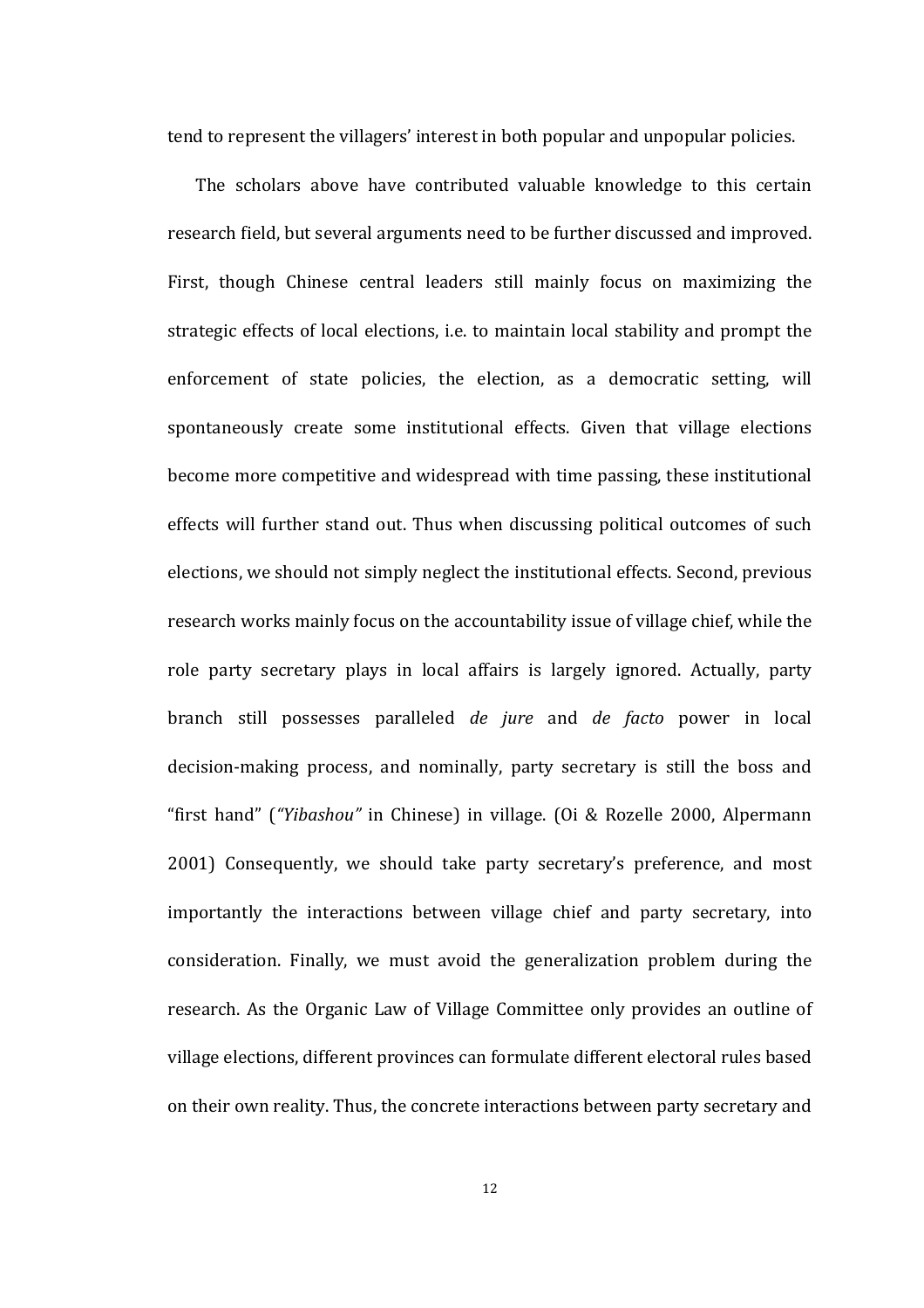tend to represent the villagers' interest in both popular and unpopular policies.

The scholars above have contributed valuable knowledge to this certain research field, but several arguments need to be further discussed and improved. First, though Chinese central leaders still mainly focus on maximizing the strategic effects of local elections, i.e. to maintain local stability and prompt the enforcement of state policies, the election, as a democratic setting, will spontaneously create some institutional effects. Given that village elections become more competitive and widespread with time passing, these institutional effects will further stand out. Thus when discussing political outcomes of such elections, we should not simply neglect the institutional effects. Second, previous research works mainly focus on the accountability issue of village chief, while the role party secretary plays in local affairs is largely ignored. Actually, party branch still possesses paralleled *de jure* and *de facto* power in local decision-making process, and nominally, party secretary is still the boss and "first hand" (*"Yibashou"* in Chinese) in village. (Oi & Rozelle 2000, Alpermann 2001) Consequently, we should take party secretary's preference, and most importantly the interactions between village chief and party secretary, into consideration. Finally, we must avoid the generalization problem during the research. As the Organic Law of Village Committee only provides an outline of village elections, different provinces can formulate different electoral rules based on their own reality. Thus, the concrete interactions between party secretary and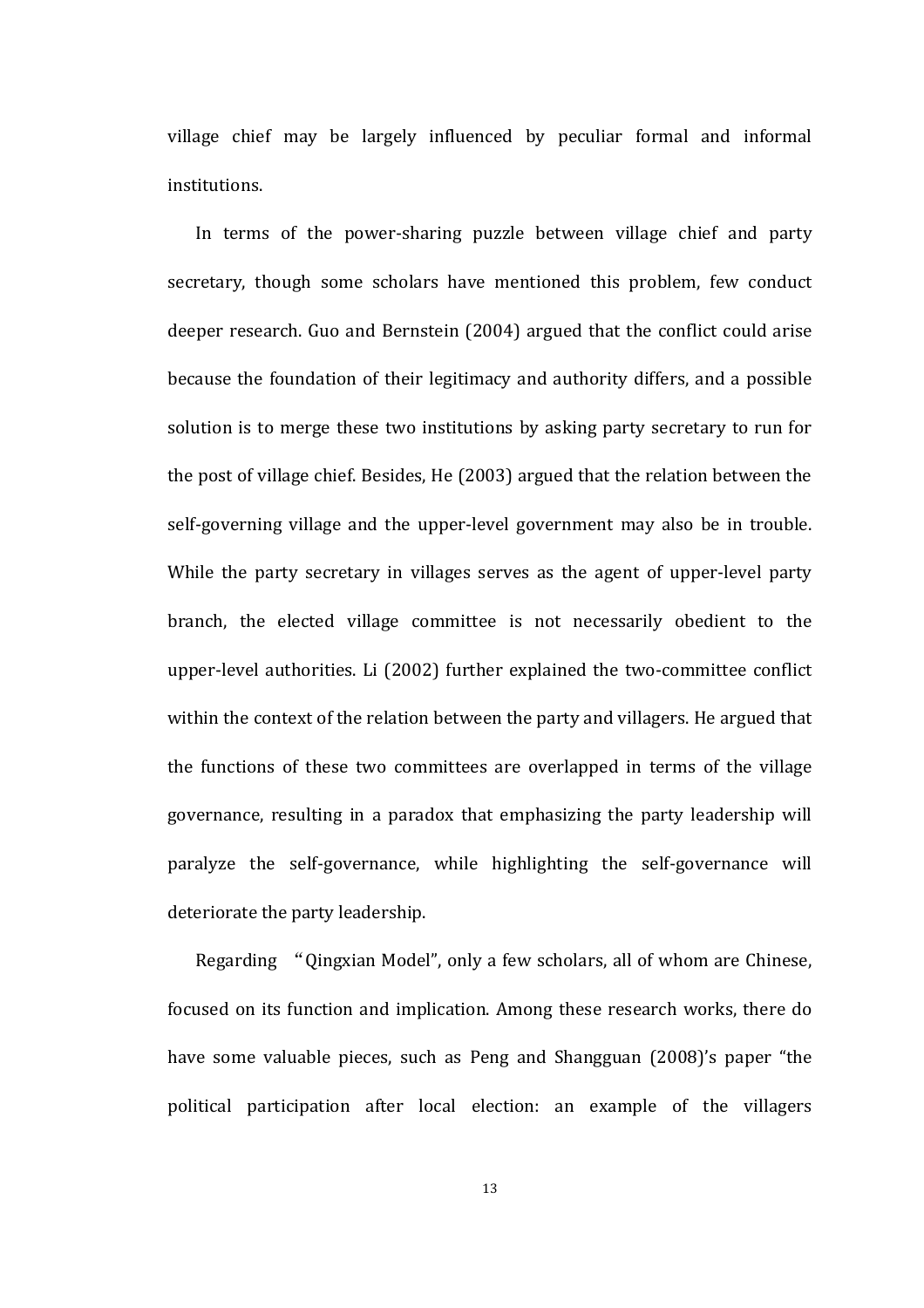village chief may be largely influenced by peculiar formal and informal institutions.

In terms of the power-sharing puzzle between village chief and party secretary, though some scholars have mentioned this problem, few conduct deeper research. Guo and Bernstein (2004) argued that the conflict could arise because the foundation of their legitimacy and authority differs, and a possible solution is to merge these two institutions by asking party secretary to run for the post of village chief. Besides, He (2003) argued that the relation between the self-governing village and the upper-level government may also be in trouble. While the party secretary in villages serves as the agent of upper-level party branch, the elected village committee is not necessarily obedient to the upper-level authorities. Li (2002) further explained the two-committee conflict within the context of the relation between the party and villagers. He argued that the functions of these two committees are overlapped in terms of the village governance, resulting in a paradox that emphasizing the party leadership will paralyze the self-governance, while highlighting the self-governance will deteriorate the party leadership.

Regarding "Qingxian Model", only a few scholars, all of whom are Chinese, focused on its function and implication. Among these research works, there do have some valuable pieces, such as Peng and Shangguan (2008)'s paper "the political participation after local election: an example of the villagers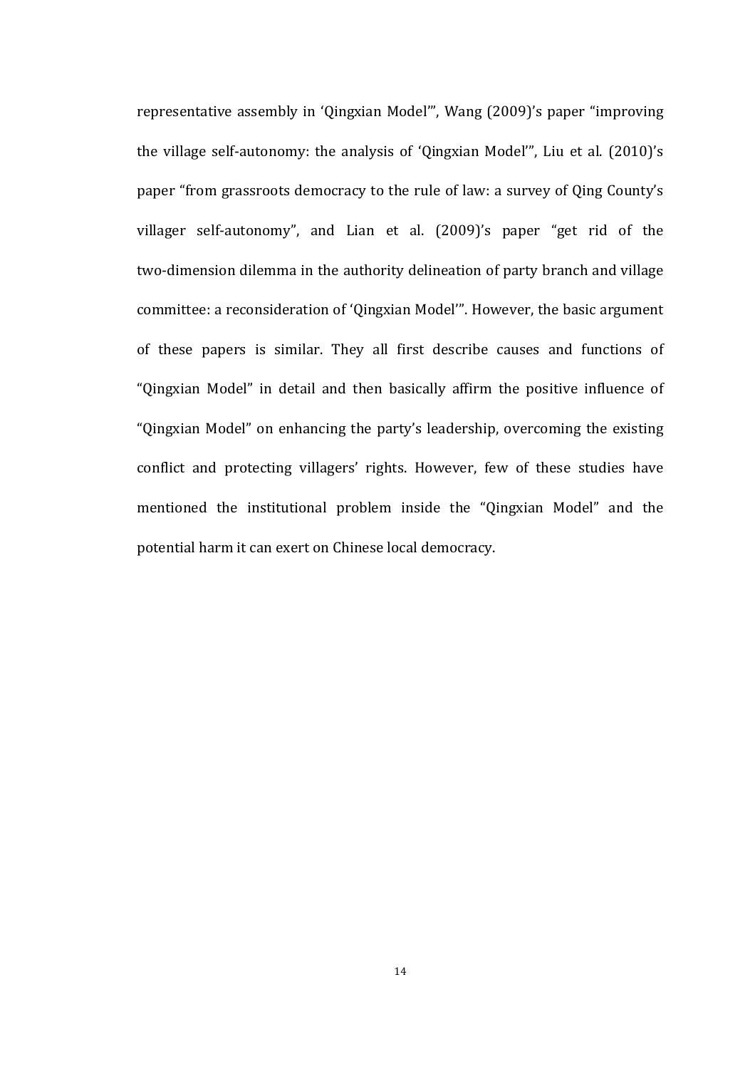representative assembly in 'Qingxian Model'", Wang (2009)'s paper "improving the village self-autonomy: the analysis of 'Qingxian Model'", Liu et al. (2010)'s paper "from grassroots democracy to the rule of law: a survey of Qing County's villager self-autonomy", and Lian et al. (2009)'s paper "get rid of the two-dimension dilemma in the authority delineation of party branch and village committee: a reconsideration of 'Qingxian Model'". However, the basic argument of these papers is similar. They all first describe causes and functions of "Qingxian Model" in detail and then basically affirm the positive influence of "Qingxian Model" on enhancing the party's leadership, overcoming the existing conflict and protecting villagers' rights. However, few of these studies have mentioned the institutional problem inside the "Qingxian Model" and the potential harm it can exert on Chinese local democracy.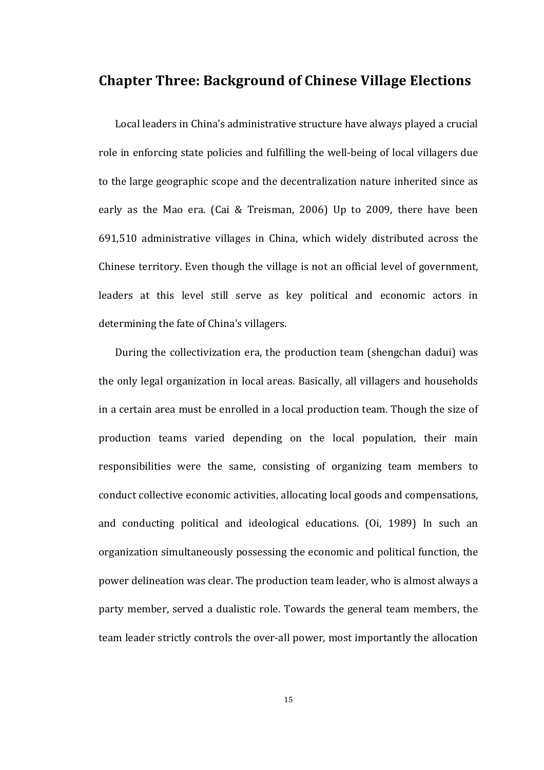## Chapter Three: Background of Chinese Village Elections

Local leaders in China's administrative structure have always played a crucial role in enforcing state policies and fulfilling the well-being of local villagers due to the large geographic scope and the decentralization nature inherited since as early as the Mao era. (Cai & Treisman, 2006) Up to 2009, there have been 691,510 administrative villages in China, which widely distributed across the Chinese territory. Even though the village is not an official level of government, leaders at this level still serve as key political and economic actors in determining the fate of China's villagers.

During the collectivization era, the production team (shengchan dadui) was the only legal organization in local areas. Basically, all villagers and households in a certain area must be enrolled in a local production team. Though the size of production teams varied depending on the local population, their main responsibilities were the same, consisting of organizing team members to conduct collective economic activities, allocating local goods and compensations, and conducting political and ideological educations. (Oi, 1989) In such an organization simultaneously possessing the economic and political function, the power delineation was clear. The production team leader, who is almost always a party member, served a dualistic role. Towards the general team members, the team leader strictly controls the over-all power, most importantly the allocation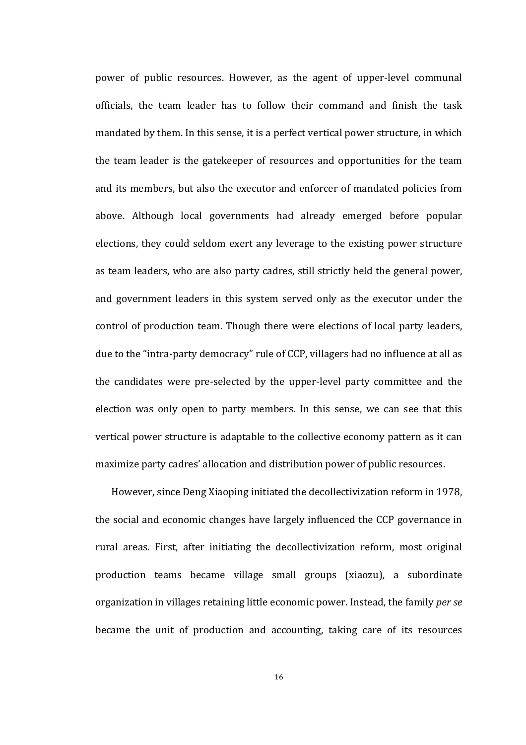power of public resources. However, as the agent of upper-level communal officials, the team leader has to follow their command and finish the task mandated by them. In this sense, it is a perfect vertical power structure, in which the team leader is the gatekeeper of resources and opportunities for the team and its members, but also the executor and enforcer of mandated policies from above. Although local governments had already emerged before popular elections, they could seldom exert any leverage to the existing power structure as team leaders, who are also party cadres, still strictly held the general power, and government leaders in this system served only as the executor under the control of production team. Though there were elections of local party leaders, due to the "intra-party democracy" rule of CCP, villagers had no influence at all as the candidates were pre-selected by the upper-level party committee and the election was only open to party members. In this sense, we can see that this vertical power structure is adaptable to the collective economy pattern as it can maximize party cadres' allocation and distribution power of public resources.

However, since Deng Xiaoping initiated the decollectivization reform in 1978, the social and economic changes have largely influenced the CCP governance in rural areas. First, after initiating the decollectivization reform, most original production teams became village small groups (xiaozu), a subordinate organization in villages retaining little economic power. Instead, the family *per se* became the unit of production and accounting, taking care of its resources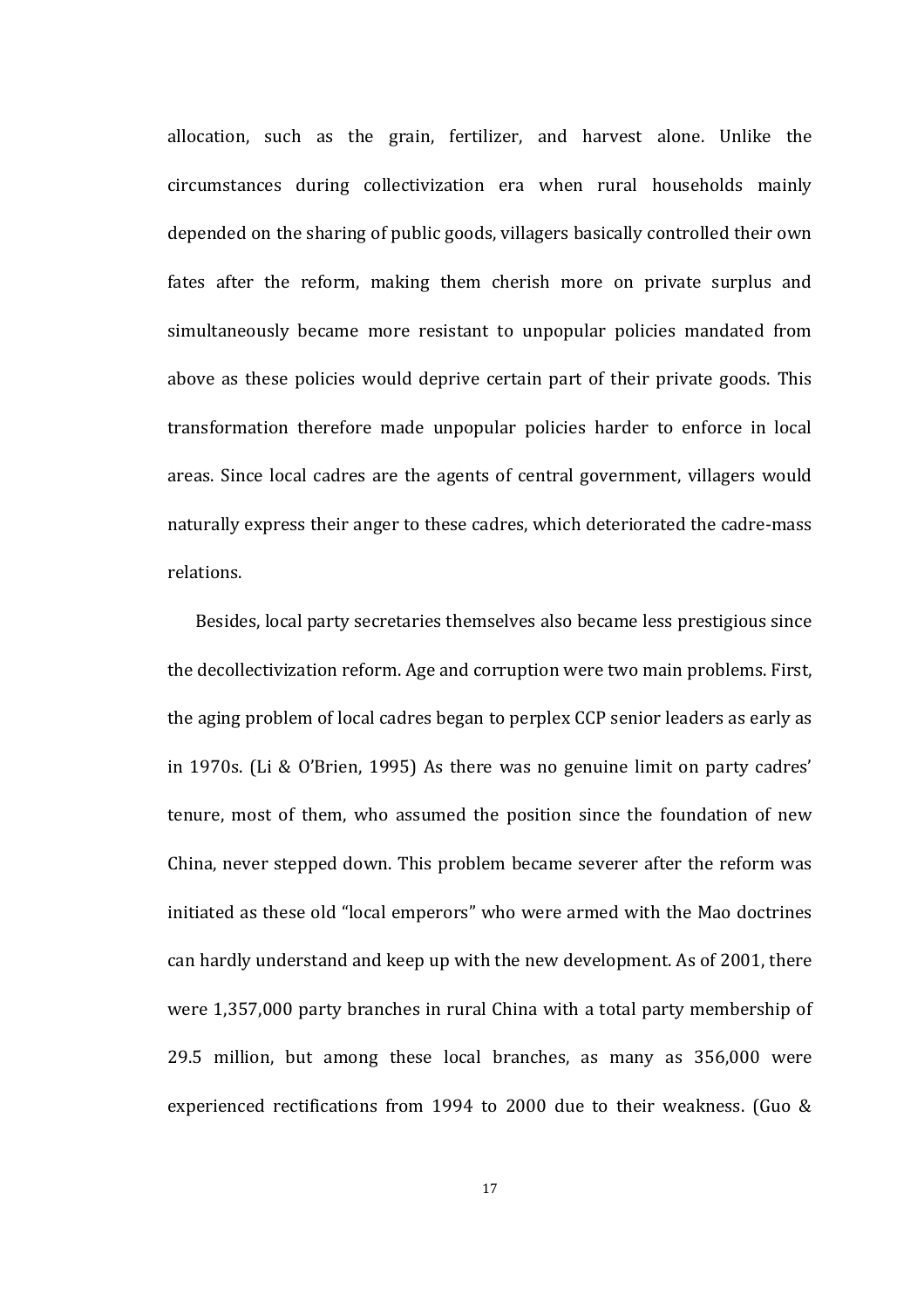allocation, such as the grain, fertilizer, and harvest alone. Unlike the circumstances during collectivization era when rural households mainly depended on the sharing of public goods, villagers basically controlled their own fates after the reform, making them cherish more on private surplus and simultaneously became more resistant to unpopular policies mandated from above as these policies would deprive certain part of their private goods. This transformation therefore made unpopular policies harder to enforce in local areas. Since local cadres are the agents of central government, villagers would naturally express their anger to these cadres, which deteriorated the cadre-mass relations.

Besides, local party secretaries themselves also became less prestigious since the decollectivization reform. Age and corruption were two main problems. First, the aging problem of local cadres began to perplex CCP senior leaders as early as in 1970s. (Li & O'Brien, 1995) As there was no genuine limit on party cadres' tenure, most of them, who assumed the position since the foundation of new China, never stepped down. This problem became severer after the reform was initiated as these old "local emperors" who were armed with the Mao doctrines can hardly understand and keep up with the new development. As of 2001, there were 1,357,000 party branches in rural China with a total party membership of 29.5 million, but among these local branches, as many as 356,000 were experienced rectifications from 1994 to 2000 due to their weakness. (Guo &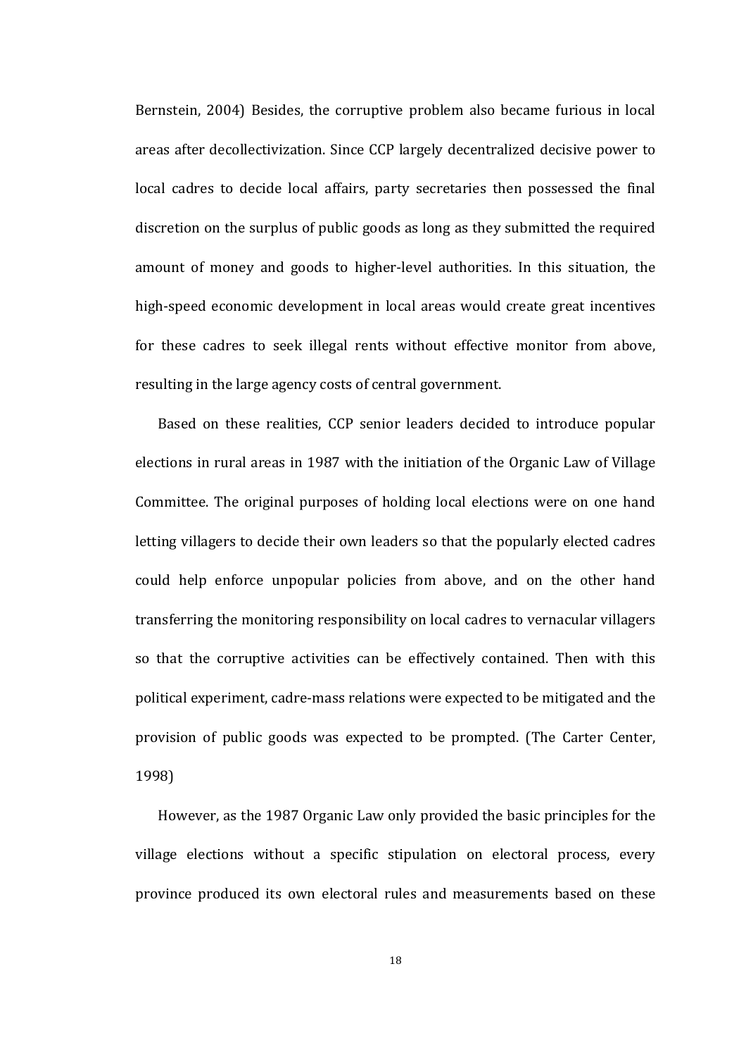Bernstein, 2004) Besides, the corruptive problem also became furious in local areas after decollectivization. Since CCP largely decentralized decisive power to local cadres to decide local affairs, party secretaries then possessed the final discretion on the surplus of public goods as long as they submitted the required amount of money and goods to higher-level authorities. In this situation, the high-speed economic development in local areas would create great incentives for these cadres to seek illegal rents without effective monitor from above, resulting in the large agency costs of central government.

Based on these realities, CCP senior leaders decided to introduce popular elections in rural areas in 1987 with the initiation of the Organic Law of Village Committee. The original purposes of holding local elections were on one hand letting villagers to decide their own leaders so that the popularly elected cadres could help enforce unpopular policies from above, and on the other hand transferring the monitoring responsibility on local cadres to vernacular villagers so that the corruptive activities can be effectively contained. Then with this political experiment, cadre-mass relations were expected to be mitigated and the provision of public goods was expected to be prompted. (The Carter Center, 1998)

However, as the 1987 Organic Law only provided the basic principles for the village elections without a specific stipulation on electoral process, every province produced its own electoral rules and measurements based on these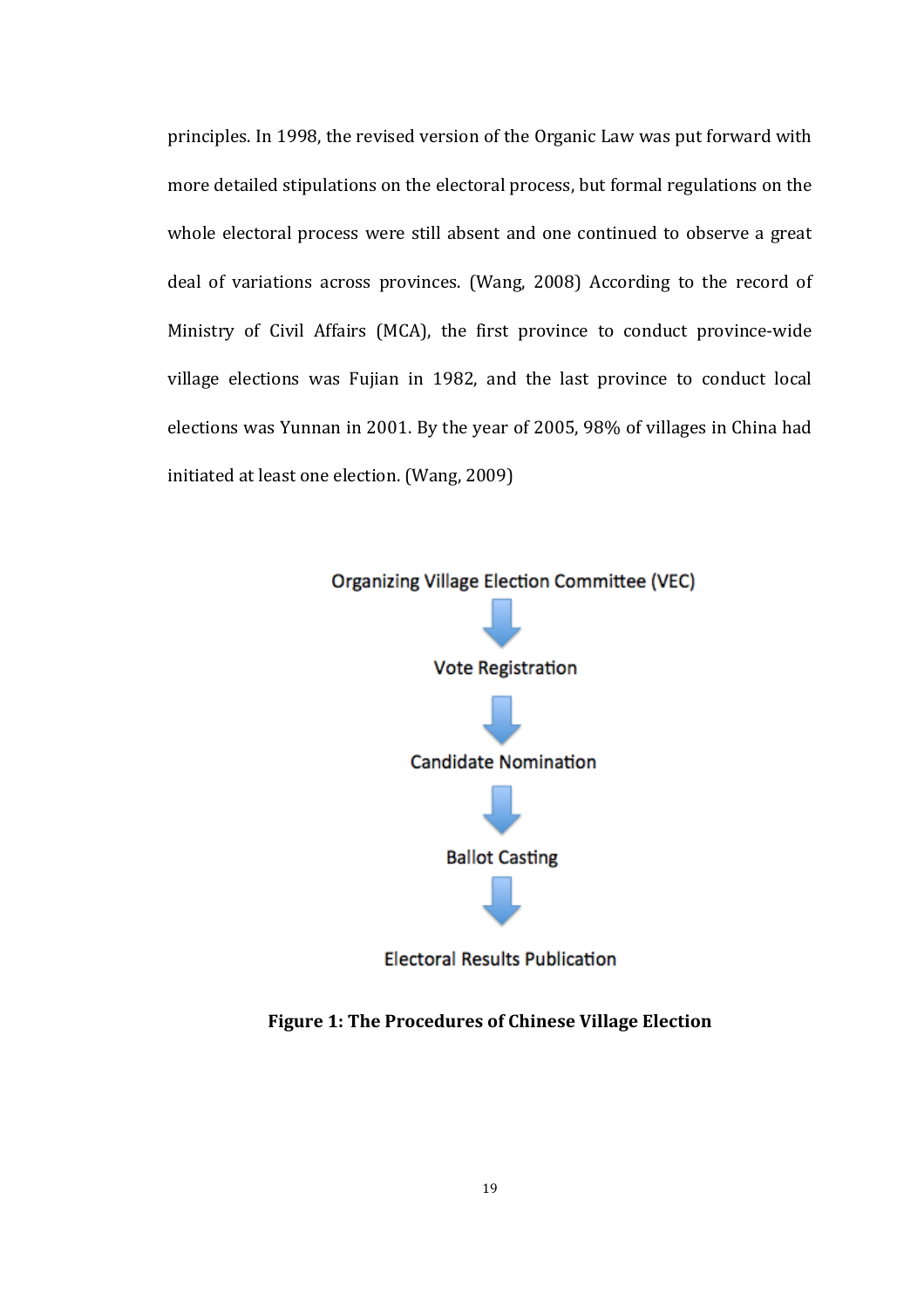principles. In 1998, the revised version of the Organic Law was put forward with more detailed stipulations on the electoral process, but formal regulations on the whole electoral process were still absent and one continued to observe a great deal of variations across provinces. (Wang, 2008) According to the record of Ministry of Civil Affairs (MCA), the first province to conduct province-wide village elections was Fujian in 1982, and the last province to conduct local elections was Yunnan in 2001. By the year of 2005, 98% of villages in China had initiated at least one election. (Wang, 2009)

Organizing Village Election Committee (VEC)

↓

Vote Registration

↓

Candidate Nomination

↓

Ballot Casting

↓

Electoral Results Publication

**Figure 1: The Procedures of Chinese Village Election**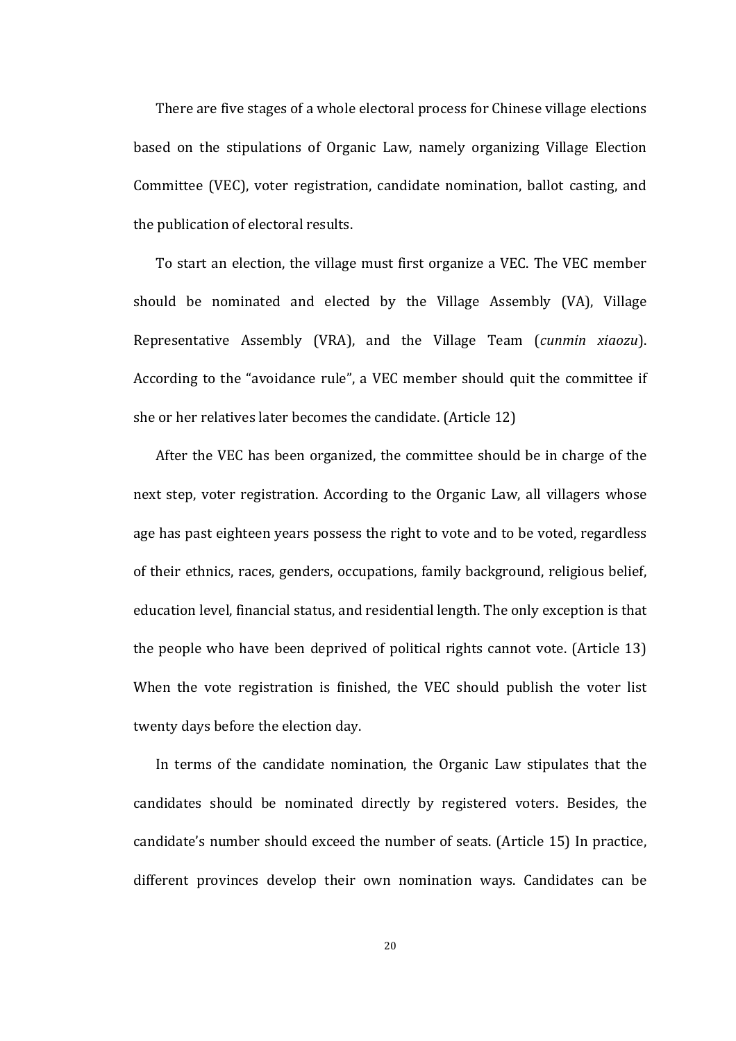There are five stages of a whole electoral process for Chinese village elections based on the stipulations of Organic Law, namely organizing Village Election Committee (VEC), voter registration, candidate nomination, ballot casting, and the publication of electoral results.

To start an election, the village must first organize a VEC. The VEC member should be nominated and elected by the Village Assembly (VA), Village Representative Assembly (VRA), and the Village Team (*cunmin xiaozu*). According to the "avoidance rule", a VEC member should quit the committee if she or her relatives later becomes the candidate. (Article 12)

After the VEC has been organized, the committee should be in charge of the next step, voter registration. According to the Organic Law, all villagers whose age has past eighteen years possess the right to vote and to be voted, regardless of their ethnics, races, genders, occupations, family background, religious belief, education level, financial status, and residential length. The only exception is that the people who have been deprived of political rights cannot vote. (Article 13) When the vote registration is finished, the VEC should publish the voter list twenty days before the election day.

In terms of the candidate nomination, the Organic Law stipulates that the candidates should be nominated directly by registered voters. Besides, the candidate's number should exceed the number of seats. (Article 15) In practice, different provinces develop their own nomination ways. Candidates can be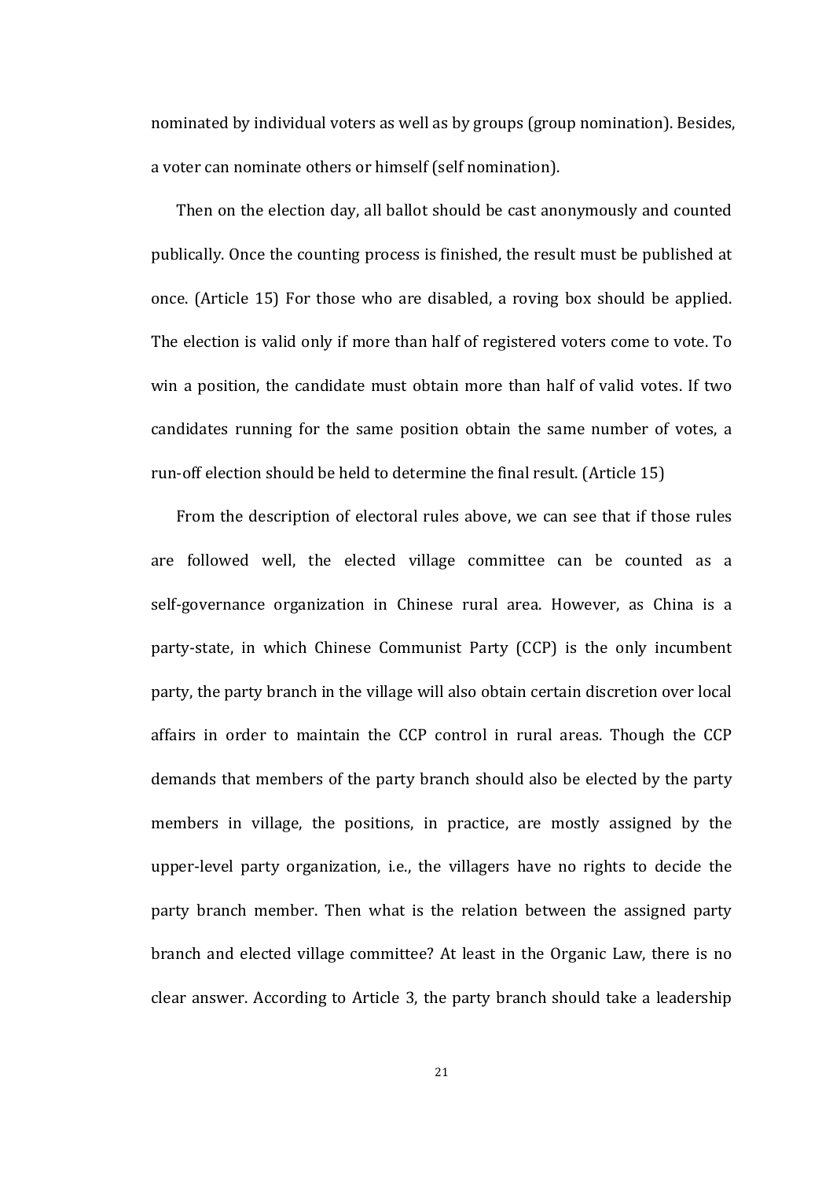nominated by individual voters as well as by groups (group nomination). Besides, a voter can nominate others or himself (self nomination).

Then on the election day, all ballot should be cast anonymously and counted publically. Once the counting process is finished, the result must be published at once. (Article 15) For those who are disabled, a roving box should be applied. The election is valid only if more than half of registered voters come to vote. To win a position, the candidate must obtain more than half of valid votes. If two candidates running for the same position obtain the same number of votes, a run-off election should be held to determine the final result. (Article 15)

From the description of electoral rules above, we can see that if those rules are followed well, the elected village committee can be counted as a self-governance organization in Chinese rural area. However, as China is a party-state, in which Chinese Communist Party (CCP) is the only incumbent party, the party branch in the village will also obtain certain discretion over local affairs in order to maintain the CCP control in rural areas. Though the CCP demands that members of the party branch should also be elected by the party members in village, the positions, in practice, are mostly assigned by the upper-level party organization, i.e., the villagers have no rights to decide the party branch member. Then what is the relation between the assigned party branch and elected village committee? At least in the Organic Law, there is no clear answer. According to Article 3, the party branch should take a leadership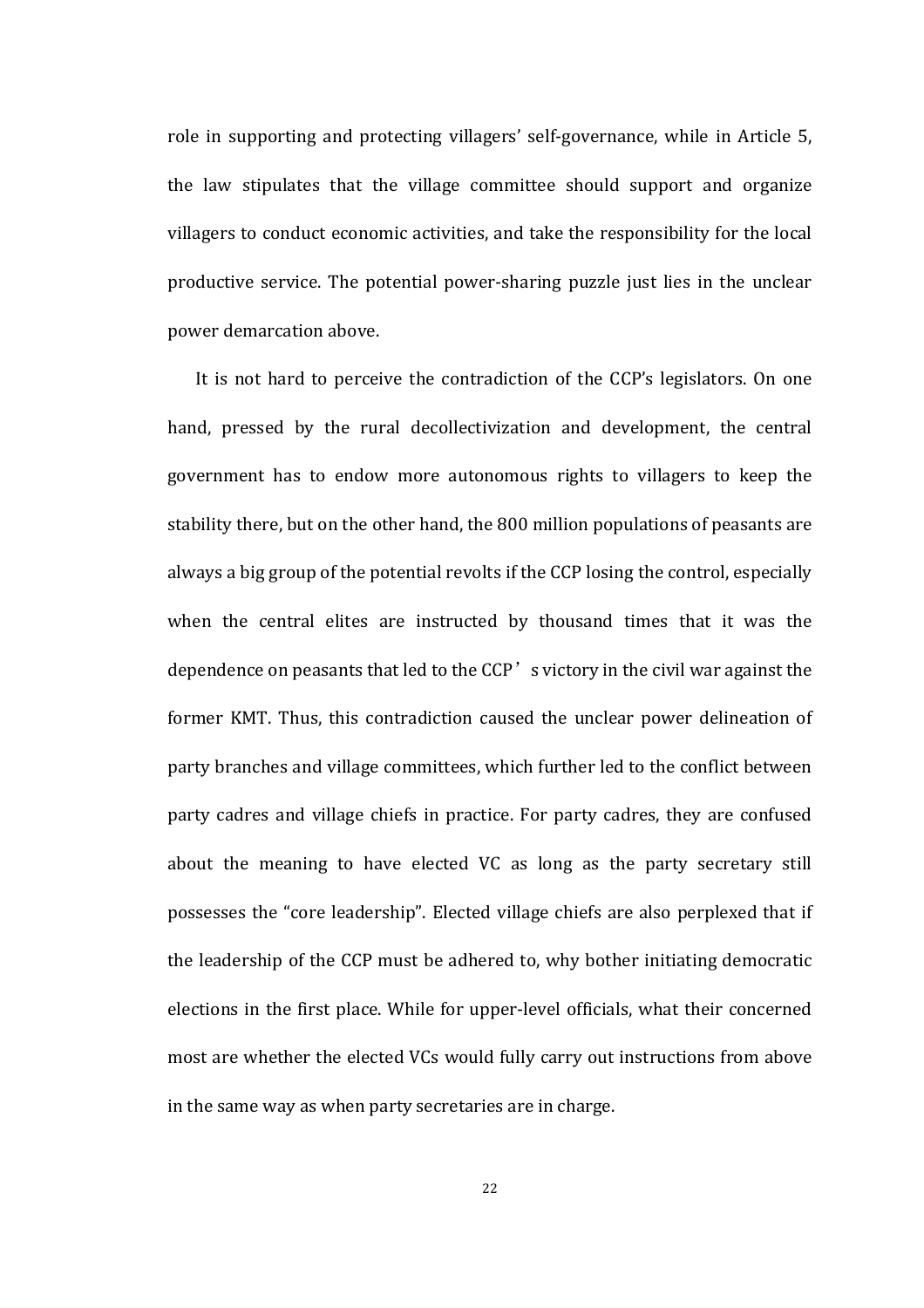role in supporting and protecting villagers' self-governance, while in Article 5, the law stipulates that the village committee should support and organize villagers to conduct economic activities, and take the responsibility for the local productive service. The potential power-sharing puzzle just lies in the unclear power demarcation above.

It is not hard to perceive the contradiction of the CCP's legislators. On one hand, pressed by the rural decollectivization and development, the central government has to endow more autonomous rights to villagers to keep the stability there, but on the other hand, the 800 million populations of peasants are always a big group of the potential revolts if the CCP losing the control, especially when the central elites are instructed by thousand times that it was the dependence on peasants that led to the CCP's victory in the civil war against the former KMT. Thus, this contradiction caused the unclear power delineation of party branches and village committees, which further led to the conflict between party cadres and village chiefs in practice. For party cadres, they are confused about the meaning to have elected VC as long as the party secretary still possesses the "core leadership". Elected village chiefs are also perplexed that if the leadership of the CCP must be adhered to, why bother initiating democratic elections in the first place. While for upper-level officials, what their concerned most are whether the elected VCs would fully carry out instructions from above in the same way as when party secretaries are in charge.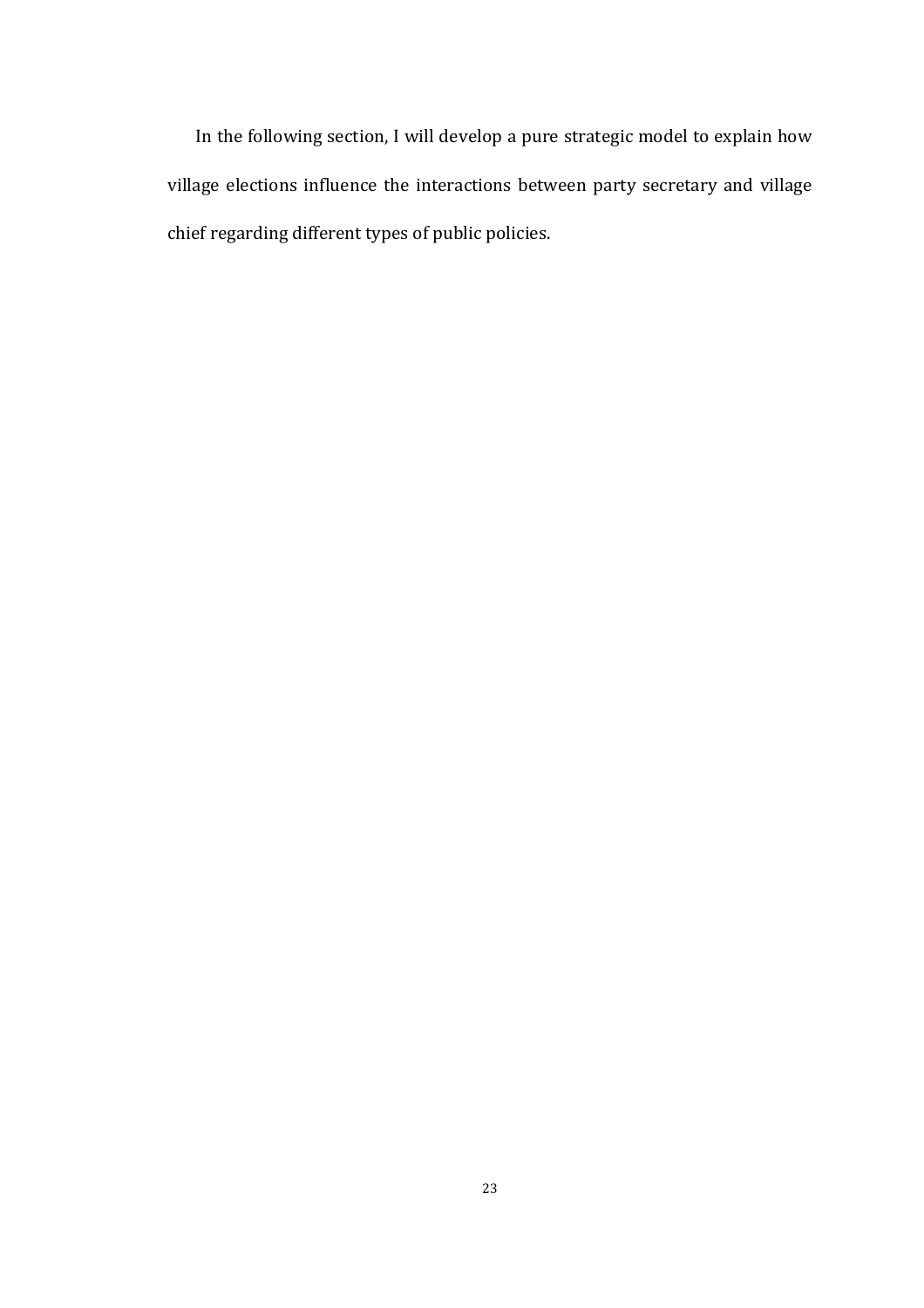In the following section, I will develop a pure strategic model to explain how village elections influence the interactions between party secretary and village chief regarding different types of public policies.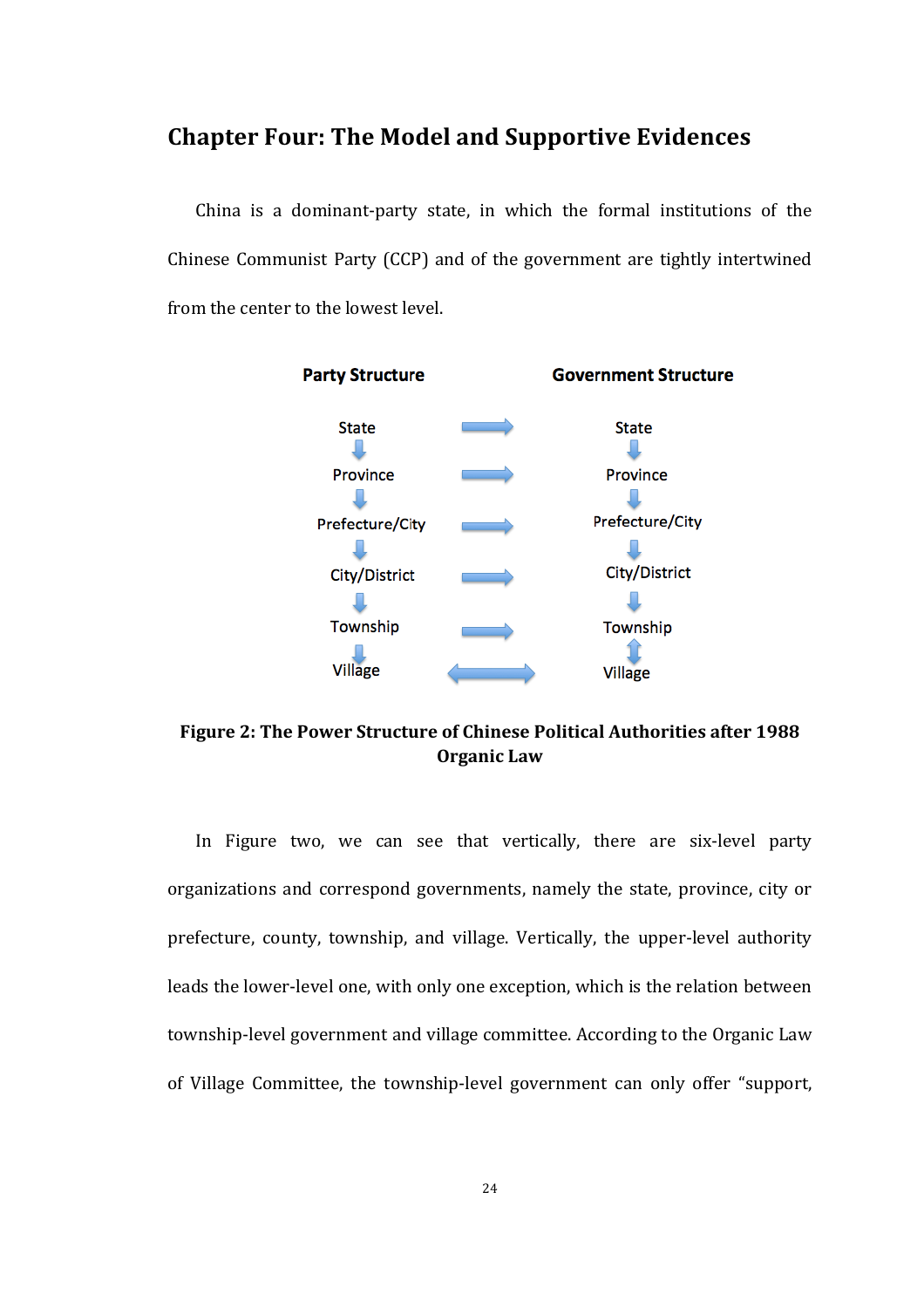# Chapter Four: The Model and Supportive Evidences

China is a dominant-party state, in which the formal institutions of the Chinese Communist Party (CCP) and of the government are tightly intertwined from the center to the lowest level.

| Party Structure | | Government Structure |
|---|---|---|
| State | → | State |
| ↓ | | ↓ |
| Province | → | Province |
| ↓ | | ↓ |
| Prefecture/City | → | Prefecture/City |
| ↓ | | ↓ |
| City/District | → | City/District |
| ↓ | | ↓ |
| Township | → | Township |
| ↓ | | ↕ |
| Village | ↔ | Village |

**Figure 2: The Power Structure of Chinese Political Authorities after 1988 Organic Law**

In Figure two, we can see that vertically, there are six-level party organizations and correspond governments, namely the state, province, city or prefecture, county, township, and village. Vertically, the upper-level authority leads the lower-level one, with only one exception, which is the relation between township-level government and village committee. According to the Organic Law of Village Committee, the township-level government can only offer "support,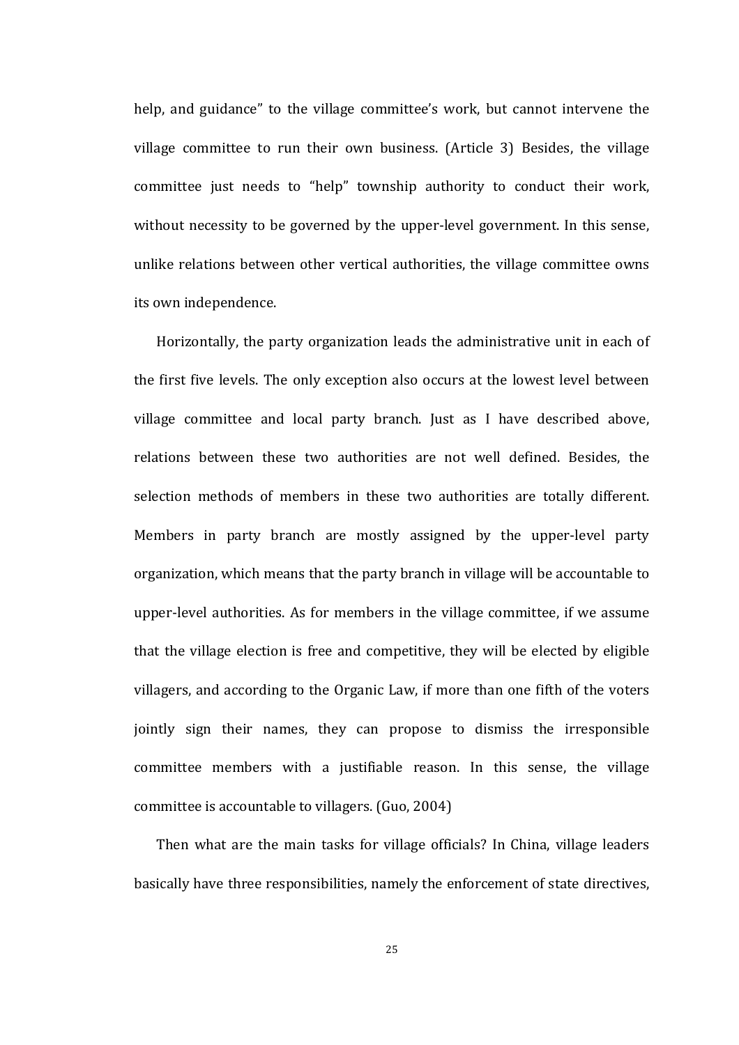help, and guidance" to the village committee's work, but cannot intervene the village committee to run their own business. (Article 3) Besides, the village committee just needs to "help" township authority to conduct their work, without necessity to be governed by the upper-level government. In this sense, unlike relations between other vertical authorities, the village committee owns its own independence.

Horizontally, the party organization leads the administrative unit in each of the first five levels. The only exception also occurs at the lowest level between village committee and local party branch. Just as I have described above, relations between these two authorities are not well defined. Besides, the selection methods of members in these two authorities are totally different. Members in party branch are mostly assigned by the upper-level party organization, which means that the party branch in village will be accountable to upper-level authorities. As for members in the village committee, if we assume that the village election is free and competitive, they will be elected by eligible villagers, and according to the Organic Law, if more than one fifth of the voters jointly sign their names, they can propose to dismiss the irresponsible committee members with a justifiable reason. In this sense, the village committee is accountable to villagers. (Guo, 2004)

Then what are the main tasks for village officials? In China, village leaders basically have three responsibilities, namely the enforcement of state directives,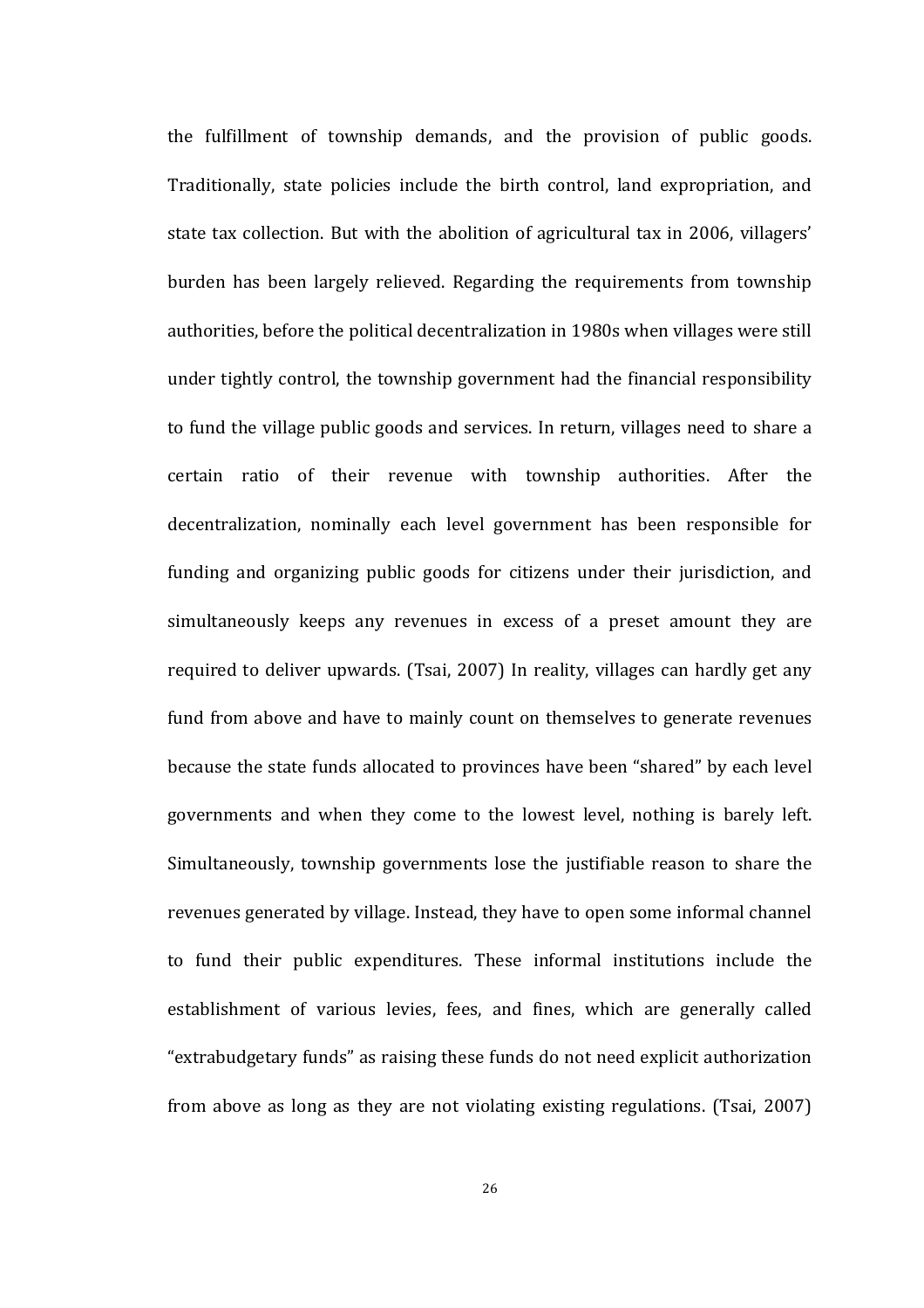the fulfillment of township demands, and the provision of public goods. Traditionally, state policies include the birth control, land expropriation, and state tax collection. But with the abolition of agricultural tax in 2006, villagers' burden has been largely relieved. Regarding the requirements from township authorities, before the political decentralization in 1980s when villages were still under tightly control, the township government had the financial responsibility to fund the village public goods and services. In return, villages need to share a certain ratio of their revenue with township authorities. After the decentralization, nominally each level government has been responsible for funding and organizing public goods for citizens under their jurisdiction, and simultaneously keeps any revenues in excess of a preset amount they are required to deliver upwards. (Tsai, 2007) In reality, villages can hardly get any fund from above and have to mainly count on themselves to generate revenues because the state funds allocated to provinces have been "shared" by each level governments and when they come to the lowest level, nothing is barely left. Simultaneously, township governments lose the justifiable reason to share the revenues generated by village. Instead, they have to open some informal channel to fund their public expenditures. These informal institutions include the establishment of various levies, fees, and fines, which are generally called "extrabudgetary funds" as raising these funds do not need explicit authorization from above as long as they are not violating existing regulations. (Tsai, 2007)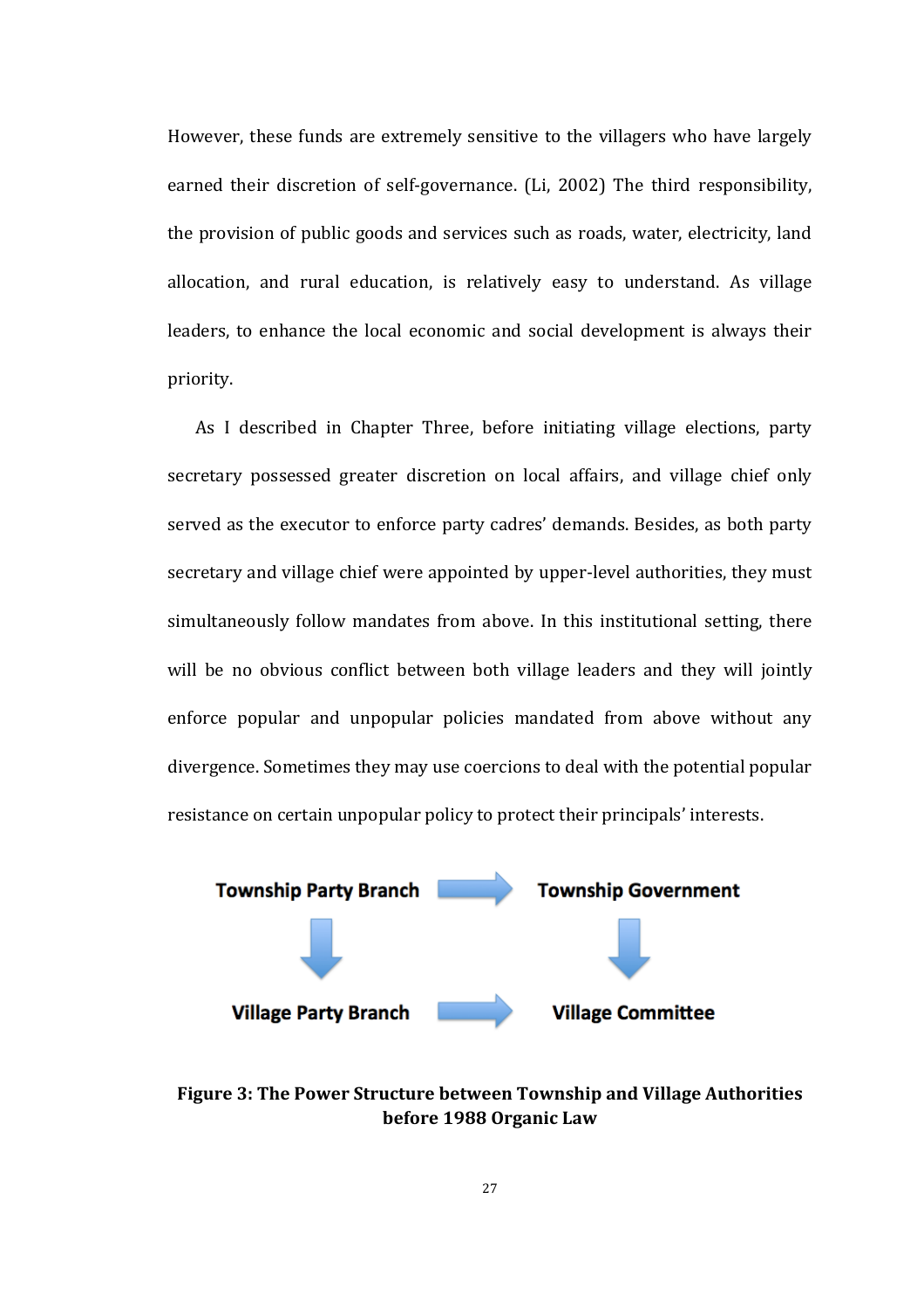However, these funds are extremely sensitive to the villagers who have largely earned their discretion of self-governance. (Li, 2002) The third responsibility, the provision of public goods and services such as roads, water, electricity, land allocation, and rural education, is relatively easy to understand. As village leaders, to enhance the local economic and social development is always their priority.

As I described in Chapter Three, before initiating village elections, party secretary possessed greater discretion on local affairs, and village chief only served as the executor to enforce party cadres' demands. Besides, as both party secretary and village chief were appointed by upper-level authorities, they must simultaneously follow mandates from above. In this institutional setting, there will be no obvious conflict between both village leaders and they will jointly enforce popular and unpopular policies mandated from above without any divergence. Sometimes they may use coercions to deal with the potential popular resistance on certain unpopular policy to protect their principals' interests.

**Township Party Branch** → **Township Government**

↓ ↓

**Village Party Branch** → **Village Committee**

**Figure 3: The Power Structure between Township and Village Authorities before 1988 Organic Law**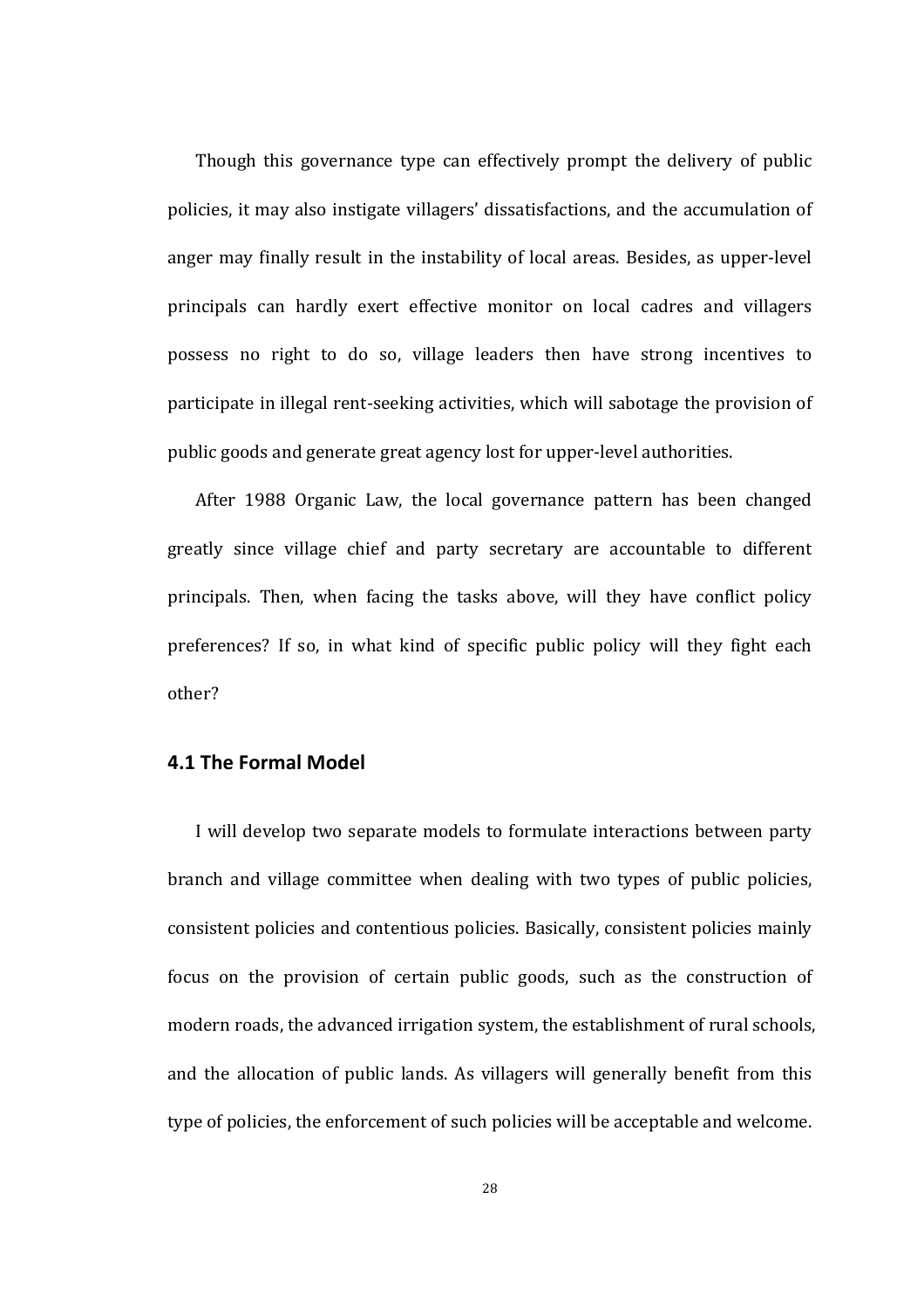Though this governance type can effectively prompt the delivery of public policies, it may also instigate villagers' dissatisfactions, and the accumulation of anger may finally result in the instability of local areas. Besides, as upper-level principals can hardly exert effective monitor on local cadres and villagers possess no right to do so, village leaders then have strong incentives to participate in illegal rent-seeking activities, which will sabotage the provision of public goods and generate great agency lost for upper-level authorities.

After 1988 Organic Law, the local governance pattern has been changed greatly since village chief and party secretary are accountable to different principals. Then, when facing the tasks above, will they have conflict policy preferences? If so, in what kind of specific public policy will they fight each other?

### 4.1 The Formal Model

I will develop two separate models to formulate interactions between party branch and village committee when dealing with two types of public policies, consistent policies and contentious policies. Basically, consistent policies mainly focus on the provision of certain public goods, such as the construction of modern roads, the advanced irrigation system, the establishment of rural schools, and the allocation of public lands. As villagers will generally benefit from this type of policies, the enforcement of such policies will be acceptable and welcome.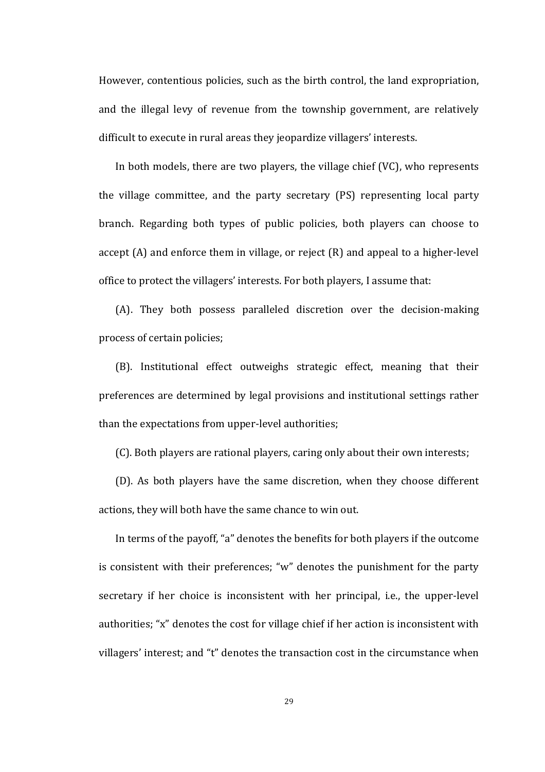However, contentious policies, such as the birth control, the land expropriation, and the illegal levy of revenue from the township government, are relatively difficult to execute in rural areas they jeopardize villagers' interests.

In both models, there are two players, the village chief (VC), who represents the village committee, and the party secretary (PS) representing local party branch. Regarding both types of public policies, both players can choose to accept (A) and enforce them in village, or reject (R) and appeal to a higher-level office to protect the villagers' interests. For both players, I assume that:

(A). They both possess paralleled discretion over the decision-making process of certain policies;

(B). Institutional effect outweighs strategic effect, meaning that their preferences are determined by legal provisions and institutional settings rather than the expectations from upper-level authorities;

(C). Both players are rational players, caring only about their own interests;

(D). As both players have the same discretion, when they choose different actions, they will both have the same chance to win out.

In terms of the payoff, "a" denotes the benefits for both players if the outcome is consistent with their preferences; "w" denotes the punishment for the party secretary if her choice is inconsistent with her principal, i.e., the upper-level authorities; "x" denotes the cost for village chief if her action is inconsistent with villagers' interest; and "t" denotes the transaction cost in the circumstance when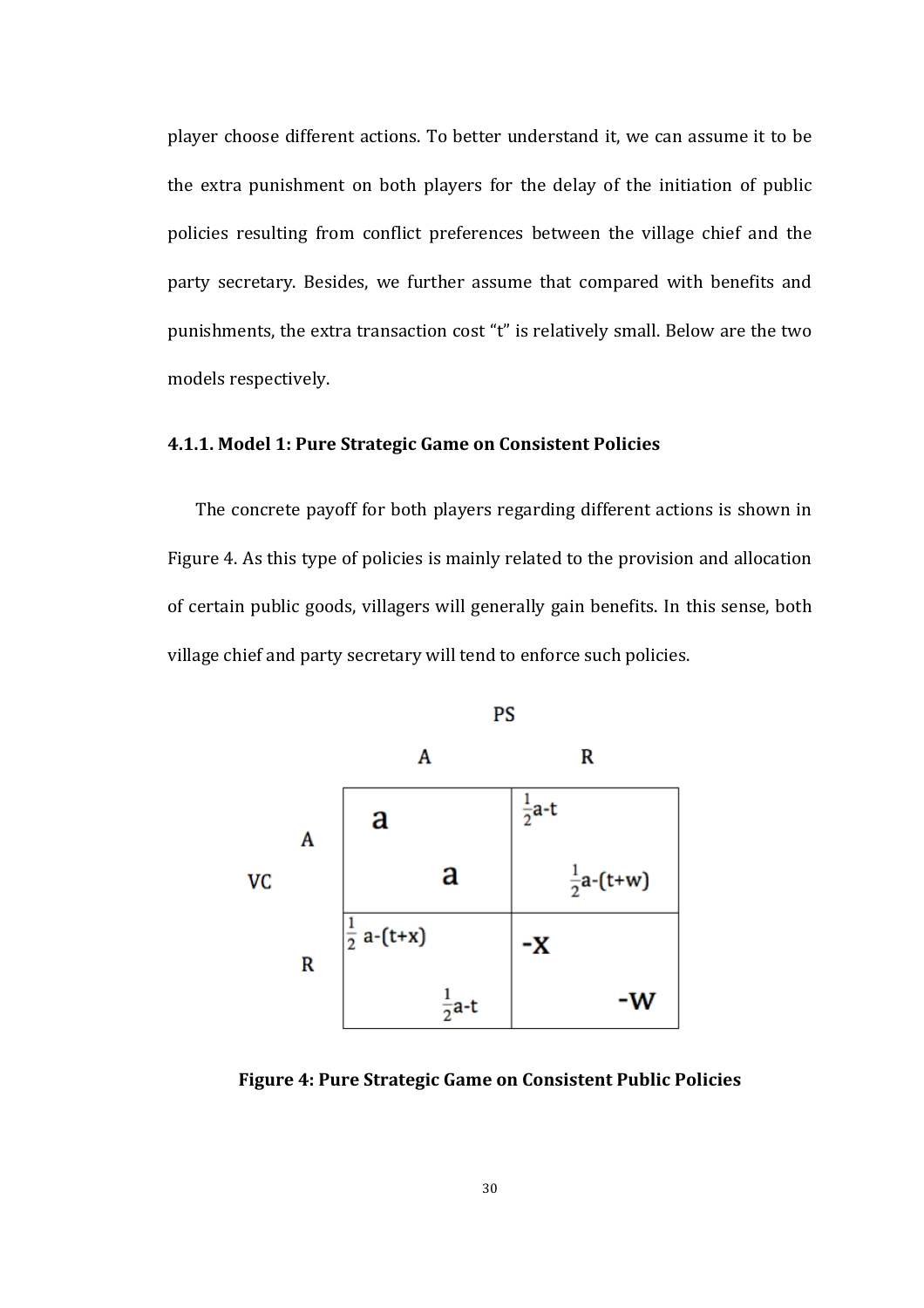player choose different actions. To better understand it, we can assume it to be the extra punishment on both players for the delay of the initiation of public policies resulting from conflict preferences between the village chief and the party secretary. Besides, we further assume that compared with benefits and punishments, the extra transaction cost "t" is relatively small. Below are the two models respectively.

### 4.1.1. Model 1: Pure Strategic Game on Consistent Policies

The concrete payoff for both players regarding different actions is shown in Figure 4. As this type of policies is mainly related to the provision and allocation of certain public goods, villagers will generally gain benefits. In this sense, both village chief and party secretary will tend to enforce such policies.

| VC \ PS | A | R |
|---|---|---|
| A | $a$, $a$ | $\frac{1}{2}a-t$, $\frac{1}{2}a-(t+w)$ |
| R | $\frac{1}{2}a-(t+x)$, $\frac{1}{2}a-t$ | $-x$, $-w$ |

**Figure 4: Pure Strategic Game on Consistent Public Policies**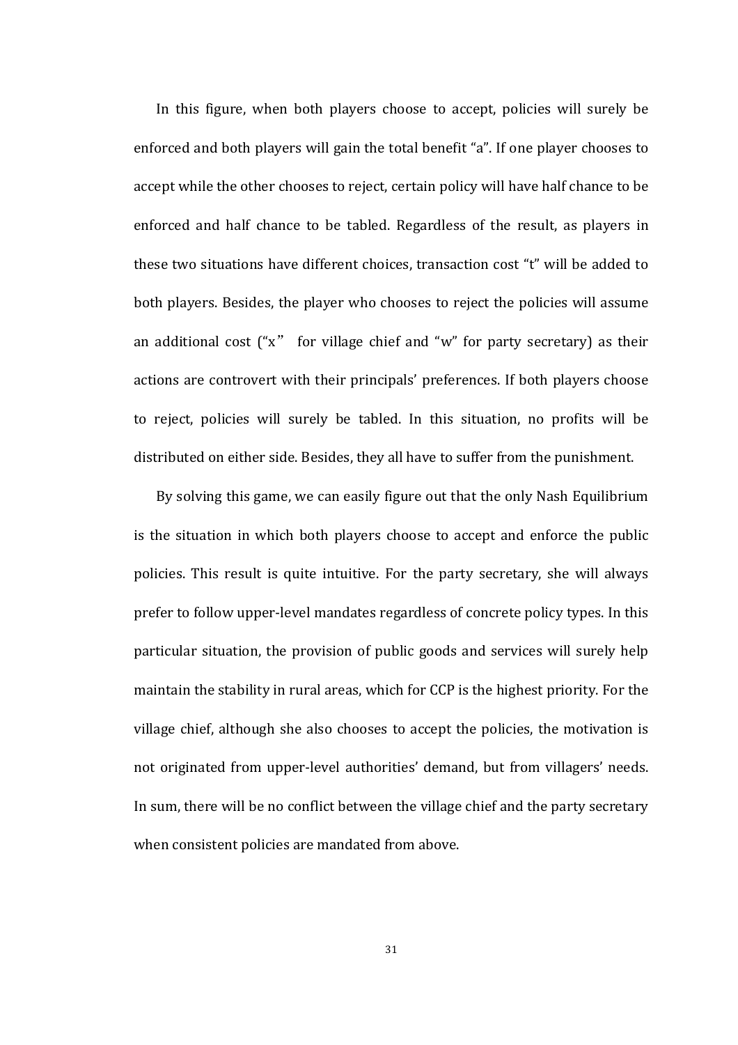In this figure, when both players choose to accept, policies will surely be enforced and both players will gain the total benefit “a”. If one player chooses to accept while the other chooses to reject, certain policy will have half chance to be enforced and half chance to be tabled. Regardless of the result, as players in these two situations have different choices, transaction cost “t” will be added to both players. Besides, the player who chooses to reject the policies will assume an additional cost (“x” for village chief and “w” for party secretary) as their actions are controvert with their principals’ preferences. If both players choose to reject, policies will surely be tabled. In this situation, no profits will be distributed on either side. Besides, they all have to suffer from the punishment.

By solving this game, we can easily figure out that the only Nash Equilibrium is the situation in which both players choose to accept and enforce the public policies. This result is quite intuitive. For the party secretary, she will always prefer to follow upper-level mandates regardless of concrete policy types. In this particular situation, the provision of public goods and services will surely help maintain the stability in rural areas, which for CCP is the highest priority. For the village chief, although she also chooses to accept the policies, the motivation is not originated from upper-level authorities’ demand, but from villagers’ needs. In sum, there will be no conflict between the village chief and the party secretary when consistent policies are mandated from above.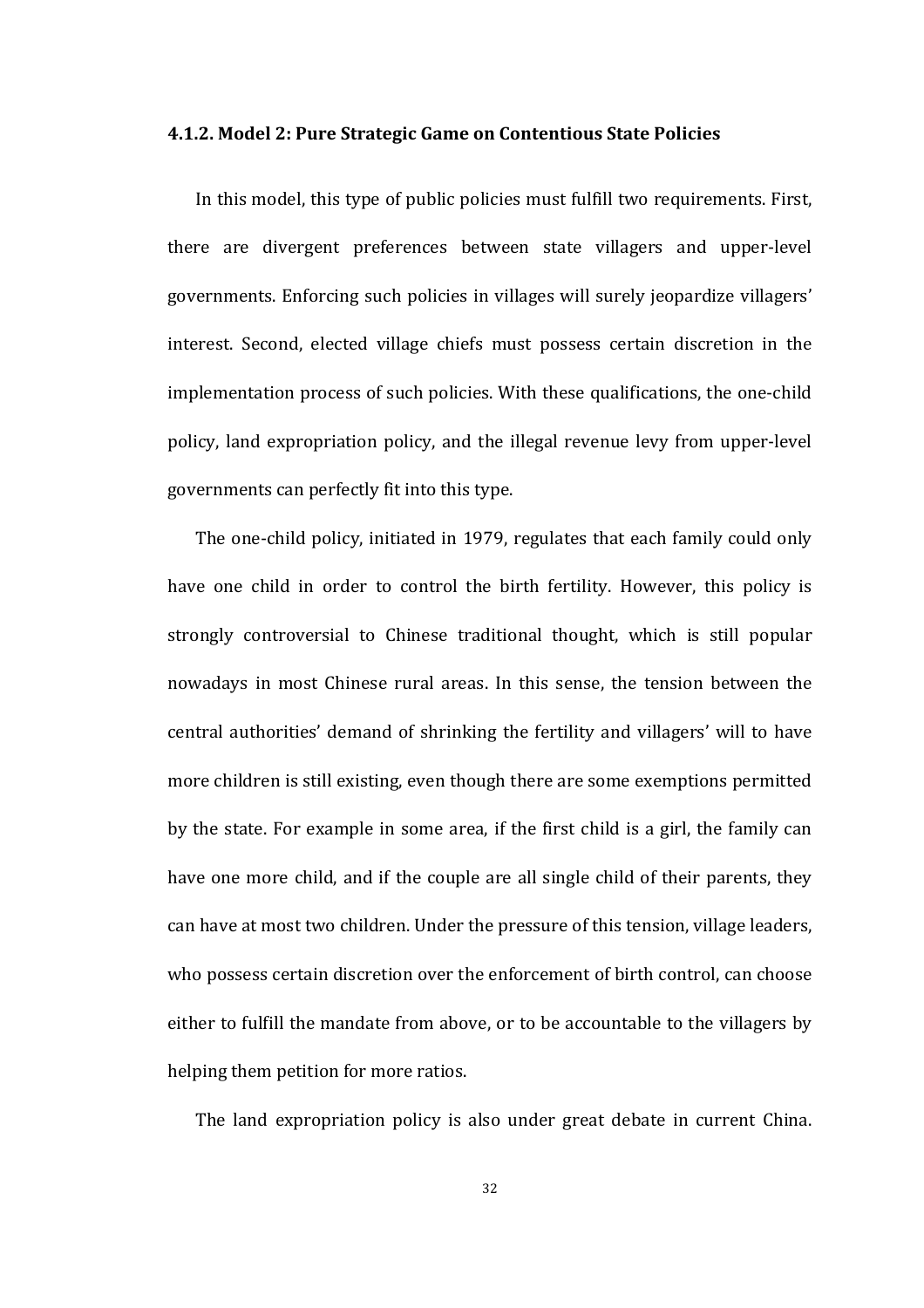#### 4.1.2. Model 2: Pure Strategic Game on Contentious State Policies

In this model, this type of public policies must fulfill two requirements. First, there are divergent preferences between state villagers and upper-level governments. Enforcing such policies in villages will surely jeopardize villagers' interest. Second, elected village chiefs must possess certain discretion in the implementation process of such policies. With these qualifications, the one-child policy, land expropriation policy, and the illegal revenue levy from upper-level governments can perfectly fit into this type.

The one-child policy, initiated in 1979, regulates that each family could only have one child in order to control the birth fertility. However, this policy is strongly controversial to Chinese traditional thought, which is still popular nowadays in most Chinese rural areas. In this sense, the tension between the central authorities' demand of shrinking the fertility and villagers' will to have more children is still existing, even though there are some exemptions permitted by the state. For example in some area, if the first child is a girl, the family can have one more child, and if the couple are all single child of their parents, they can have at most two children. Under the pressure of this tension, village leaders, who possess certain discretion over the enforcement of birth control, can choose either to fulfill the mandate from above, or to be accountable to the villagers by helping them petition for more ratios.

The land expropriation policy is also under great debate in current China.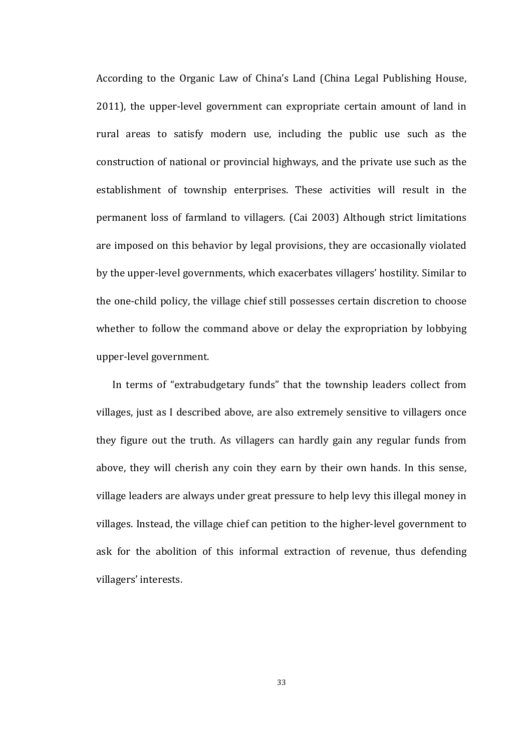According to the Organic Law of China's Land (China Legal Publishing House, 2011), the upper-level government can expropriate certain amount of land in rural areas to satisfy modern use, including the public use such as the construction of national or provincial highways, and the private use such as the establishment of township enterprises. These activities will result in the permanent loss of farmland to villagers. (Cai 2003) Although strict limitations are imposed on this behavior by legal provisions, they are occasionally violated by the upper-level governments, which exacerbates villagers' hostility. Similar to the one-child policy, the village chief still possesses certain discretion to choose whether to follow the command above or delay the expropriation by lobbying upper-level government.

In terms of "extrabudgetary funds" that the township leaders collect from villages, just as I described above, are also extremely sensitive to villagers once they figure out the truth. As villagers can hardly gain any regular funds from above, they will cherish any coin they earn by their own hands. In this sense, village leaders are always under great pressure to help levy this illegal money in villages. Instead, the village chief can petition to the higher-level government to ask for the abolition of this informal extraction of revenue, thus defending villagers' interests.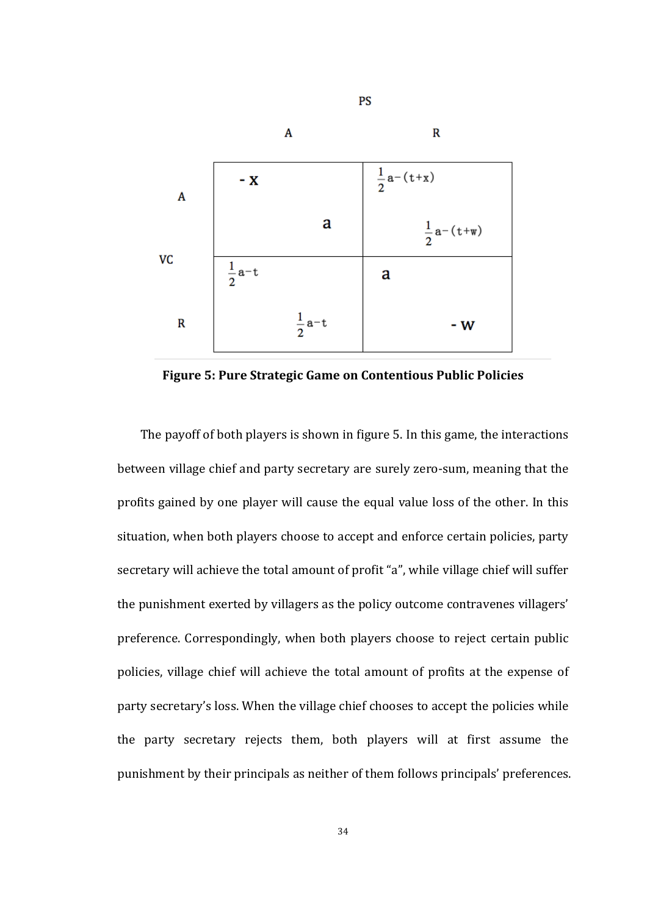|  |  | PS |  |
|---|---|---|---|
|  |  | A | R |
| VC | A | $-x$ ; $a$ | $\frac{1}{2}a-(t+x)$ ; $\frac{1}{2}a-(t+w)$ |
|  | R | $\frac{1}{2}a-t$ ; $\frac{1}{2}a-t$ | $a$ ; $-w$ |

**Figure 5: Pure Strategic Game on Contentious Public Policies**

The payoff of both players is shown in figure 5. In this game, the interactions between village chief and party secretary are surely zero-sum, meaning that the profits gained by one player will cause the equal value loss of the other. In this situation, when both players choose to accept and enforce certain policies, party secretary will achieve the total amount of profit "a", while village chief will suffer the punishment exerted by villagers as the policy outcome contravenes villagers' preference. Correspondingly, when both players choose to reject certain public policies, village chief will achieve the total amount of profits at the expense of party secretary's loss. When the village chief chooses to accept the policies while the party secretary rejects them, both players will at first assume the punishment by their principals as neither of them follows principals' preferences.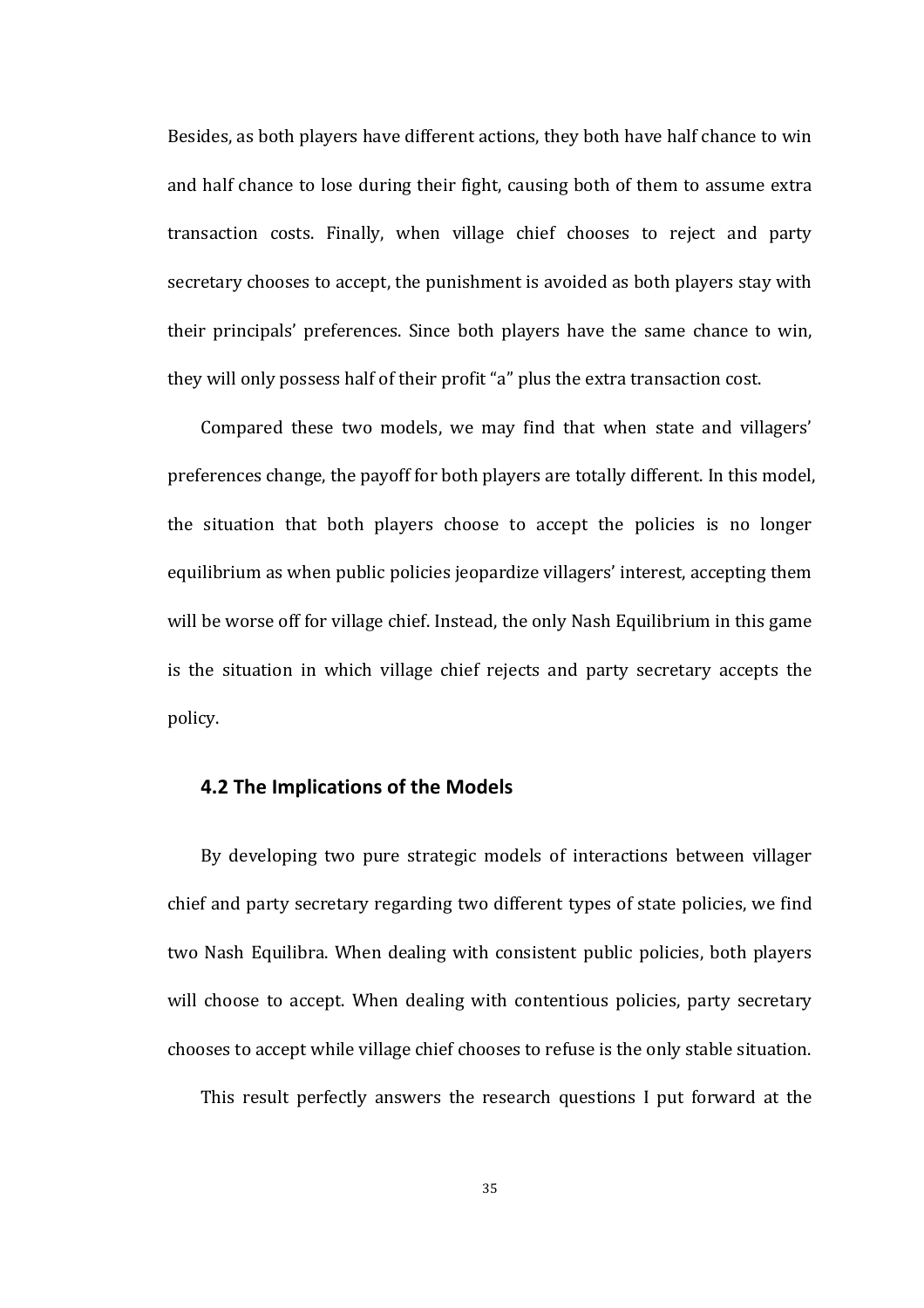Besides, as both players have different actions, they both have half chance to win and half chance to lose during their fight, causing both of them to assume extra transaction costs. Finally, when village chief chooses to reject and party secretary chooses to accept, the punishment is avoided as both players stay with their principals' preferences. Since both players have the same chance to win, they will only possess half of their profit "a" plus the extra transaction cost.

Compared these two models, we may find that when state and villagers' preferences change, the payoff for both players are totally different. In this model, the situation that both players choose to accept the policies is no longer equilibrium as when public policies jeopardize villagers' interest, accepting them will be worse off for village chief. Instead, the only Nash Equilibrium in this game is the situation in which village chief rejects and party secretary accepts the policy.

### 4.2 The Implications of the Models

By developing two pure strategic models of interactions between villager chief and party secretary regarding two different types of state policies, we find two Nash Equilibra. When dealing with consistent public policies, both players will choose to accept. When dealing with contentious policies, party secretary chooses to accept while village chief chooses to refuse is the only stable situation.

This result perfectly answers the research questions I put forward at the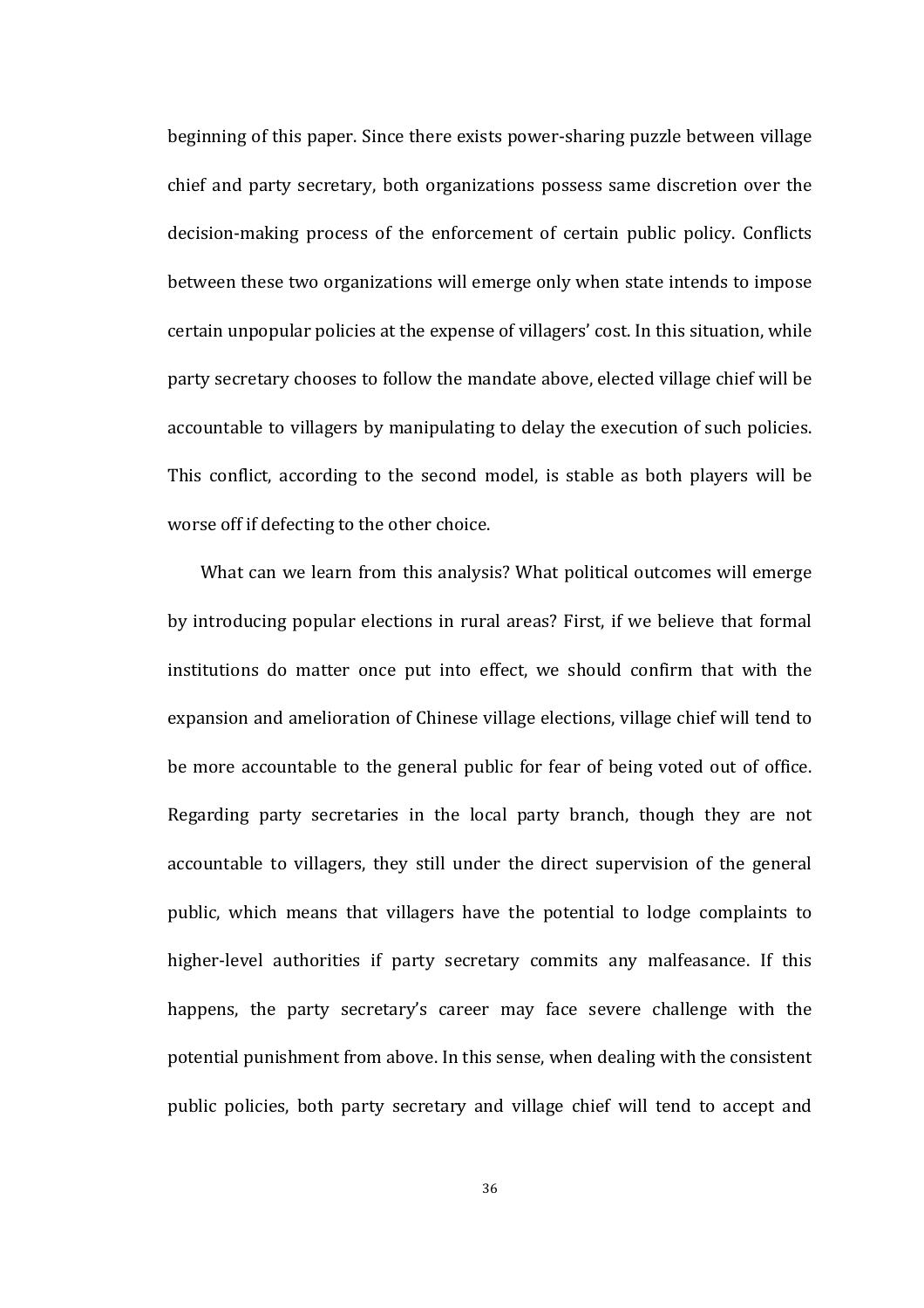beginning of this paper. Since there exists power-sharing puzzle between village chief and party secretary, both organizations possess same discretion over the decision-making process of the enforcement of certain public policy. Conflicts between these two organizations will emerge only when state intends to impose certain unpopular policies at the expense of villagers' cost. In this situation, while party secretary chooses to follow the mandate above, elected village chief will be accountable to villagers by manipulating to delay the execution of such policies. This conflict, according to the second model, is stable as both players will be worse off if defecting to the other choice.

What can we learn from this analysis? What political outcomes will emerge by introducing popular elections in rural areas? First, if we believe that formal institutions do matter once put into effect, we should confirm that with the expansion and amelioration of Chinese village elections, village chief will tend to be more accountable to the general public for fear of being voted out of office. Regarding party secretaries in the local party branch, though they are not accountable to villagers, they still under the direct supervision of the general public, which means that villagers have the potential to lodge complaints to higher-level authorities if party secretary commits any malfeasance. If this happens, the party secretary's career may face severe challenge with the potential punishment from above. In this sense, when dealing with the consistent public policies, both party secretary and village chief will tend to accept and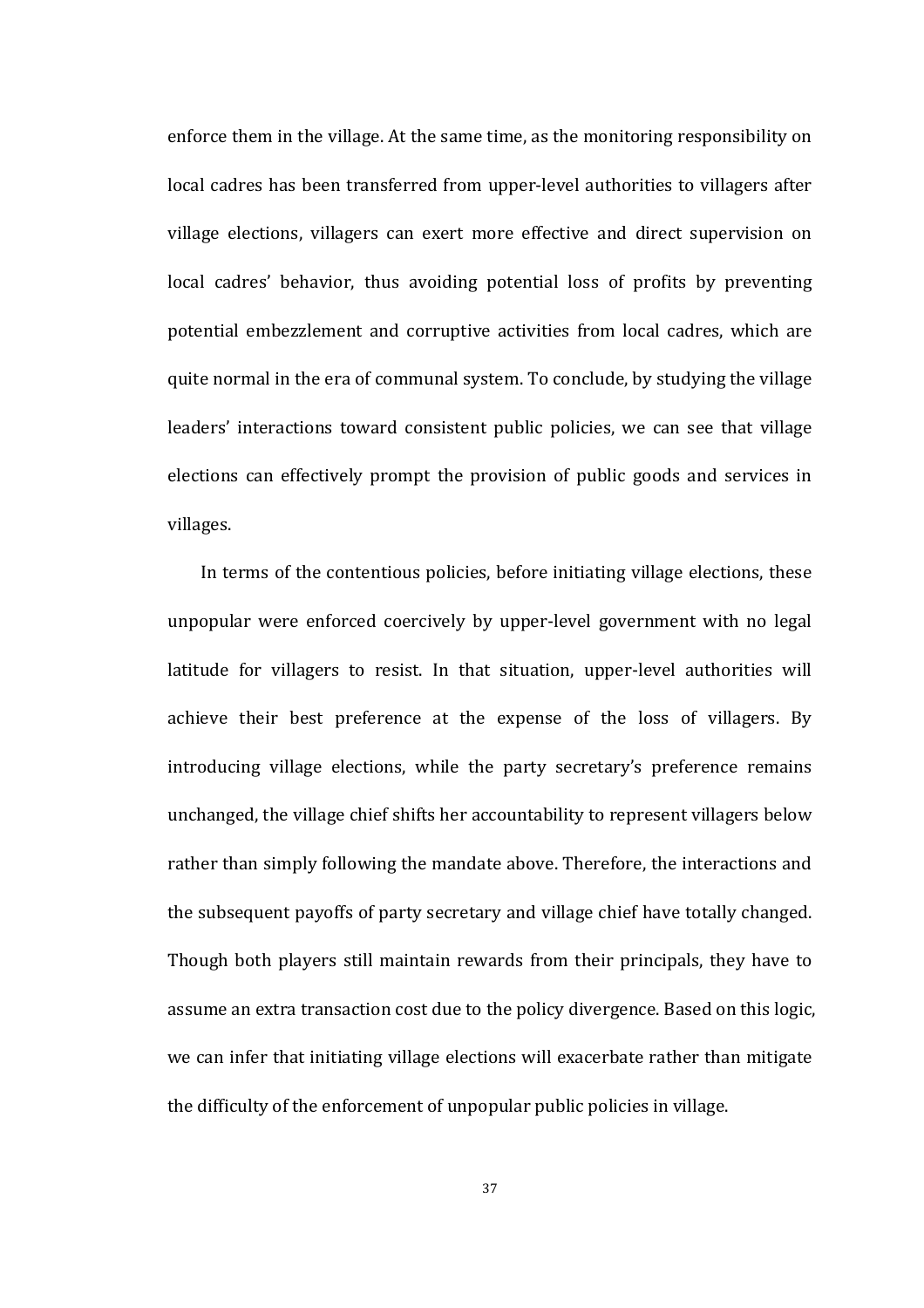enforce them in the village. At the same time, as the monitoring responsibility on local cadres has been transferred from upper-level authorities to villagers after village elections, villagers can exert more effective and direct supervision on local cadres' behavior, thus avoiding potential loss of profits by preventing potential embezzlement and corruptive activities from local cadres, which are quite normal in the era of communal system. To conclude, by studying the village leaders' interactions toward consistent public policies, we can see that village elections can effectively prompt the provision of public goods and services in villages.

In terms of the contentious policies, before initiating village elections, these unpopular were enforced coercively by upper-level government with no legal latitude for villagers to resist. In that situation, upper-level authorities will achieve their best preference at the expense of the loss of villagers. By introducing village elections, while the party secretary's preference remains unchanged, the village chief shifts her accountability to represent villagers below rather than simply following the mandate above. Therefore, the interactions and the subsequent payoffs of party secretary and village chief have totally changed. Though both players still maintain rewards from their principals, they have to assume an extra transaction cost due to the policy divergence. Based on this logic, we can infer that initiating village elections will exacerbate rather than mitigate the difficulty of the enforcement of unpopular public policies in village.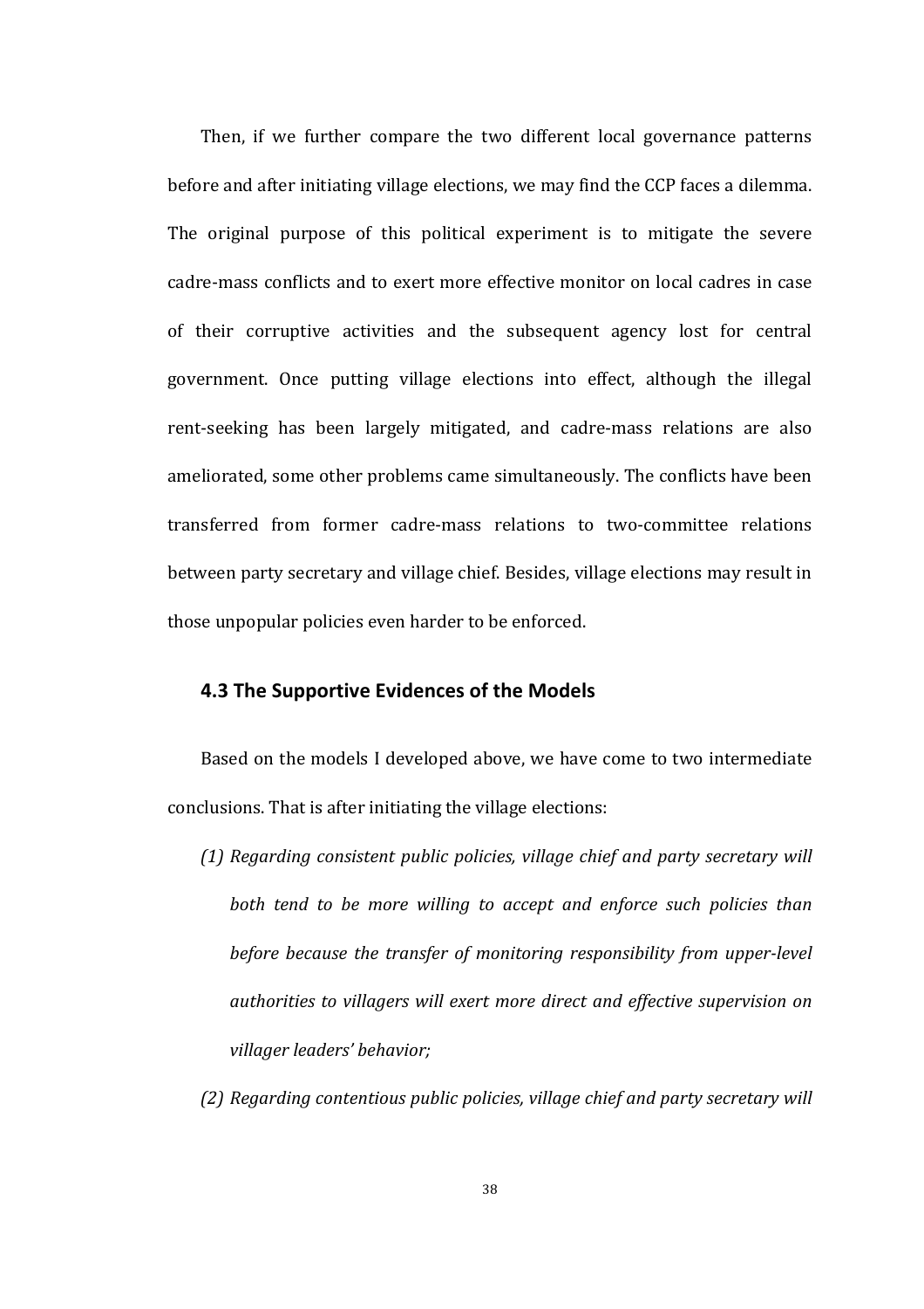Then, if we further compare the two different local governance patterns before and after initiating village elections, we may find the CCP faces a dilemma. The original purpose of this political experiment is to mitigate the severe cadre-mass conflicts and to exert more effective monitor on local cadres in case of their corruptive activities and the subsequent agency lost for central government. Once putting village elections into effect, although the illegal rent-seeking has been largely mitigated, and cadre-mass relations are also ameliorated, some other problems came simultaneously. The conflicts have been transferred from former cadre-mass relations to two-committee relations between party secretary and village chief. Besides, village elections may result in those unpopular policies even harder to be enforced.

### 4.3 The Supportive Evidences of the Models

Based on the models I developed above, we have come to two intermediate conclusions. That is after initiating the village elections:

*(1) Regarding consistent public policies, village chief and party secretary will both tend to be more willing to accept and enforce such policies than before because the transfer of monitoring responsibility from upper-level authorities to villagers will exert more direct and effective supervision on villager leaders' behavior;*

*(2) Regarding contentious public policies, village chief and party secretary will*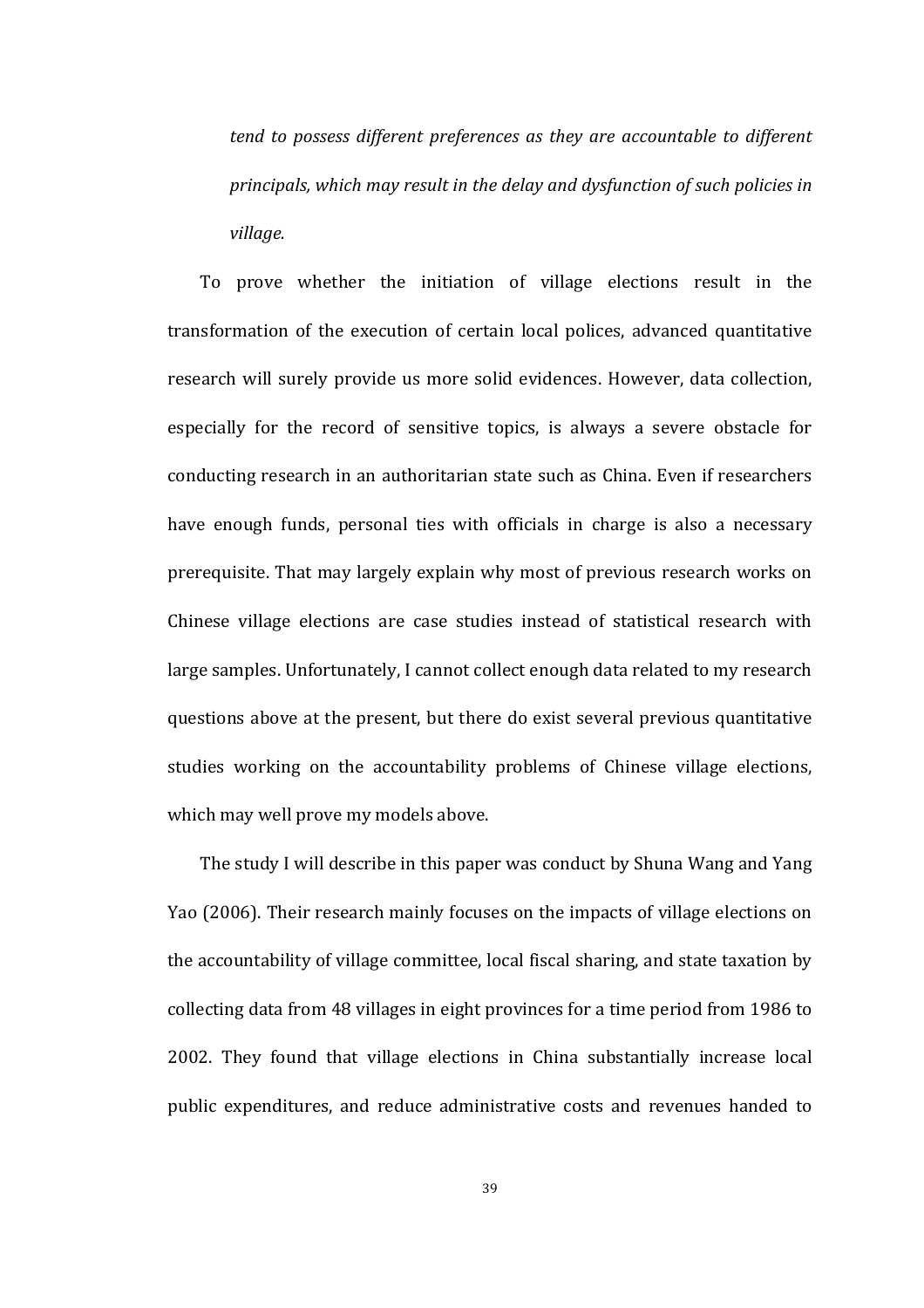*tend to possess different preferences as they are accountable to different principals, which may result in the delay and dysfunction of such policies in village.*

To prove whether the initiation of village elections result in the transformation of the execution of certain local polices, advanced quantitative research will surely provide us more solid evidences. However, data collection, especially for the record of sensitive topics, is always a severe obstacle for conducting research in an authoritarian state such as China. Even if researchers have enough funds, personal ties with officials in charge is also a necessary prerequisite. That may largely explain why most of previous research works on Chinese village elections are case studies instead of statistical research with large samples. Unfortunately, I cannot collect enough data related to my research questions above at the present, but there do exist several previous quantitative studies working on the accountability problems of Chinese village elections, which may well prove my models above.

The study I will describe in this paper was conduct by Shuna Wang and Yang Yao (2006). Their research mainly focuses on the impacts of village elections on the accountability of village committee, local fiscal sharing, and state taxation by collecting data from 48 villages in eight provinces for a time period from 1986 to 2002. They found that village elections in China substantially increase local public expenditures, and reduce administrative costs and revenues handed to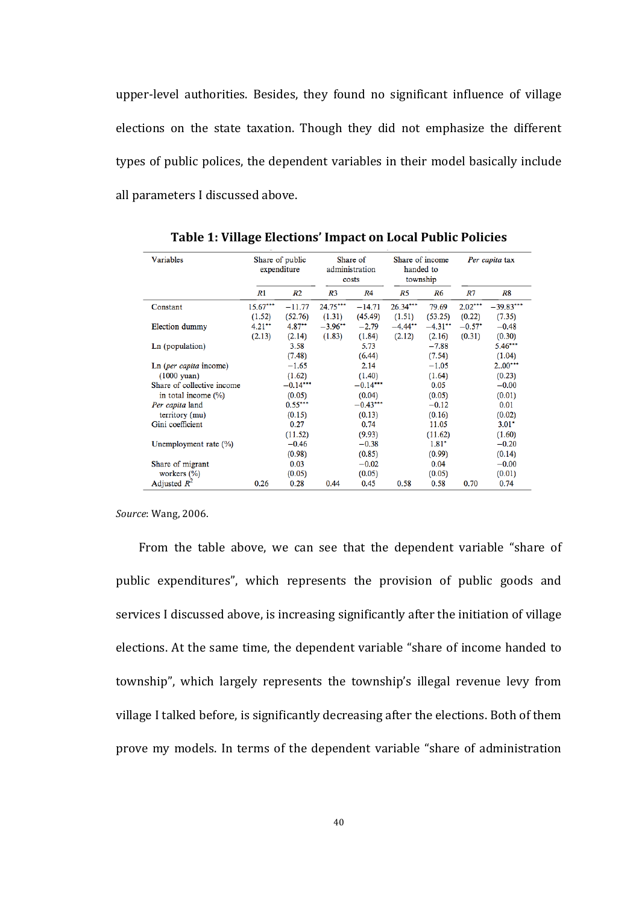upper-level authorities. Besides, they found no significant influence of village elections on the state taxation. Though they did not emphasize the different types of public polices, the dependent variables in their model basically include all parameters I discussed above.

**Table 1: Village Elections' Impact on Local Public Policies**

| Variables | Share of public expenditure | | Share of administration costs | | Share of income handed to township | | *Per capita* tax | |
|---|---|---|---|---|---|---|---|---|
| | *R1* | *R2* | *R3* | *R4* | *R5* | *R6* | *R7* | *R8* |
| Constant | 15.67*** | −11.77 | 24.75*** | −14.71 | 26.34*** | 79.69 | 2.02*** | −39.83*** |
| | (1.52) | (52.76) | (1.31) | (45.49) | (1.51) | (53.25) | (0.22) | (7.35) |
| Election dummy | 4.21** | 4.87** | −3.96** | −2.79 | −4.44** | −4.31** | −0.57* | −0.48 |
| | (2.13) | (2.14) | (1.83) | (1.84) | (2.12) | (2.16) | (0.31) | (0.30) |
| Ln (population) | | 3.58 | | 5.73 | | −7.88 | | 5.46*** |
| | | (7.48) | | (6.44) | | (7.54) | | (1.04) |
| Ln (*per capita* income) (1000 yuan) | | −1.65 | | 2.14 | | −1.05 | | 2..00*** |
| | | (1.62) | | (1.40) | | (1.64) | | (0.23) |
| Share of collective income in total income (%) | | −0.14*** | | −0.14*** | | 0.05 | | −0.00 |
| | | (0.05) | | (0.04) | | (0.05) | | (0.01) |
| *Per capita* land territory (mu) | | 0.55*** | | −0.43*** | | −0.12 | | 0.01 |
| | | (0.15) | | (0.13) | | (0.16) | | (0.02) |
| Gini coefficient | | 0.27 | | 0.74 | | 11.05 | | 3.01* |
| | | (11.52) | | (9.93) | | (11.62) | | (1.60) |
| Unemployment rate (%) | | −0.46 | | −0.38 | | 1.81* | | −0.20 |
| | | (0.98) | | (0.85) | | (0.99) | | (0.14) |
| Share of migrant workers (%) | | 0.03 | | −0.02 | | 0.04 | | −0.00 |
| | | (0.05) | | (0.05) | | (0.05) | | (0.01) |
| Adjusted $R^2$ | 0.26 | 0.28 | 0.44 | 0.45 | 0.58 | 0.58 | 0.70 | 0.74 |

*Source*: Wang, 2006.

From the table above, we can see that the dependent variable "share of public expenditures", which represents the provision of public goods and services I discussed above, is increasing significantly after the initiation of village elections. At the same time, the dependent variable "share of income handed to township", which largely represents the township's illegal revenue levy from village I talked before, is significantly decreasing after the elections. Both of them prove my models. In terms of the dependent variable "share of administration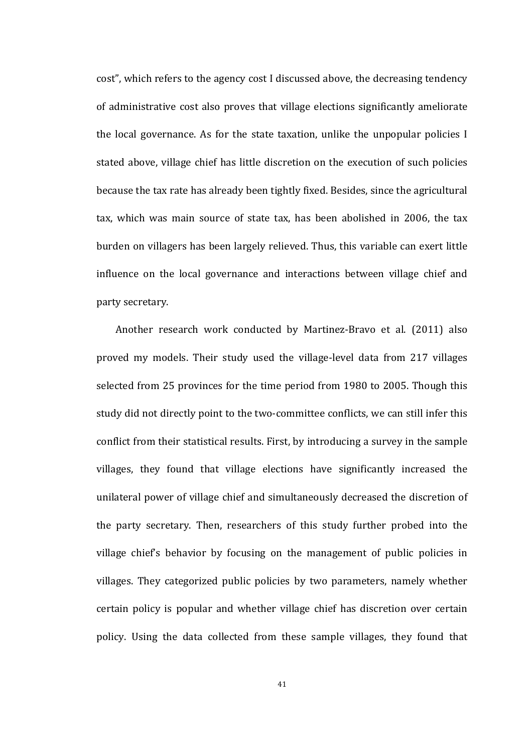cost", which refers to the agency cost I discussed above, the decreasing tendency of administrative cost also proves that village elections significantly ameliorate the local governance. As for the state taxation, unlike the unpopular policies I stated above, village chief has little discretion on the execution of such policies because the tax rate has already been tightly fixed. Besides, since the agricultural tax, which was main source of state tax, has been abolished in 2006, the tax burden on villagers has been largely relieved. Thus, this variable can exert little influence on the local governance and interactions between village chief and party secretary.

Another research work conducted by Martinez-Bravo et al. (2011) also proved my models. Their study used the village-level data from 217 villages selected from 25 provinces for the time period from 1980 to 2005. Though this study did not directly point to the two-committee conflicts, we can still infer this conflict from their statistical results. First, by introducing a survey in the sample villages, they found that village elections have significantly increased the unilateral power of village chief and simultaneously decreased the discretion of the party secretary. Then, researchers of this study further probed into the village chief's behavior by focusing on the management of public policies in villages. They categorized public policies by two parameters, namely whether certain policy is popular and whether village chief has discretion over certain policy. Using the data collected from these sample villages, they found that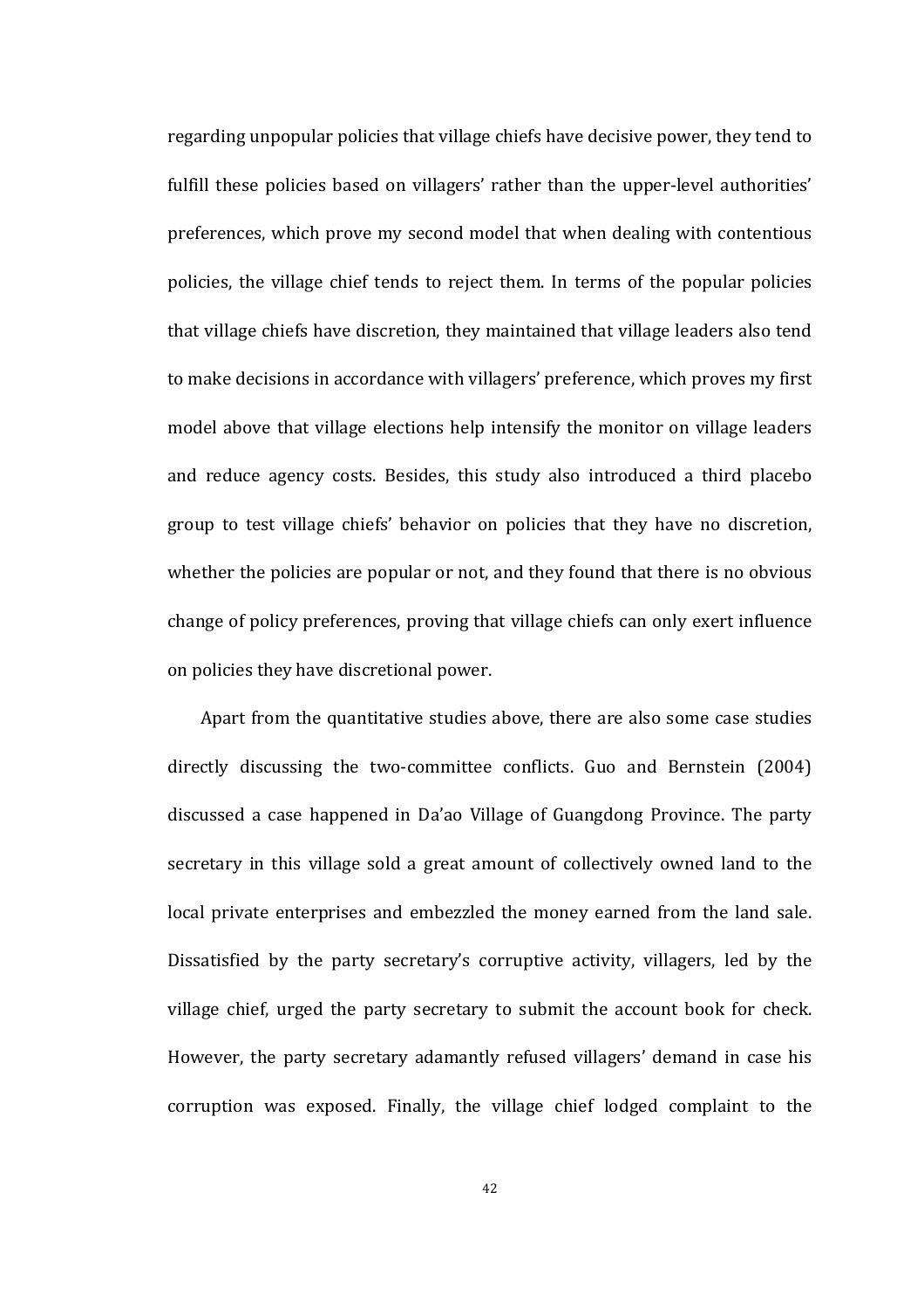regarding unpopular policies that village chiefs have decisive power, they tend to fulfill these policies based on villagers' rather than the upper-level authorities' preferences, which prove my second model that when dealing with contentious policies, the village chief tends to reject them. In terms of the popular policies that village chiefs have discretion, they maintained that village leaders also tend to make decisions in accordance with villagers' preference, which proves my first model above that village elections help intensify the monitor on village leaders and reduce agency costs. Besides, this study also introduced a third placebo group to test village chiefs' behavior on policies that they have no discretion, whether the policies are popular or not, and they found that there is no obvious change of policy preferences, proving that village chiefs can only exert influence on policies they have discretional power.

Apart from the quantitative studies above, there are also some case studies directly discussing the two-committee conflicts. Guo and Bernstein (2004) discussed a case happened in Da'ao Village of Guangdong Province. The party secretary in this village sold a great amount of collectively owned land to the local private enterprises and embezzled the money earned from the land sale. Dissatisfied by the party secretary's corruptive activity, villagers, led by the village chief, urged the party secretary to submit the account book for check. However, the party secretary adamantly refused villagers' demand in case his corruption was exposed. Finally, the village chief lodged complaint to the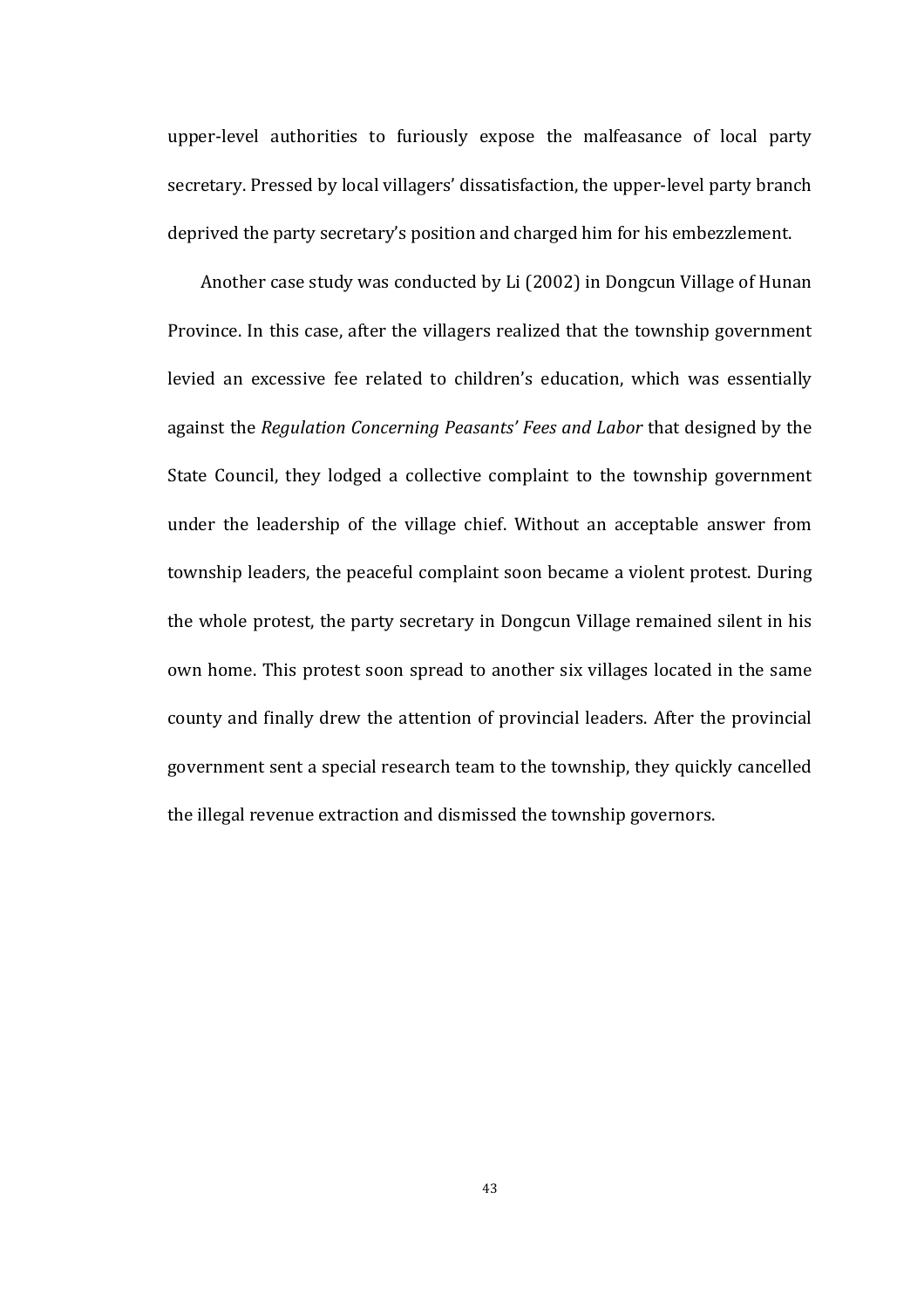upper-level authorities to furiously expose the malfeasance of local party secretary. Pressed by local villagers' dissatisfaction, the upper-level party branch deprived the party secretary's position and charged him for his embezzlement.

Another case study was conducted by Li (2002) in Dongcun Village of Hunan Province. In this case, after the villagers realized that the township government levied an excessive fee related to children's education, which was essentially against the *Regulation Concerning Peasants' Fees and Labor* that designed by the State Council, they lodged a collective complaint to the township government under the leadership of the village chief. Without an acceptable answer from township leaders, the peaceful complaint soon became a violent protest. During the whole protest, the party secretary in Dongcun Village remained silent in his own home. This protest soon spread to another six villages located in the same county and finally drew the attention of provincial leaders. After the provincial government sent a special research team to the township, they quickly cancelled the illegal revenue extraction and dismissed the township governors.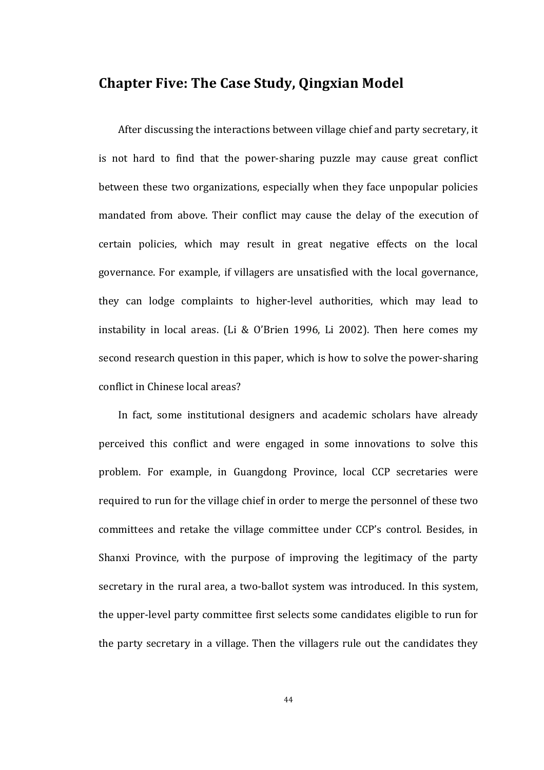## Chapter Five: The Case Study, Qingxian Model

After discussing the interactions between village chief and party secretary, it is not hard to find that the power-sharing puzzle may cause great conflict between these two organizations, especially when they face unpopular policies mandated from above. Their conflict may cause the delay of the execution of certain policies, which may result in great negative effects on the local governance. For example, if villagers are unsatisfied with the local governance, they can lodge complaints to higher-level authorities, which may lead to instability in local areas. (Li & O'Brien 1996, Li 2002). Then here comes my second research question in this paper, which is how to solve the power-sharing conflict in Chinese local areas?

In fact, some institutional designers and academic scholars have already perceived this conflict and were engaged in some innovations to solve this problem. For example, in Guangdong Province, local CCP secretaries were required to run for the village chief in order to merge the personnel of these two committees and retake the village committee under CCP's control. Besides, in Shanxi Province, with the purpose of improving the legitimacy of the party secretary in the rural area, a two-ballot system was introduced. In this system, the upper-level party committee first selects some candidates eligible to run for the party secretary in a village. Then the villagers rule out the candidates they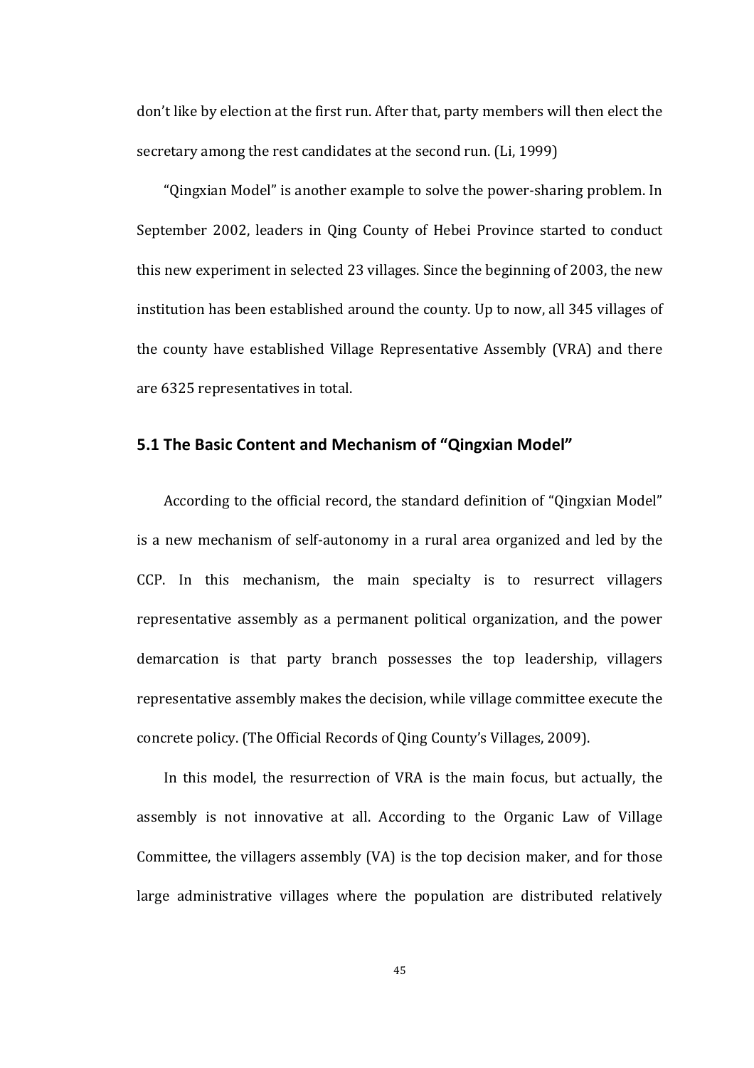don't like by election at the first run. After that, party members will then elect the secretary among the rest candidates at the second run. (Li, 1999)

"Qingxian Model" is another example to solve the power-sharing problem. In September 2002, leaders in Qing County of Hebei Province started to conduct this new experiment in selected 23 villages. Since the beginning of 2003, the new institution has been established around the county. Up to now, all 345 villages of the county have established Village Representative Assembly (VRA) and there are 6325 representatives in total.

## 5.1 The Basic Content and Mechanism of "Qingxian Model"

According to the official record, the standard definition of "Qingxian Model" is a new mechanism of self-autonomy in a rural area organized and led by the CCP. In this mechanism, the main specialty is to resurrect villagers representative assembly as a permanent political organization, and the power demarcation is that party branch possesses the top leadership, villagers representative assembly makes the decision, while village committee execute the concrete policy. (The Official Records of Qing County's Villages, 2009).

In this model, the resurrection of VRA is the main focus, but actually, the assembly is not innovative at all. According to the Organic Law of Village Committee, the villagers assembly (VA) is the top decision maker, and for those large administrative villages where the population are distributed relatively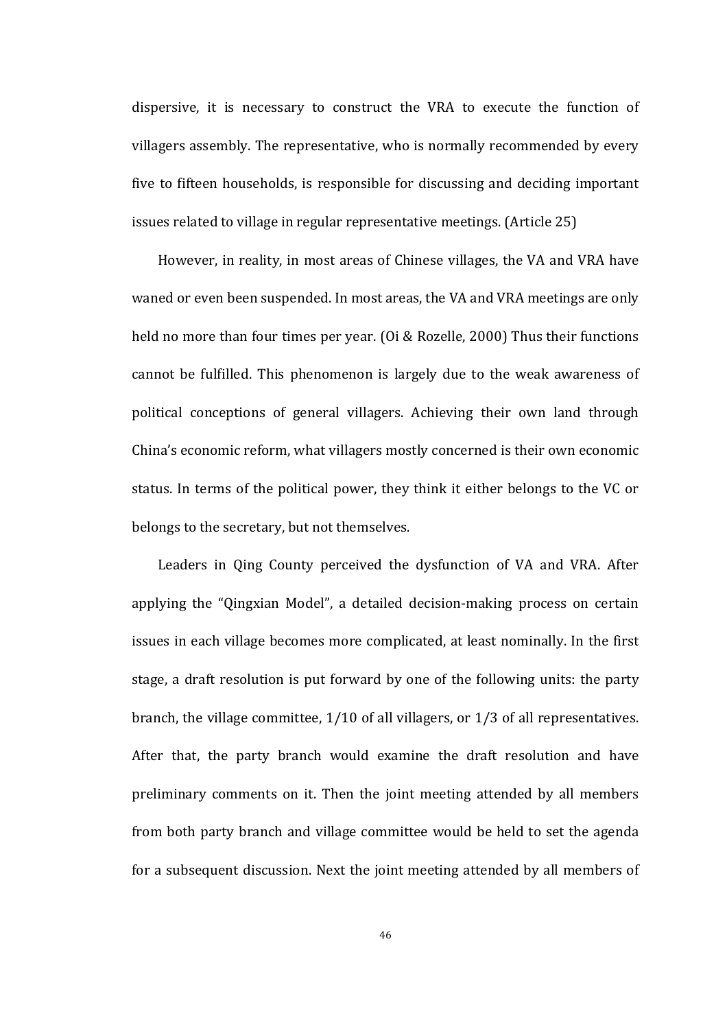dispersive, it is necessary to construct the VRA to execute the function of villagers assembly. The representative, who is normally recommended by every five to fifteen households, is responsible for discussing and deciding important issues related to village in regular representative meetings. (Article 25)

However, in reality, in most areas of Chinese villages, the VA and VRA have waned or even been suspended. In most areas, the VA and VRA meetings are only held no more than four times per year. (Oi & Rozelle, 2000) Thus their functions cannot be fulfilled. This phenomenon is largely due to the weak awareness of political conceptions of general villagers. Achieving their own land through China's economic reform, what villagers mostly concerned is their own economic status. In terms of the political power, they think it either belongs to the VC or belongs to the secretary, but not themselves.

Leaders in Qing County perceived the dysfunction of VA and VRA. After applying the "Qingxian Model", a detailed decision-making process on certain issues in each village becomes more complicated, at least nominally. In the first stage, a draft resolution is put forward by one of the following units: the party branch, the village committee, 1/10 of all villagers, or 1/3 of all representatives. After that, the party branch would examine the draft resolution and have preliminary comments on it. Then the joint meeting attended by all members from both party branch and village committee would be held to set the agenda for a subsequent discussion. Next the joint meeting attended by all members of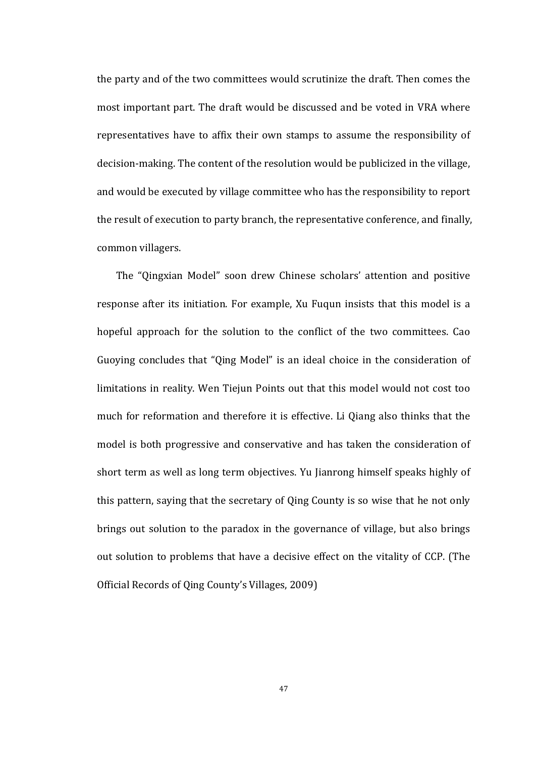the party and of the two committees would scrutinize the draft. Then comes the most important part. The draft would be discussed and be voted in VRA where representatives have to affix their own stamps to assume the responsibility of decision-making. The content of the resolution would be publicized in the village, and would be executed by village committee who has the responsibility to report the result of execution to party branch, the representative conference, and finally, common villagers.

The "Qingxian Model" soon drew Chinese scholars' attention and positive response after its initiation. For example, Xu Fuqun insists that this model is a hopeful approach for the solution to the conflict of the two committees. Cao Guoying concludes that "Qing Model" is an ideal choice in the consideration of limitations in reality. Wen Tiejun Points out that this model would not cost too much for reformation and therefore it is effective. Li Qiang also thinks that the model is both progressive and conservative and has taken the consideration of short term as well as long term objectives. Yu Jianrong himself speaks highly of this pattern, saying that the secretary of Qing County is so wise that he not only brings out solution to the paradox in the governance of village, but also brings out solution to problems that have a decisive effect on the vitality of CCP. (The Official Records of Qing County's Villages, 2009)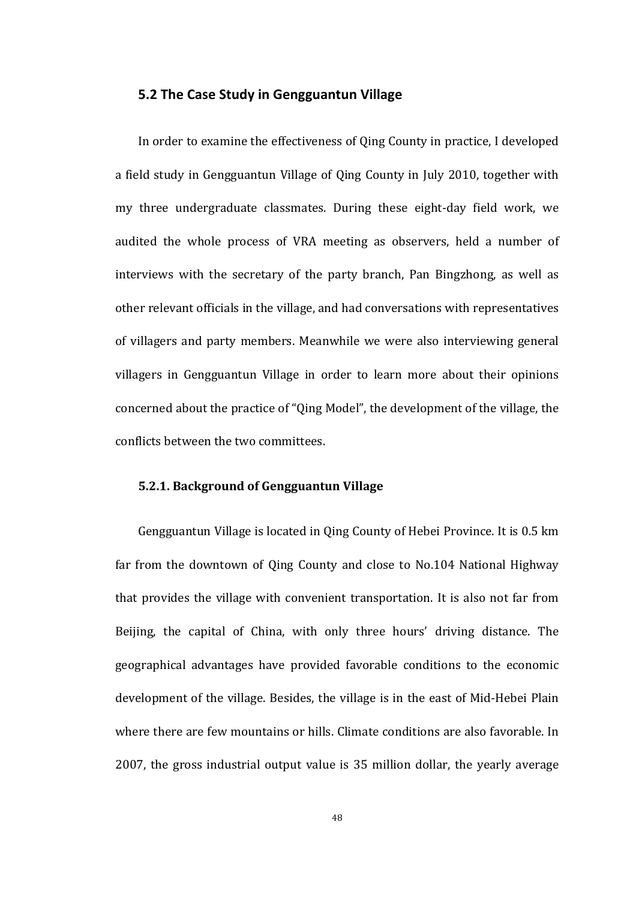## 5.2 The Case Study in Gengguantun Village

In order to examine the effectiveness of Qing County in practice, I developed a field study in Gengguantun Village of Qing County in July 2010, together with my three undergraduate classmates. During these eight-day field work, we audited the whole process of VRA meeting as observers, held a number of interviews with the secretary of the party branch, Pan Bingzhong, as well as other relevant officials in the village, and had conversations with representatives of villagers and party members. Meanwhile we were also interviewing general villagers in Gengguantun Village in order to learn more about their opinions concerned about the practice of "Qing Model", the development of the village, the conflicts between the two committees.

### 5.2.1. Background of Gengguantun Village

Gengguantun Village is located in Qing County of Hebei Province. It is 0.5 km far from the downtown of Qing County and close to No.104 National Highway that provides the village with convenient transportation. It is also not far from Beijing, the capital of China, with only three hours' driving distance. The geographical advantages have provided favorable conditions to the economic development of the village. Besides, the village is in the east of Mid-Hebei Plain where there are few mountains or hills. Climate conditions are also favorable. In 2007, the gross industrial output value is 35 million dollar, the yearly average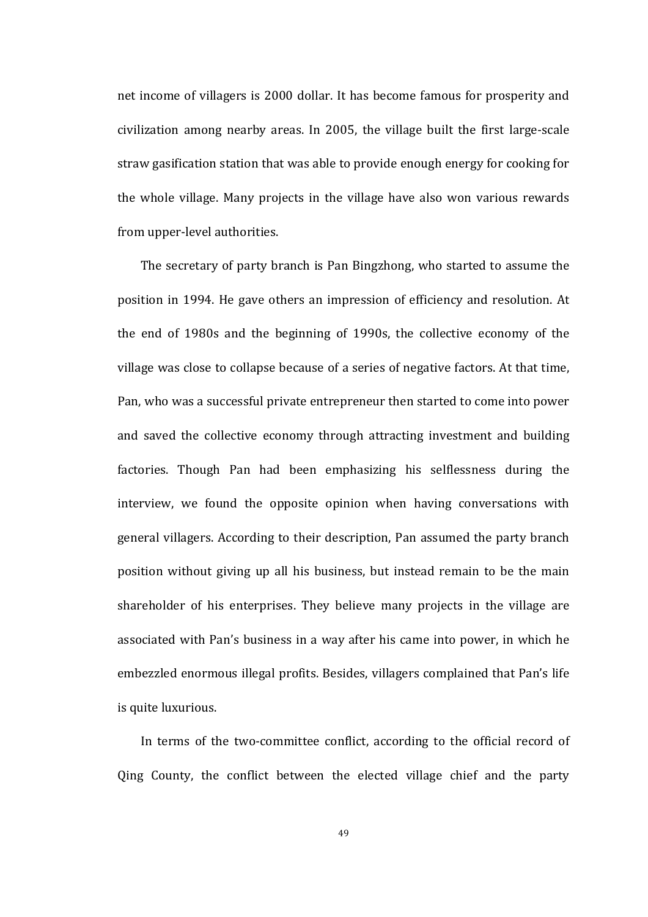net income of villagers is 2000 dollar. It has become famous for prosperity and civilization among nearby areas. In 2005, the village built the first large-scale straw gasification station that was able to provide enough energy for cooking for the whole village. Many projects in the village have also won various rewards from upper-level authorities.

The secretary of party branch is Pan Bingzhong, who started to assume the position in 1994. He gave others an impression of efficiency and resolution. At the end of 1980s and the beginning of 1990s, the collective economy of the village was close to collapse because of a series of negative factors. At that time, Pan, who was a successful private entrepreneur then started to come into power and saved the collective economy through attracting investment and building factories. Though Pan had been emphasizing his selflessness during the interview, we found the opposite opinion when having conversations with general villagers. According to their description, Pan assumed the party branch position without giving up all his business, but instead remain to be the main shareholder of his enterprises. They believe many projects in the village are associated with Pan's business in a way after his came into power, in which he embezzled enormous illegal profits. Besides, villagers complained that Pan's life is quite luxurious.

In terms of the two-committee conflict, according to the official record of Qing County, the conflict between the elected village chief and the party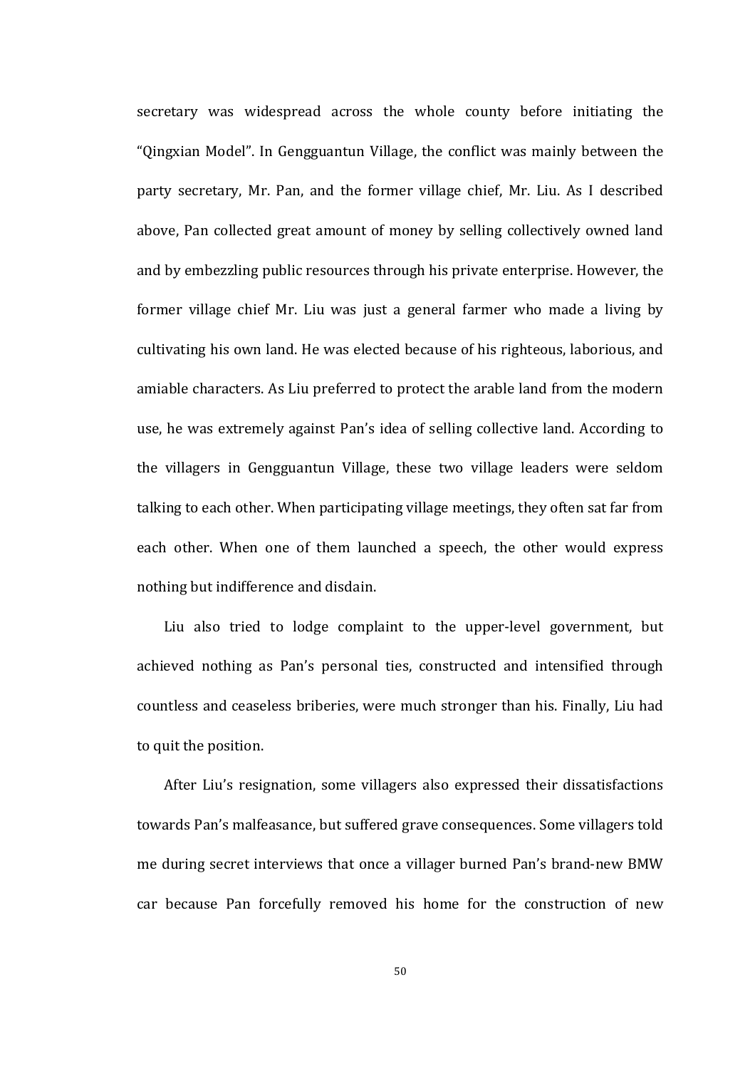secretary was widespread across the whole county before initiating the "Qingxian Model". In Gengguantun Village, the conflict was mainly between the party secretary, Mr. Pan, and the former village chief, Mr. Liu. As I described above, Pan collected great amount of money by selling collectively owned land and by embezzling public resources through his private enterprise. However, the former village chief Mr. Liu was just a general farmer who made a living by cultivating his own land. He was elected because of his righteous, laborious, and amiable characters. As Liu preferred to protect the arable land from the modern use, he was extremely against Pan's idea of selling collective land. According to the villagers in Gengguantun Village, these two village leaders were seldom talking to each other. When participating village meetings, they often sat far from each other. When one of them launched a speech, the other would express nothing but indifference and disdain.

Liu also tried to lodge complaint to the upper-level government, but achieved nothing as Pan's personal ties, constructed and intensified through countless and ceaseless briberies, were much stronger than his. Finally, Liu had to quit the position.

After Liu's resignation, some villagers also expressed their dissatisfactions towards Pan's malfeasance, but suffered grave consequences. Some villagers told me during secret interviews that once a villager burned Pan's brand-new BMW car because Pan forcefully removed his home for the construction of new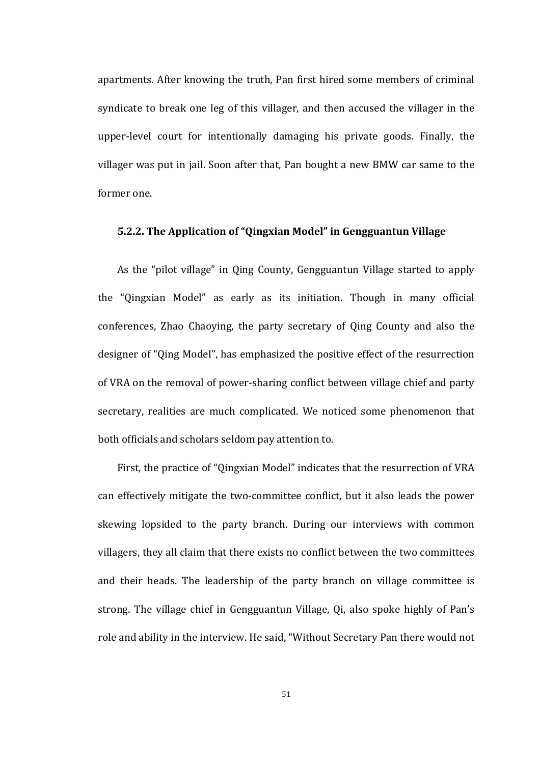apartments. After knowing the truth, Pan first hired some members of criminal syndicate to break one leg of this villager, and then accused the villager in the upper-level court for intentionally damaging his private goods. Finally, the villager was put in jail. Soon after that, Pan bought a new BMW car same to the former one.

### 5.2.2. The Application of "Qingxian Model" in Gengguantun Village

As the "pilot village" in Qing County, Gengguantun Village started to apply the "Qingxian Model" as early as its initiation. Though in many official conferences, Zhao Chaoying, the party secretary of Qing County and also the designer of "Qing Model", has emphasized the positive effect of the resurrection of VRA on the removal of power-sharing conflict between village chief and party secretary, realities are much complicated. We noticed some phenomenon that both officials and scholars seldom pay attention to.

First, the practice of "Qingxian Model" indicates that the resurrection of VRA can effectively mitigate the two-committee conflict, but it also leads the power skewing lopsided to the party branch. During our interviews with common villagers, they all claim that there exists no conflict between the two committees and their heads. The leadership of the party branch on village committee is strong. The village chief in Gengguantun Village, Qi, also spoke highly of Pan's role and ability in the interview. He said, "Without Secretary Pan there would not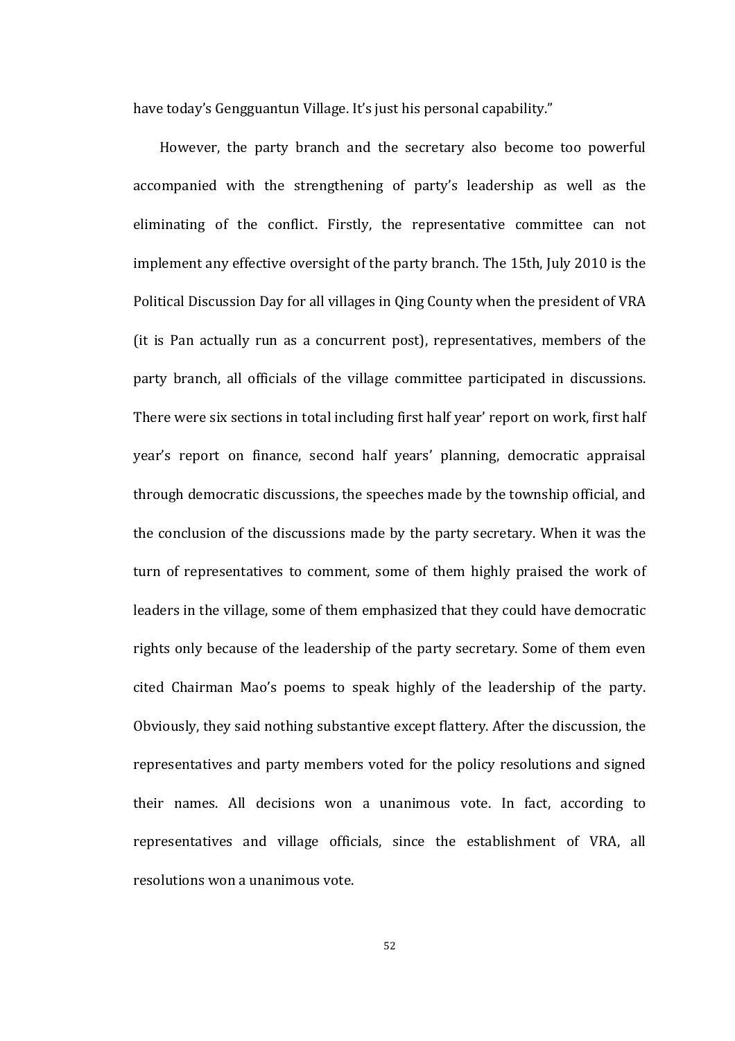have today's Gengguantun Village. It's just his personal capability."

However, the party branch and the secretary also become too powerful accompanied with the strengthening of party's leadership as well as the eliminating of the conflict. Firstly, the representative committee can not implement any effective oversight of the party branch. The 15th, July 2010 is the Political Discussion Day for all villages in Qing County when the president of VRA (it is Pan actually run as a concurrent post), representatives, members of the party branch, all officials of the village committee participated in discussions. There were six sections in total including first half year' report on work, first half year's report on finance, second half years' planning, democratic appraisal through democratic discussions, the speeches made by the township official, and the conclusion of the discussions made by the party secretary. When it was the turn of representatives to comment, some of them highly praised the work of leaders in the village, some of them emphasized that they could have democratic rights only because of the leadership of the party secretary. Some of them even cited Chairman Mao's poems to speak highly of the leadership of the party. Obviously, they said nothing substantive except flattery. After the discussion, the representatives and party members voted for the policy resolutions and signed their names. All decisions won a unanimous vote. In fact, according to representatives and village officials, since the establishment of VRA, all resolutions won a unanimous vote.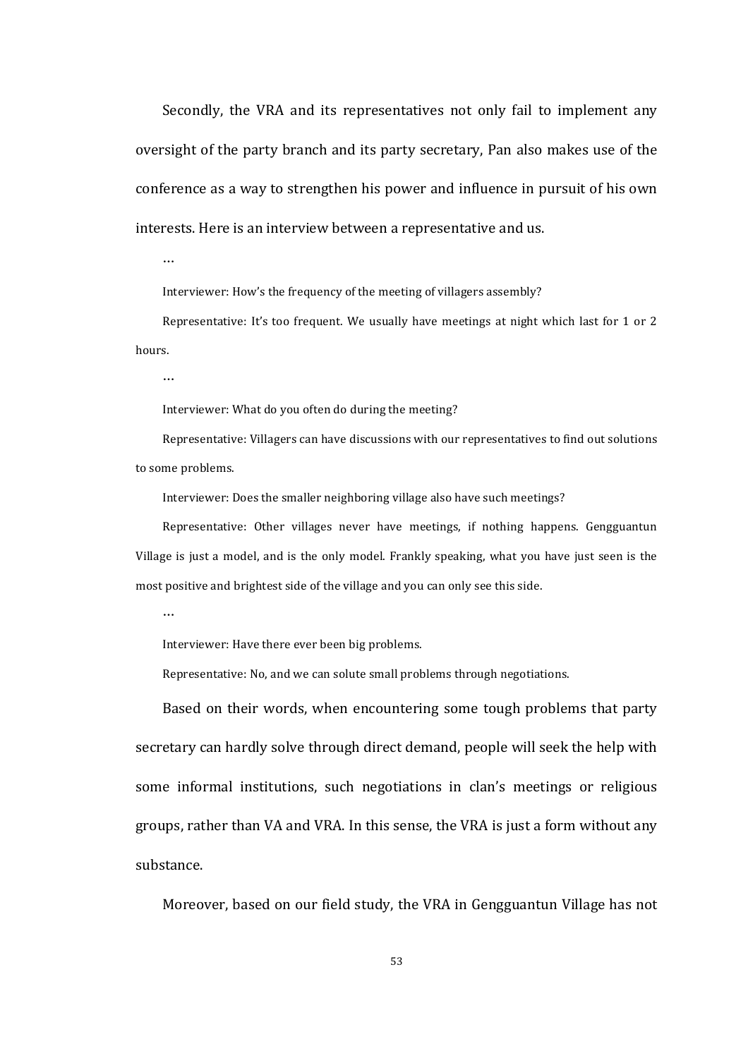Secondly, the VRA and its representatives not only fail to implement any oversight of the party branch and its party secretary, Pan also makes use of the conference as a way to strengthen his power and influence in pursuit of his own interests. Here is an interview between a representative and us.

…

Interviewer: How's the frequency of the meeting of villagers assembly?

Representative: It's too frequent. We usually have meetings at night which last for 1 or 2 hours.

…

Interviewer: What do you often do during the meeting?

Representative: Villagers can have discussions with our representatives to find out solutions to some problems.

Interviewer: Does the smaller neighboring village also have such meetings?

Representative: Other villages never have meetings, if nothing happens. Gengguantun Village is just a model, and is the only model. Frankly speaking, what you have just seen is the most positive and brightest side of the village and you can only see this side.

…

Interviewer: Have there ever been big problems.

Representative: No, and we can solute small problems through negotiations.

Based on their words, when encountering some tough problems that party secretary can hardly solve through direct demand, people will seek the help with some informal institutions, such negotiations in clan's meetings or religious groups, rather than VA and VRA. In this sense, the VRA is just a form without any substance.

Moreover, based on our field study, the VRA in Gengguantun Village has not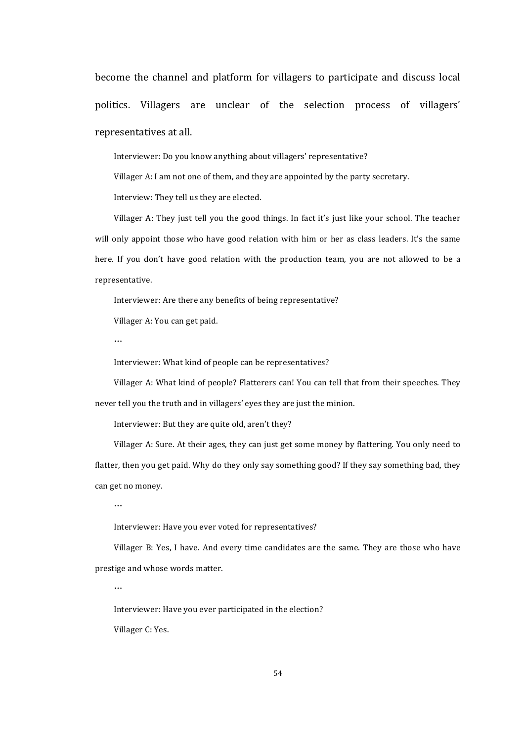become the channel and platform for villagers to participate and discuss local politics. Villagers are unclear of the selection process of villagers' representatives at all.

Interviewer: Do you know anything about villagers' representative?

Villager A: I am not one of them, and they are appointed by the party secretary.

Interview: They tell us they are elected.

Villager A: They just tell you the good things. In fact it's just like your school. The teacher will only appoint those who have good relation with him or her as class leaders. It's the same here. If you don't have good relation with the production team, you are not allowed to be a representative.

Interviewer: Are there any benefits of being representative?

Villager A: You can get paid.

…

Interviewer: What kind of people can be representatives?

Villager A: What kind of people? Flatterers can! You can tell that from their speeches. They never tell you the truth and in villagers' eyes they are just the minion.

Interviewer: But they are quite old, aren't they?

Villager A: Sure. At their ages, they can just get some money by flattering. You only need to flatter, then you get paid. Why do they only say something good? If they say something bad, they can get no money.

…

Interviewer: Have you ever voted for representatives?

Villager B: Yes, I have. And every time candidates are the same. They are those who have prestige and whose words matter.

…

Interviewer: Have you ever participated in the election?

Villager C: Yes.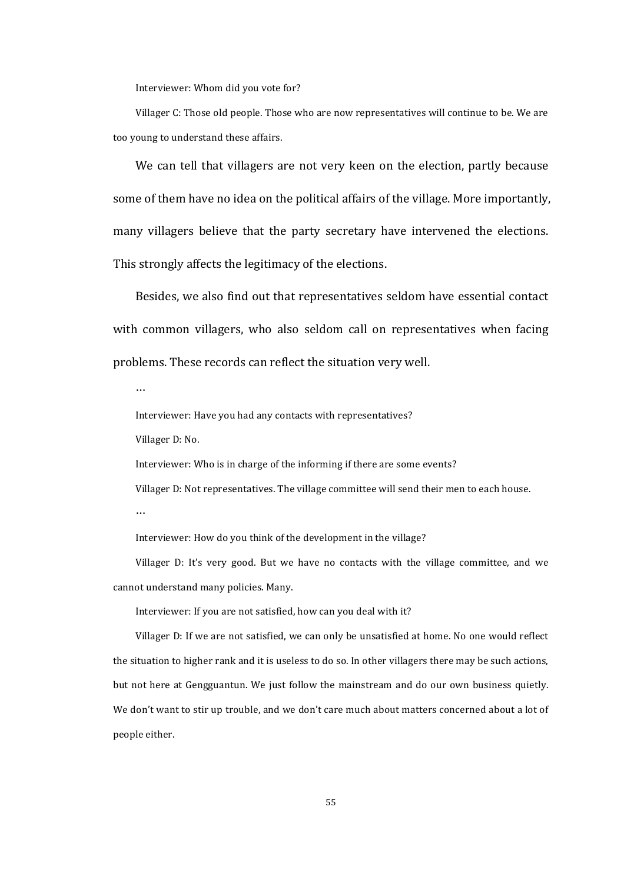Interviewer: Whom did you vote for?

Villager C: Those old people. Those who are now representatives will continue to be. We are too young to understand these affairs.

We can tell that villagers are not very keen on the election, partly because some of them have no idea on the political affairs of the village. More importantly, many villagers believe that the party secretary have intervened the elections. This strongly affects the legitimacy of the elections.

Besides, we also find out that representatives seldom have essential contact with common villagers, who also seldom call on representatives when facing problems. These records can reflect the situation very well.

…

Interviewer: Have you had any contacts with representatives?

Villager D: No.

Interviewer: Who is in charge of the informing if there are some events?

Villager D: Not representatives. The village committee will send their men to each house.

…

Interviewer: How do you think of the development in the village?

Villager D: It's very good. But we have no contacts with the village committee, and we cannot understand many policies. Many.

Interviewer: If you are not satisfied, how can you deal with it?

Villager D: If we are not satisfied, we can only be unsatisfied at home. No one would reflect the situation to higher rank and it is useless to do so. In other villagers there may be such actions, but not here at Gengguantun. We just follow the mainstream and do our own business quietly. We don't want to stir up trouble, and we don't care much about matters concerned about a lot of people either.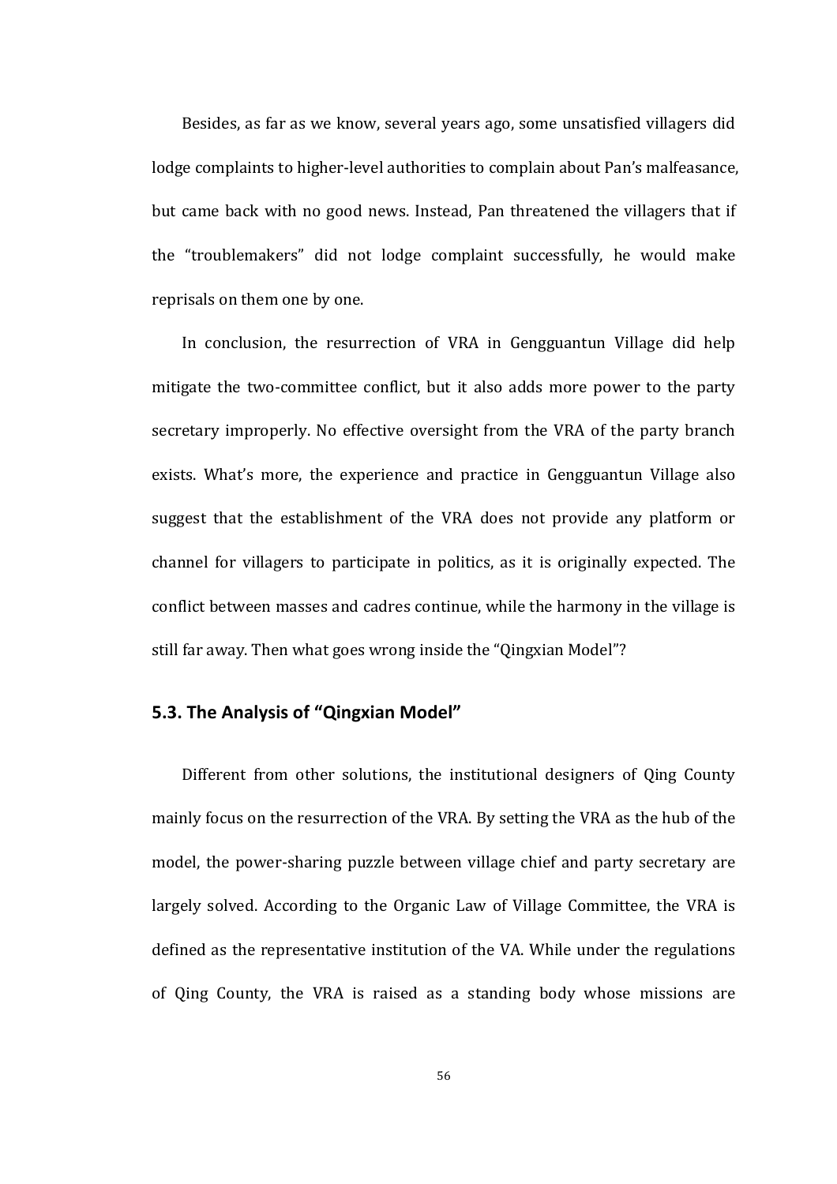Besides, as far as we know, several years ago, some unsatisfied villagers did lodge complaints to higher-level authorities to complain about Pan's malfeasance, but came back with no good news. Instead, Pan threatened the villagers that if the "troublemakers" did not lodge complaint successfully, he would make reprisals on them one by one.

In conclusion, the resurrection of VRA in Gengguantun Village did help mitigate the two-committee conflict, but it also adds more power to the party secretary improperly. No effective oversight from the VRA of the party branch exists. What's more, the experience and practice in Gengguantun Village also suggest that the establishment of the VRA does not provide any platform or channel for villagers to participate in politics, as it is originally expected. The conflict between masses and cadres continue, while the harmony in the village is still far away. Then what goes wrong inside the "Qingxian Model"?

### 5.3. The Analysis of "Qingxian Model"

Different from other solutions, the institutional designers of Qing County mainly focus on the resurrection of the VRA. By setting the VRA as the hub of the model, the power-sharing puzzle between village chief and party secretary are largely solved. According to the Organic Law of Village Committee, the VRA is defined as the representative institution of the VA. While under the regulations of Qing County, the VRA is raised as a standing body whose missions are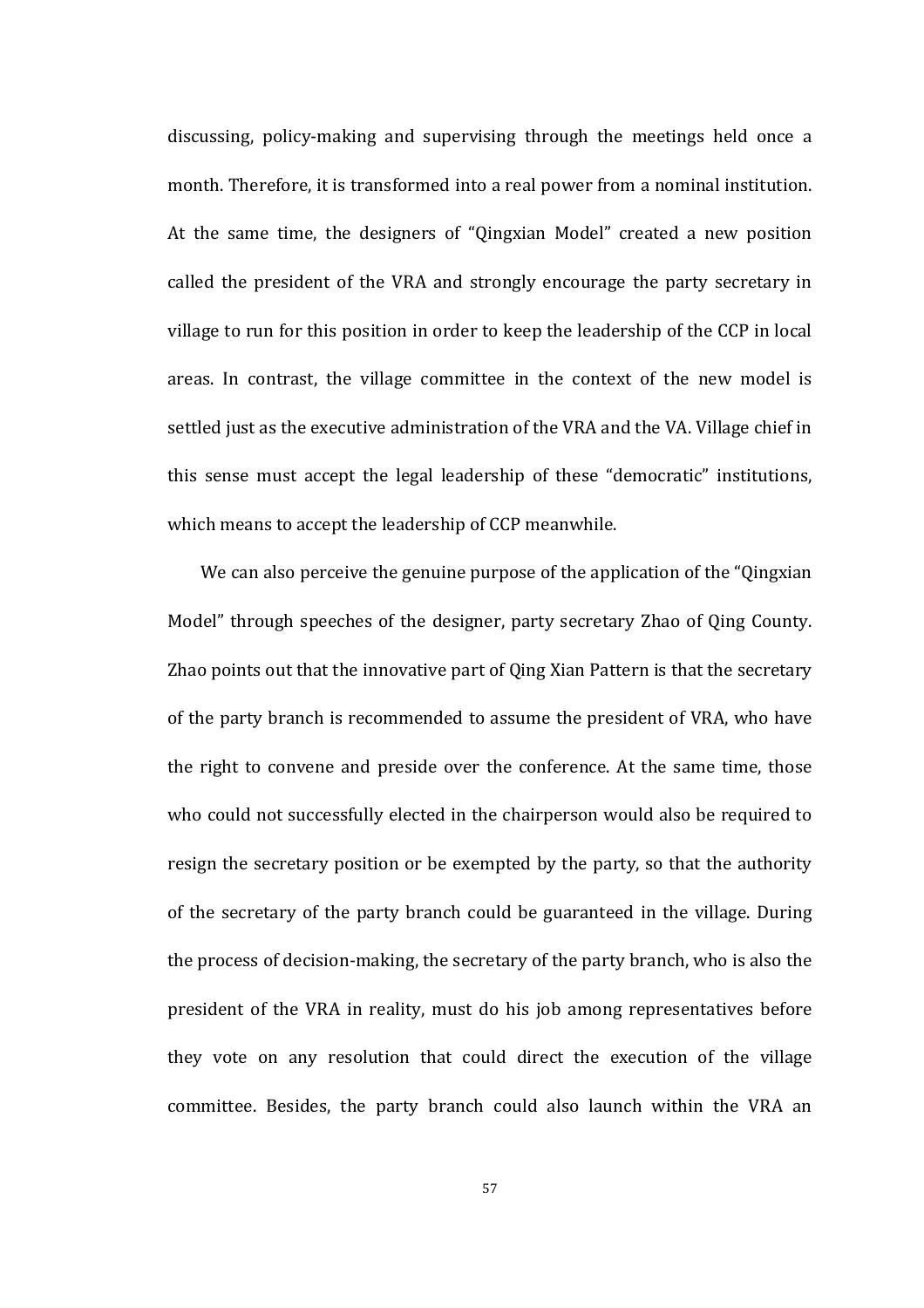discussing, policy-making and supervising through the meetings held once a month. Therefore, it is transformed into a real power from a nominal institution. At the same time, the designers of "Qingxian Model" created a new position called the president of the VRA and strongly encourage the party secretary in village to run for this position in order to keep the leadership of the CCP in local areas. In contrast, the village committee in the context of the new model is settled just as the executive administration of the VRA and the VA. Village chief in this sense must accept the legal leadership of these "democratic" institutions, which means to accept the leadership of CCP meanwhile.

We can also perceive the genuine purpose of the application of the "Qingxian Model" through speeches of the designer, party secretary Zhao of Qing County. Zhao points out that the innovative part of Qing Xian Pattern is that the secretary of the party branch is recommended to assume the president of VRA, who have the right to convene and preside over the conference. At the same time, those who could not successfully elected in the chairperson would also be required to resign the secretary position or be exempted by the party, so that the authority of the secretary of the party branch could be guaranteed in the village. During the process of decision-making, the secretary of the party branch, who is also the president of the VRA in reality, must do his job among representatives before they vote on any resolution that could direct the execution of the village committee. Besides, the party branch could also launch within the VRA an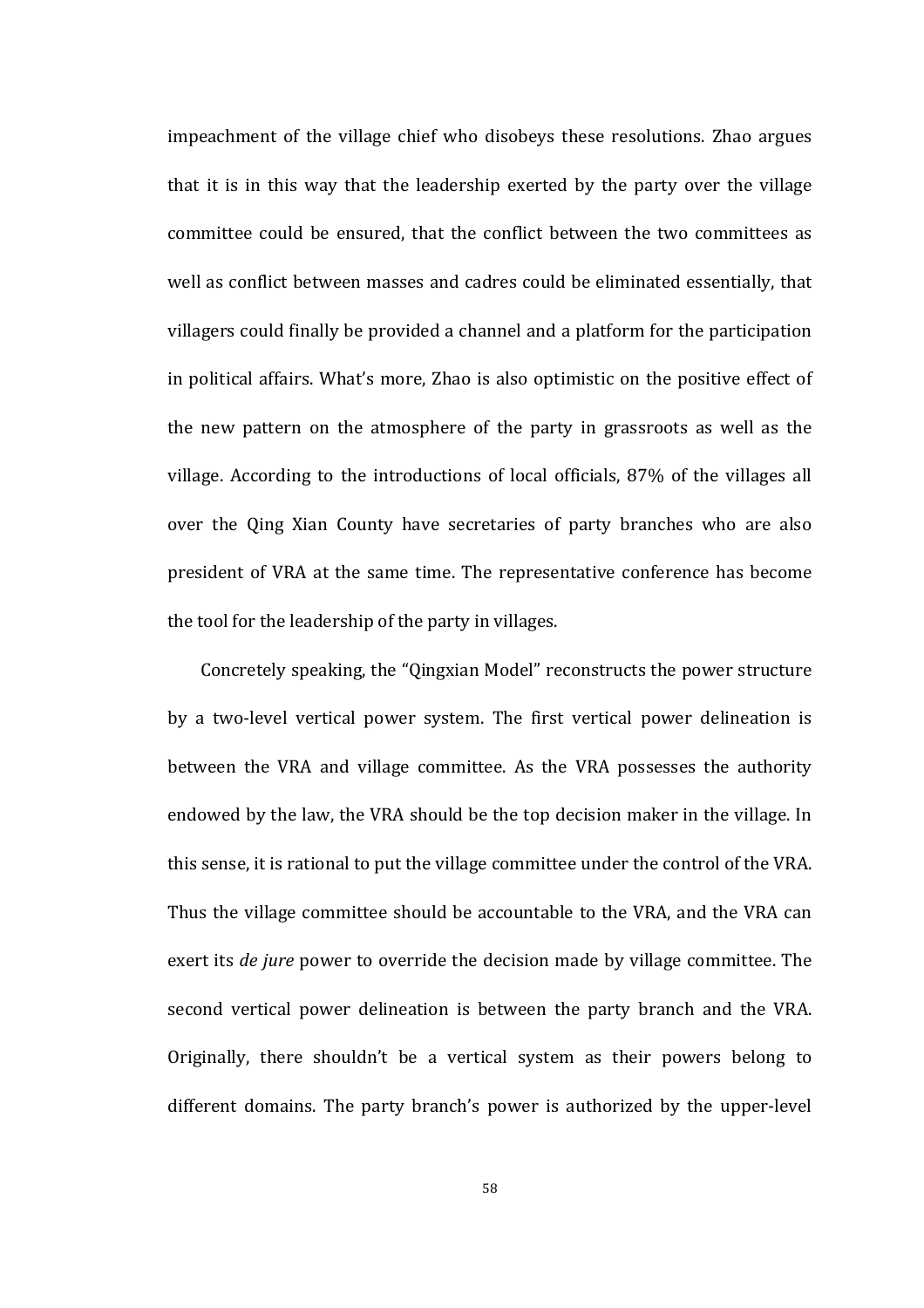impeachment of the village chief who disobeys these resolutions. Zhao argues that it is in this way that the leadership exerted by the party over the village committee could be ensured, that the conflict between the two committees as well as conflict between masses and cadres could be eliminated essentially, that villagers could finally be provided a channel and a platform for the participation in political affairs. What's more, Zhao is also optimistic on the positive effect of the new pattern on the atmosphere of the party in grassroots as well as the village. According to the introductions of local officials, 87% of the villages all over the Qing Xian County have secretaries of party branches who are also president of VRA at the same time. The representative conference has become the tool for the leadership of the party in villages.

Concretely speaking, the "Qingxian Model" reconstructs the power structure by a two-level vertical power system. The first vertical power delineation is between the VRA and village committee. As the VRA possesses the authority endowed by the law, the VRA should be the top decision maker in the village. In this sense, it is rational to put the village committee under the control of the VRA. Thus the village committee should be accountable to the VRA, and the VRA can exert its *de jure* power to override the decision made by village committee. The second vertical power delineation is between the party branch and the VRA. Originally, there shouldn't be a vertical system as their powers belong to different domains. The party branch's power is authorized by the upper-level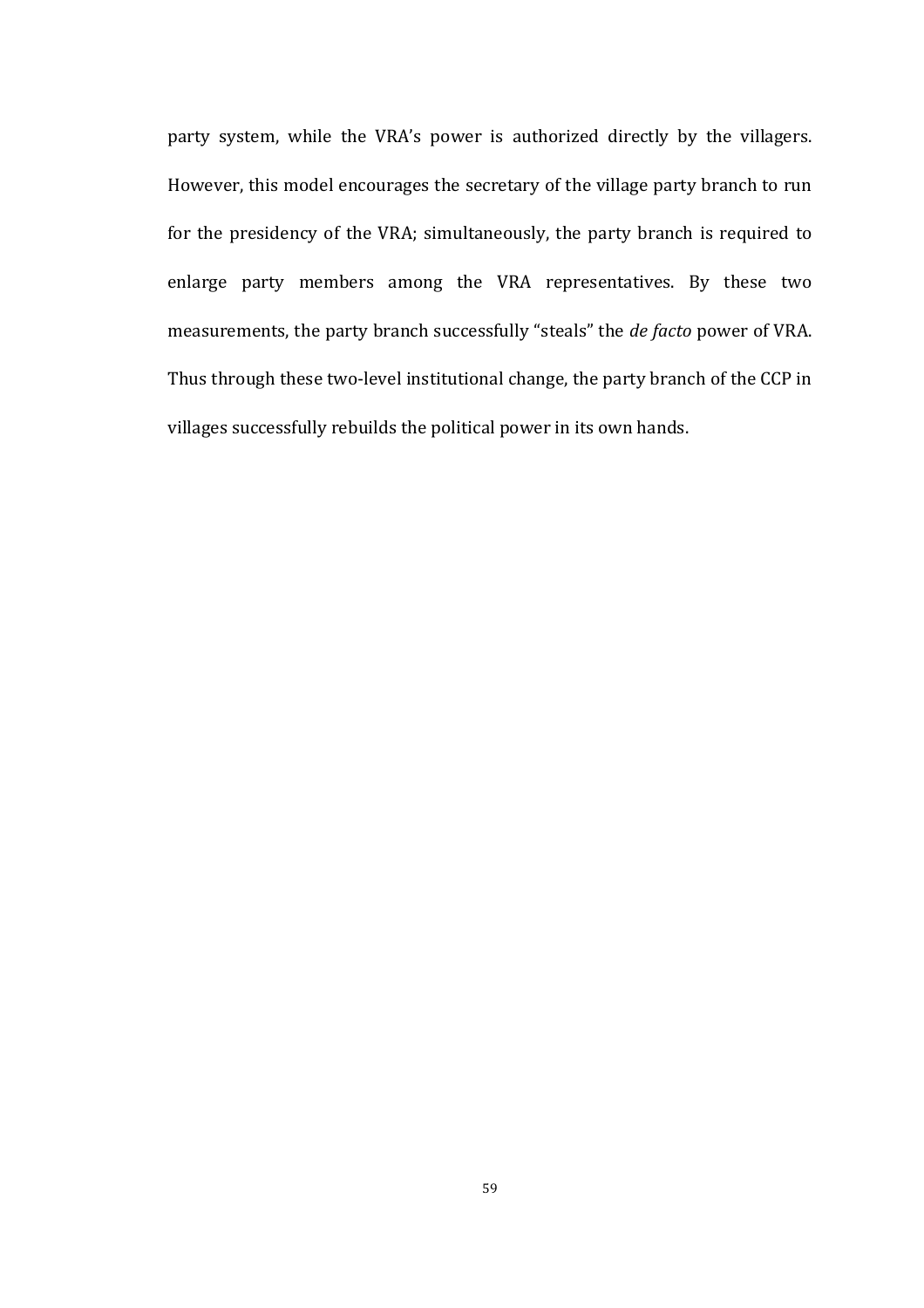party system, while the VRA's power is authorized directly by the villagers. However, this model encourages the secretary of the village party branch to run for the presidency of the VRA; simultaneously, the party branch is required to enlarge party members among the VRA representatives. By these two measurements, the party branch successfully "steals" the *de facto* power of VRA. Thus through these two-level institutional change, the party branch of the CCP in villages successfully rebuilds the political power in its own hands.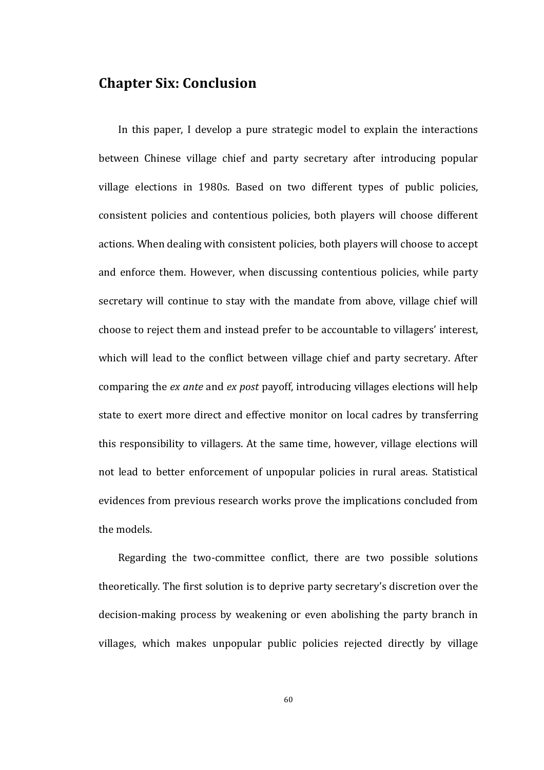## Chapter Six: Conclusion

In this paper, I develop a pure strategic model to explain the interactions between Chinese village chief and party secretary after introducing popular village elections in 1980s. Based on two different types of public policies, consistent policies and contentious policies, both players will choose different actions. When dealing with consistent policies, both players will choose to accept and enforce them. However, when discussing contentious policies, while party secretary will continue to stay with the mandate from above, village chief will choose to reject them and instead prefer to be accountable to villagers' interest, which will lead to the conflict between village chief and party secretary. After comparing the *ex ante* and *ex post* payoff, introducing villages elections will help state to exert more direct and effective monitor on local cadres by transferring this responsibility to villagers. At the same time, however, village elections will not lead to better enforcement of unpopular policies in rural areas. Statistical evidences from previous research works prove the implications concluded from the models.

Regarding the two-committee conflict, there are two possible solutions theoretically. The first solution is to deprive party secretary's discretion over the decision-making process by weakening or even abolishing the party branch in villages, which makes unpopular public policies rejected directly by village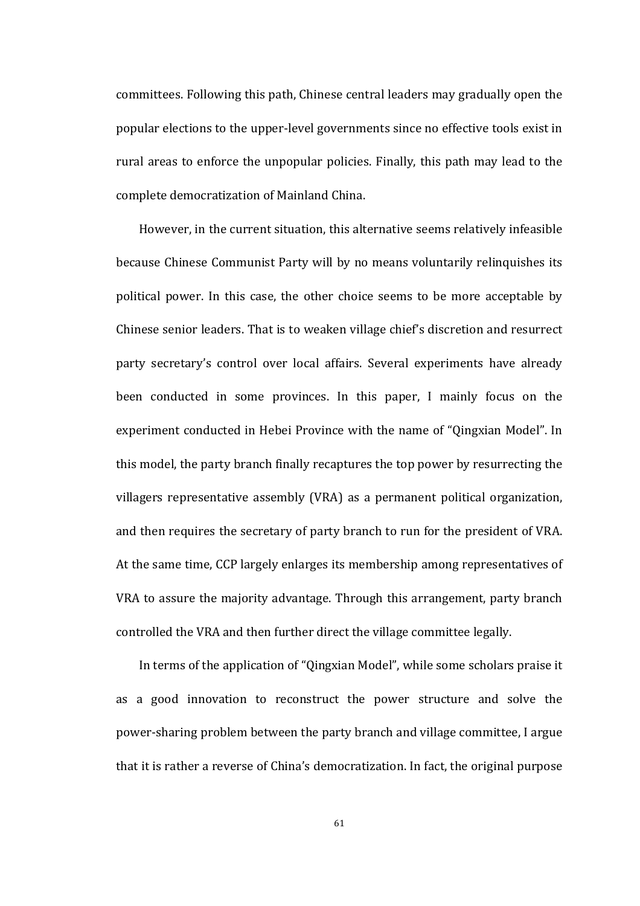committees. Following this path, Chinese central leaders may gradually open the popular elections to the upper-level governments since no effective tools exist in rural areas to enforce the unpopular policies. Finally, this path may lead to the complete democratization of Mainland China.

However, in the current situation, this alternative seems relatively infeasible because Chinese Communist Party will by no means voluntarily relinquishes its political power. In this case, the other choice seems to be more acceptable by Chinese senior leaders. That is to weaken village chief's discretion and resurrect party secretary's control over local affairs. Several experiments have already been conducted in some provinces. In this paper, I mainly focus on the experiment conducted in Hebei Province with the name of "Qingxian Model". In this model, the party branch finally recaptures the top power by resurrecting the villagers representative assembly (VRA) as a permanent political organization, and then requires the secretary of party branch to run for the president of VRA. At the same time, CCP largely enlarges its membership among representatives of VRA to assure the majority advantage. Through this arrangement, party branch controlled the VRA and then further direct the village committee legally.

In terms of the application of "Qingxian Model", while some scholars praise it as a good innovation to reconstruct the power structure and solve the power-sharing problem between the party branch and village committee, I argue that it is rather a reverse of China's democratization. In fact, the original purpose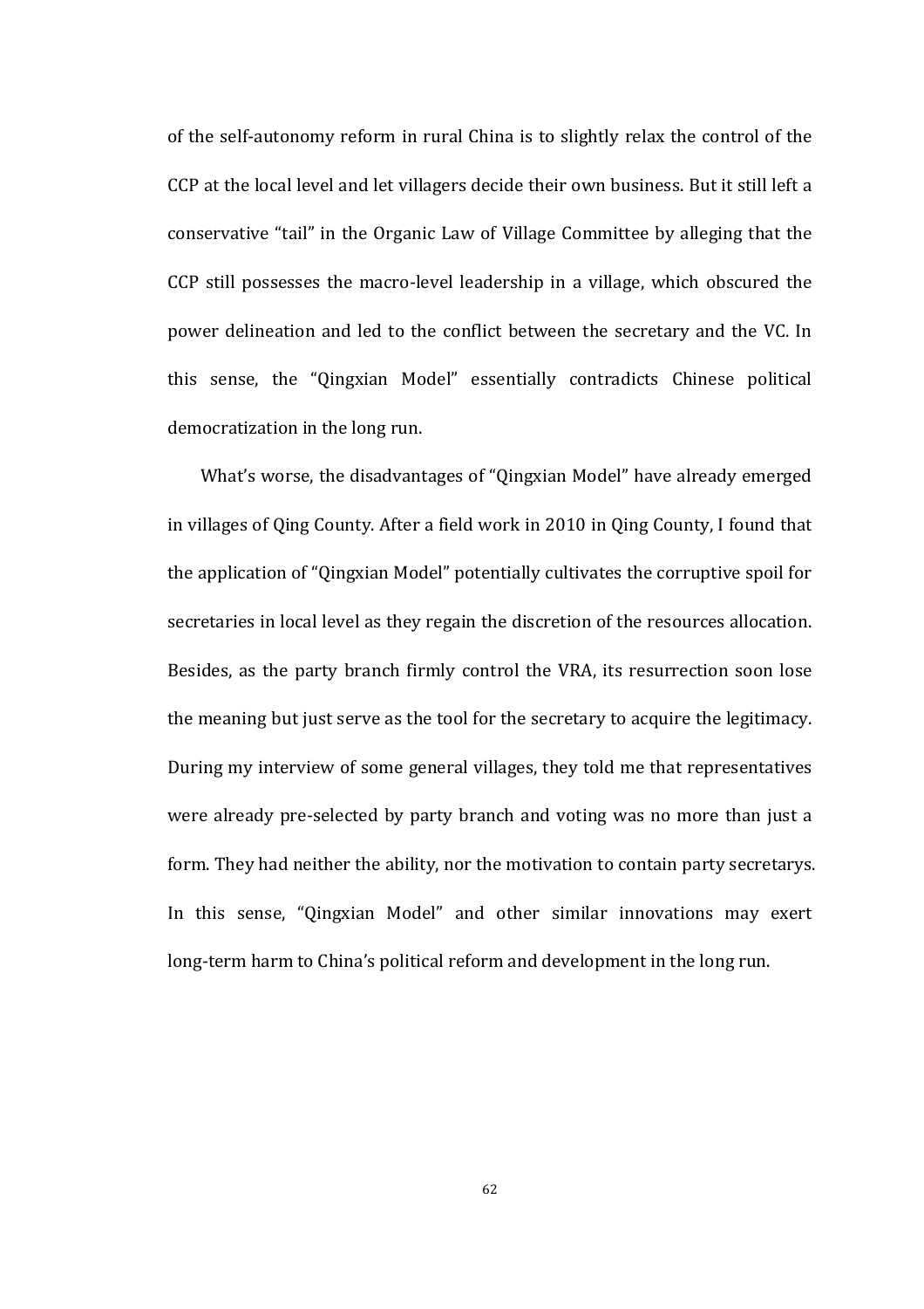of the self-autonomy reform in rural China is to slightly relax the control of the CCP at the local level and let villagers decide their own business. But it still left a conservative "tail" in the Organic Law of Village Committee by alleging that the CCP still possesses the macro-level leadership in a village, which obscured the power delineation and led to the conflict between the secretary and the VC. In this sense, the "Qingxian Model" essentially contradicts Chinese political democratization in the long run.

What's worse, the disadvantages of "Qingxian Model" have already emerged in villages of Qing County. After a field work in 2010 in Qing County, I found that the application of "Qingxian Model" potentially cultivates the corruptive spoil for secretaries in local level as they regain the discretion of the resources allocation. Besides, as the party branch firmly control the VRA, its resurrection soon lose the meaning but just serve as the tool for the secretary to acquire the legitimacy. During my interview of some general villages, they told me that representatives were already pre-selected by party branch and voting was no more than just a form. They had neither the ability, nor the motivation to contain party secretarys. In this sense, "Qingxian Model" and other similar innovations may exert long-term harm to China's political reform and development in the long run.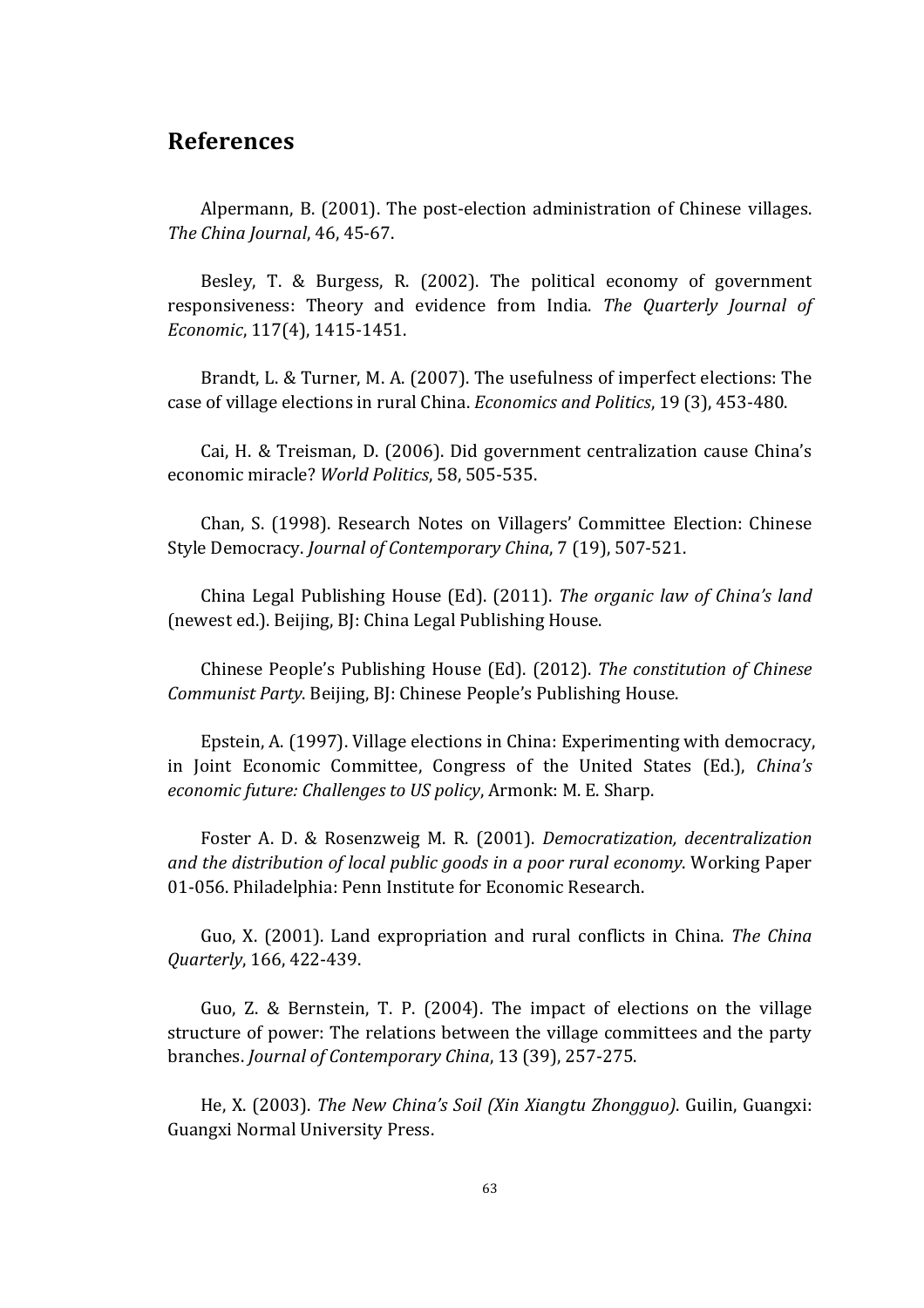## References

Alpermann, B. (2001). The post-election administration of Chinese villages. *The China Journal*, 46, 45-67.

Besley, T. & Burgess, R. (2002). The political economy of government responsiveness: Theory and evidence from India. *The Quarterly Journal of Economic*, 117(4), 1415-1451.

Brandt, L. & Turner, M. A. (2007). The usefulness of imperfect elections: The case of village elections in rural China. *Economics and Politics*, 19 (3), 453-480.

Cai, H. & Treisman, D. (2006). Did government centralization cause China's economic miracle? *World Politics*, 58, 505-535.

Chan, S. (1998). Research Notes on Villagers' Committee Election: Chinese Style Democracy. *Journal of Contemporary China*, 7 (19), 507-521.

China Legal Publishing House (Ed). (2011). *The organic law of China's land* (newest ed.). Beijing, BJ: China Legal Publishing House.

Chinese People's Publishing House (Ed). (2012). *The constitution of Chinese Communist Party*. Beijing, BJ: Chinese People's Publishing House.

Epstein, A. (1997). Village elections in China: Experimenting with democracy, in Joint Economic Committee, Congress of the United States (Ed.), *China's economic future: Challenges to US policy*, Armonk: M. E. Sharp.

Foster A. D. & Rosenzweig M. R. (2001). *Democratization, decentralization and the distribution of local public goods in a poor rural economy*. Working Paper 01-056. Philadelphia: Penn Institute for Economic Research.

Guo, X. (2001). Land expropriation and rural conflicts in China. *The China Quarterly*, 166, 422-439.

Guo, Z. & Bernstein, T. P. (2004). The impact of elections on the village structure of power: The relations between the village committees and the party branches. *Journal of Contemporary China*, 13 (39), 257-275.

He, X. (2003). *The New China's Soil (Xin Xiangtu Zhongguo)*. Guilin, Guangxi: Guangxi Normal University Press.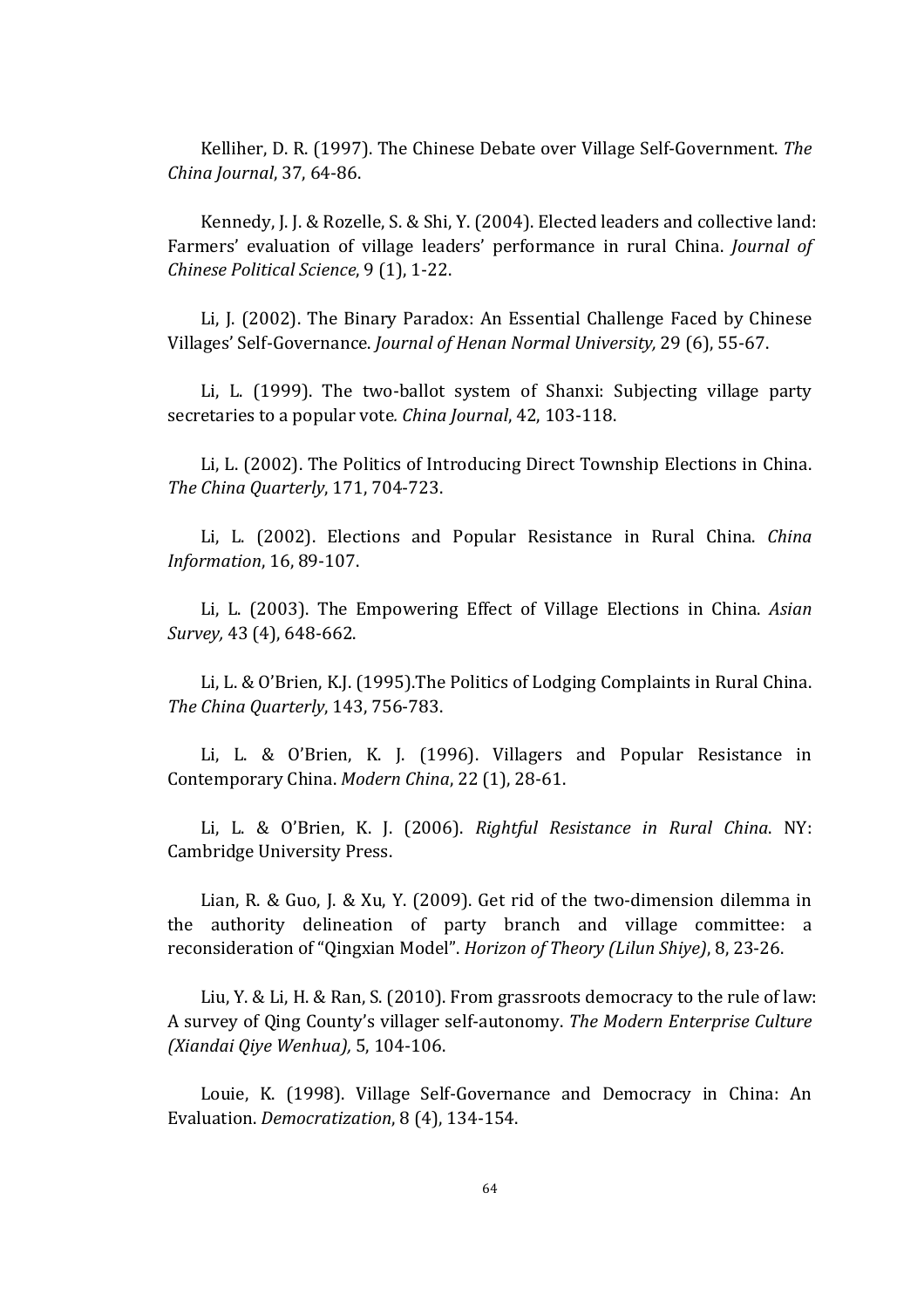Kelliher, D. R. (1997). The Chinese Debate over Village Self-Government. *The China Journal*, 37, 64-86.

Kennedy, J. J. & Rozelle, S. & Shi, Y. (2004). Elected leaders and collective land: Farmers' evaluation of village leaders' performance in rural China. *Journal of Chinese Political Science*, 9 (1), 1-22.

Li, J. (2002). The Binary Paradox: An Essential Challenge Faced by Chinese Villages' Self-Governance. *Journal of Henan Normal University,* 29 (6), 55-67.

Li, L. (1999). The two-ballot system of Shanxi: Subjecting village party secretaries to a popular vote*. China Journal*, 42, 103-118.

Li, L. (2002). The Politics of Introducing Direct Township Elections in China. *The China Quarterly*, 171, 704-723.

Li, L. (2002). Elections and Popular Resistance in Rural China. *China Information*, 16, 89-107.

Li, L. (2003). The Empowering Effect of Village Elections in China. *Asian Survey,* 43 (4), 648-662.

Li, L. & O'Brien, K.J. (1995).The Politics of Lodging Complaints in Rural China. *The China Quarterly*, 143, 756-783.

Li, L. & O'Brien, K. J. (1996). Villagers and Popular Resistance in Contemporary China. *Modern China*, 22 (1), 28-61.

Li, L. & O'Brien, K. J. (2006). *Rightful Resistance in Rural China*. NY: Cambridge University Press.

Lian, R. & Guo, J. & Xu, Y. (2009). Get rid of the two-dimension dilemma in the authority delineation of party branch and village committee: a reconsideration of "Qingxian Model". *Horizon of Theory (Lilun Shiye)*, 8, 23-26.

Liu, Y. & Li, H. & Ran, S. (2010). From grassroots democracy to the rule of law: A survey of Qing County's villager self-autonomy. *The Modern Enterprise Culture (Xiandai Qiye Wenhua),* 5, 104-106.

Louie, K. (1998). Village Self-Governance and Democracy in China: An Evaluation. *Democratization*, 8 (4), 134-154.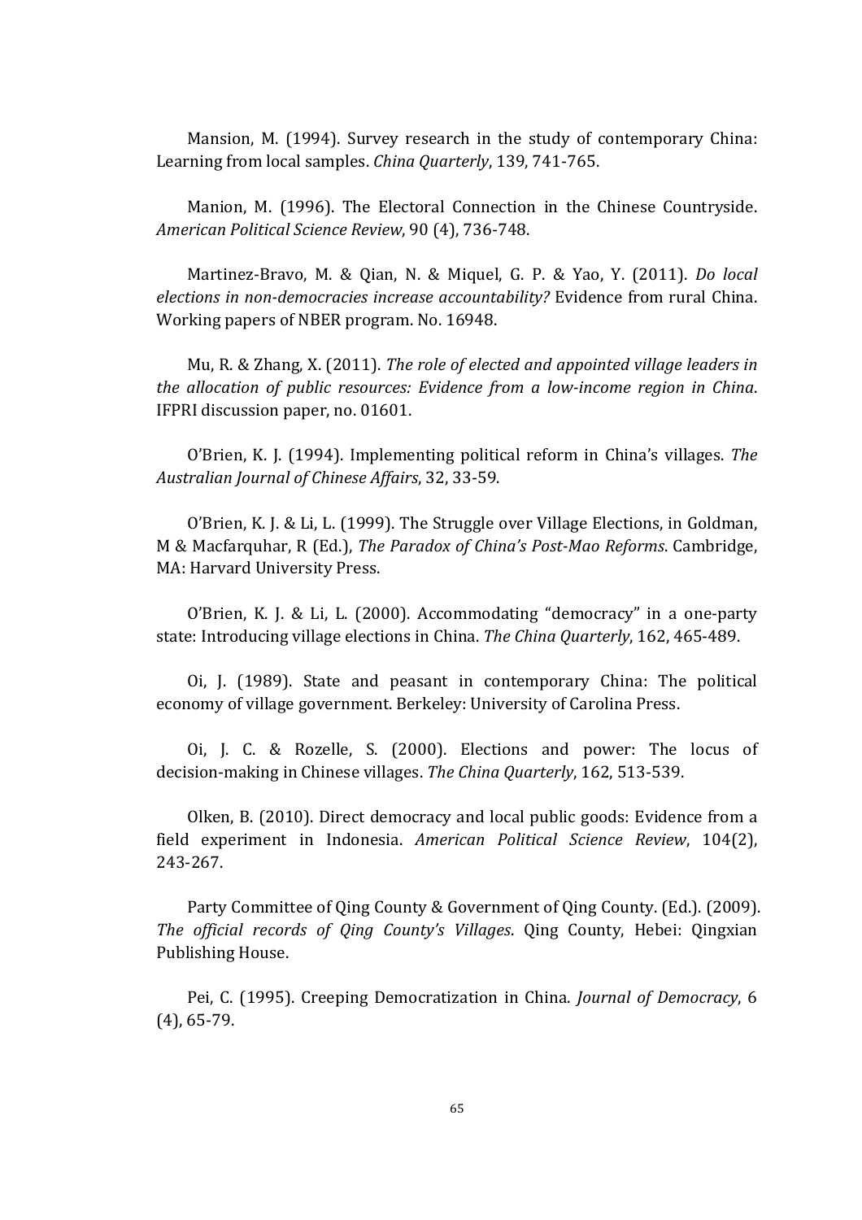Mansion, M. (1994). Survey research in the study of contemporary China: Learning from local samples. *China Quarterly*, 139, 741-765.

Manion, M. (1996). The Electoral Connection in the Chinese Countryside. *American Political Science Review*, 90 (4), 736-748.

Martinez-Bravo, M. & Qian, N. & Miquel, G. P. & Yao, Y. (2011). *Do local elections in non-democracies increase accountability?* Evidence from rural China. Working papers of NBER program. No. 16948.

Mu, R. & Zhang, X. (2011). *The role of elected and appointed village leaders in the allocation of public resources: Evidence from a low-income region in China*. IFPRI discussion paper, no. 01601.

O'Brien, K. J. (1994). Implementing political reform in China's villages. *The Australian Journal of Chinese Affairs*, 32, 33-59.

O'Brien, K. J. & Li, L. (1999). The Struggle over Village Elections, in Goldman, M & Macfarquhar, R (Ed.), *The Paradox of China's Post-Mao Reforms*. Cambridge, MA: Harvard University Press.

O'Brien, K. J. & Li, L. (2000). Accommodating "democracy" in a one-party state: Introducing village elections in China. *The China Quarterly*, 162, 465-489.

Oi, J. (1989). State and peasant in contemporary China: The political economy of village government. Berkeley: University of Carolina Press.

Oi, J. C. & Rozelle, S. (2000). Elections and power: The locus of decision-making in Chinese villages. *The China Quarterly*, 162, 513-539.

Olken, B. (2010). Direct democracy and local public goods: Evidence from a field experiment in Indonesia. *American Political Science Review*, 104(2), 243-267.

Party Committee of Qing County & Government of Qing County. (Ed.). (2009). *The official records of Qing County's Villages*. Qing County, Hebei: Qingxian Publishing House.

Pei, C. (1995). Creeping Democratization in China. *Journal of Democracy*, 6 (4), 65-79.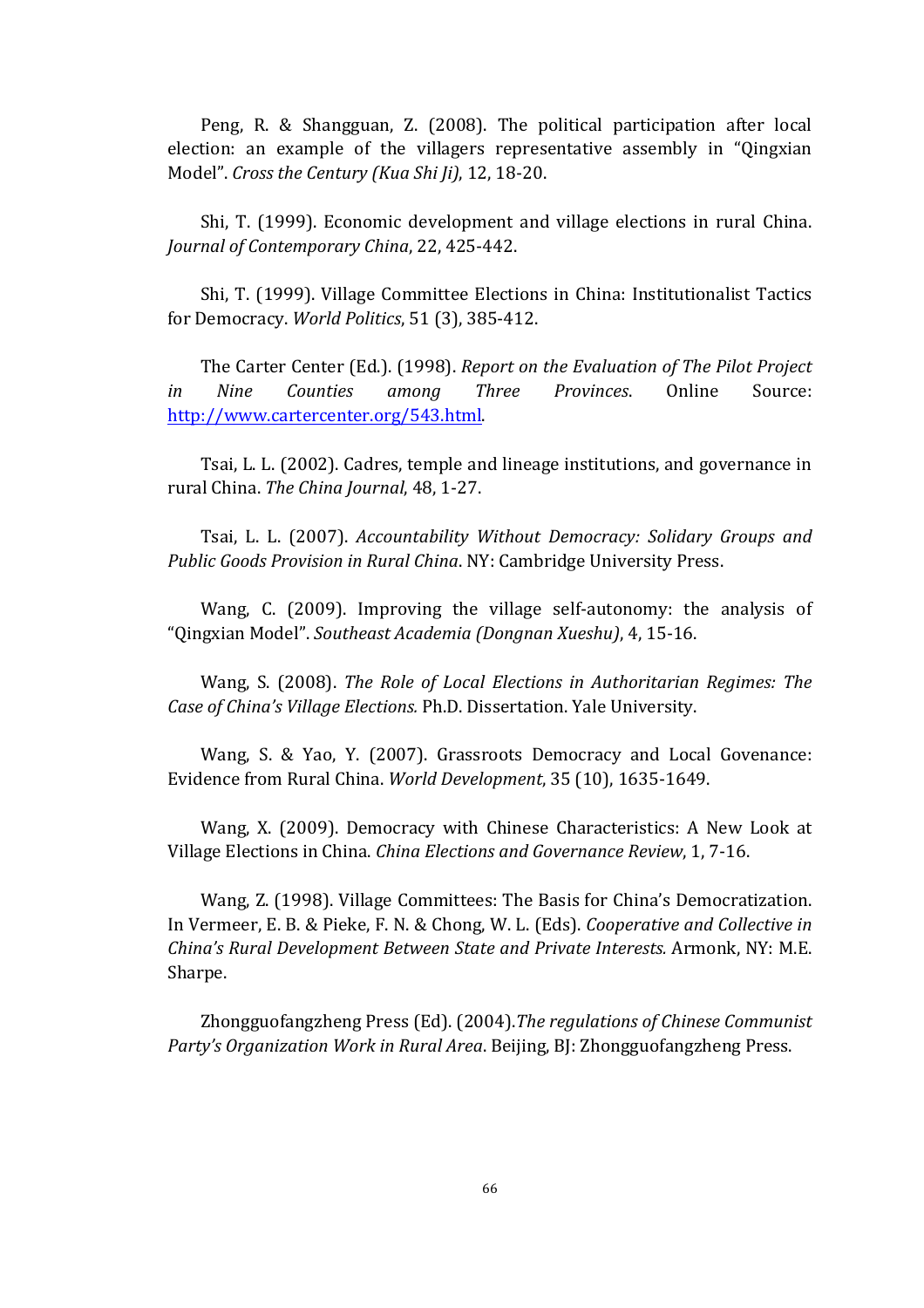Peng, R. & Shangguan, Z. (2008). The political participation after local election: an example of the villagers representative assembly in "Qingxian Model". *Cross the Century (Kua Shi Ji)*, 12, 18-20.

Shi, T. (1999). Economic development and village elections in rural China. *Journal of Contemporary China*, 22, 425-442.

Shi, T. (1999). Village Committee Elections in China: Institutionalist Tactics for Democracy. *World Politics*, 51 (3), 385-412.

The Carter Center (Ed.). (1998). *Report on the Evaluation of The Pilot Project in Nine Counties among Three Provinces*. Online Source: http://www.cartercenter.org/543.html.

Tsai, L. L. (2002). Cadres, temple and lineage institutions, and governance in rural China. *The China Journal*, 48, 1-27.

Tsai, L. L. (2007). *Accountability Without Democracy: Solidary Groups and Public Goods Provision in Rural China*. NY: Cambridge University Press.

Wang, C. (2009). Improving the village self-autonomy: the analysis of "Qingxian Model". *Southeast Academia (Dongnan Xueshu)*, 4, 15-16.

Wang, S. (2008). *The Role of Local Elections in Authoritarian Regimes: The Case of China's Village Elections.* Ph.D. Dissertation. Yale University.

Wang, S. & Yao, Y. (2007). Grassroots Democracy and Local Govenance: Evidence from Rural China. *World Development*, 35 (10), 1635-1649.

Wang, X. (2009). Democracy with Chinese Characteristics: A New Look at Village Elections in China. *China Elections and Governance Review*, 1, 7-16.

Wang, Z. (1998). Village Committees: The Basis for China's Democratization. In Vermeer, E. B. & Pieke, F. N. & Chong, W. L. (Eds). *Cooperative and Collective in China's Rural Development Between State and Private Interests.* Armonk, NY: M.E. Sharpe.

Zhongguofangzheng Press (Ed). (2004).*The regulations of Chinese Communist Party's Organization Work in Rural Area*. Beijing, BJ: Zhongguofangzheng Press.